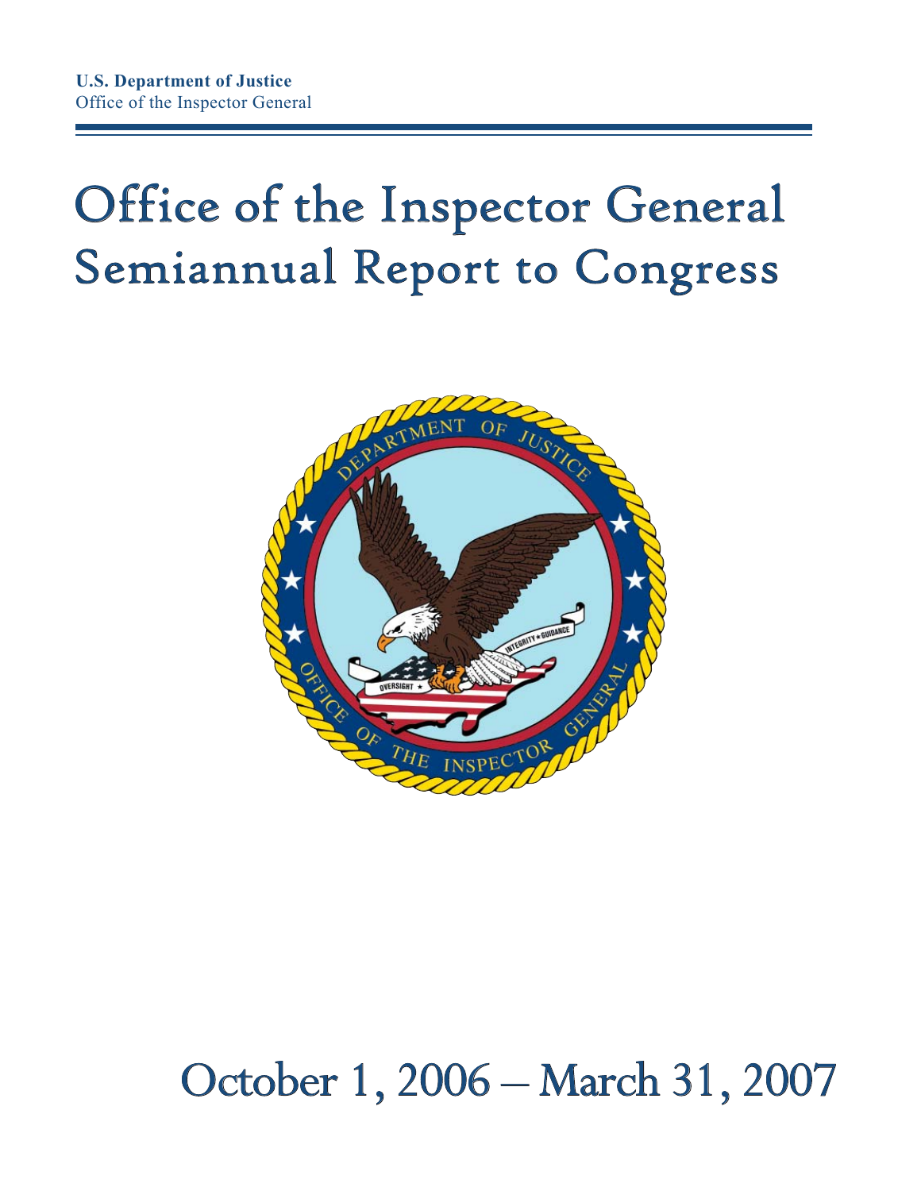**U.S. Department of Justice**
Office of the Inspector General

# Office of the Inspector General Semiannual Report to Congress

## October 1, 2006 – March 31, 2007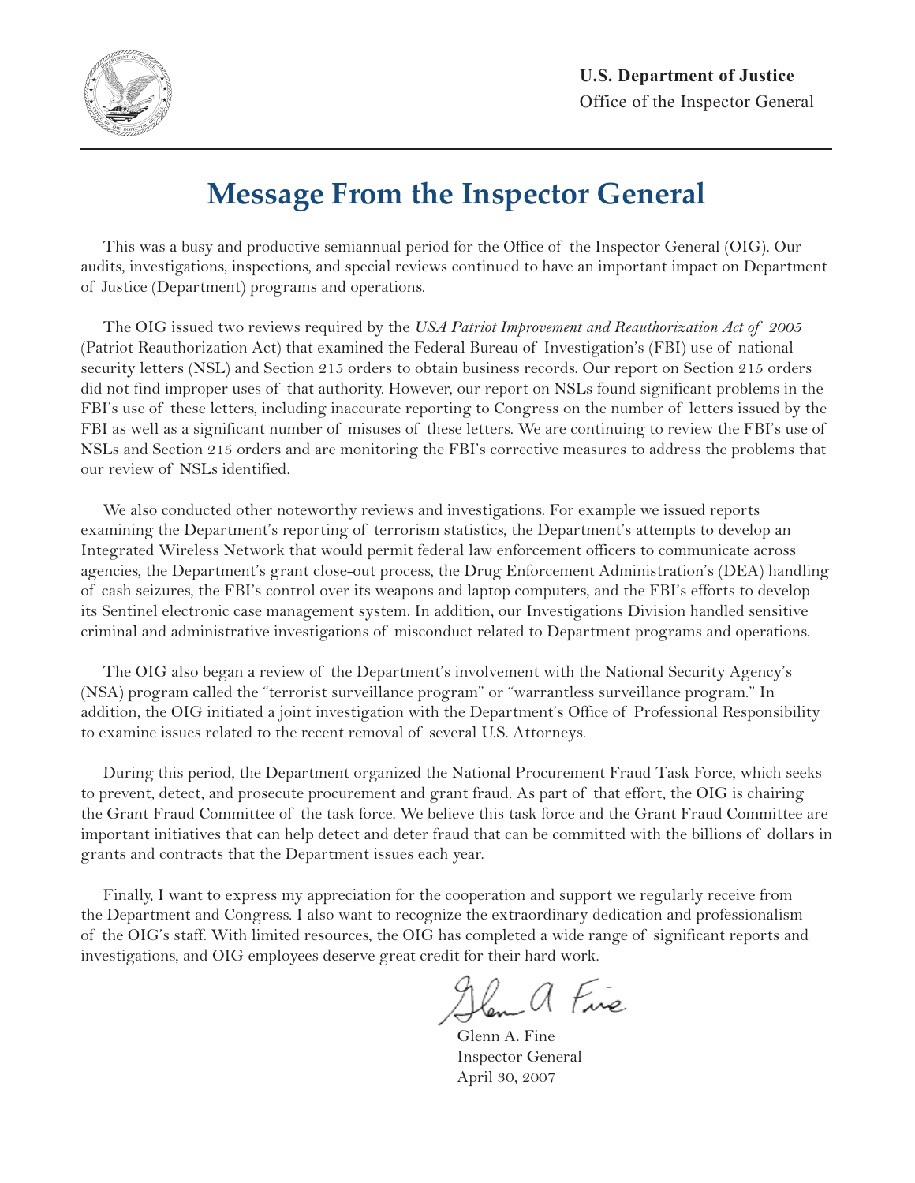**U.S. Department of Justice**

Office of the Inspector General

# Message From the Inspector General

This was a busy and productive semiannual period for the Office of the Inspector General (OIG). Our audits, investigations, inspections, and special reviews continued to have an important impact on Department of Justice (Department) programs and operations.

The OIG issued two reviews required by the *USA Patriot Improvement and Reauthorization Act of 2005* (Patriot Reauthorization Act) that examined the Federal Bureau of Investigation's (FBI) use of national security letters (NSL) and Section 215 orders to obtain business records. Our report on Section 215 orders did not find improper uses of that authority. However, our report on NSLs found significant problems in the FBI's use of these letters, including inaccurate reporting to Congress on the number of letters issued by the FBI as well as a significant number of misuses of these letters. We are continuing to review the FBI's use of NSLs and Section 215 orders and are monitoring the FBI's corrective measures to address the problems that our review of NSLs identified.

We also conducted other noteworthy reviews and investigations. For example we issued reports examining the Department's reporting of terrorism statistics, the Department's attempts to develop an Integrated Wireless Network that would permit federal law enforcement officers to communicate across agencies, the Department's grant close-out process, the Drug Enforcement Administration's (DEA) handling of cash seizures, the FBI's control over its weapons and laptop computers, and the FBI's efforts to develop its Sentinel electronic case management system. In addition, our Investigations Division handled sensitive criminal and administrative investigations of misconduct related to Department programs and operations.

The OIG also began a review of the Department's involvement with the National Security Agency's (NSA) program called the "terrorist surveillance program" or "warrantless surveillance program." In addition, the OIG initiated a joint investigation with the Department's Office of Professional Responsibility to examine issues related to the recent removal of several U.S. Attorneys.

During this period, the Department organized the National Procurement Fraud Task Force, which seeks to prevent, detect, and prosecute procurement and grant fraud. As part of that effort, the OIG is chairing the Grant Fraud Committee of the task force. We believe this task force and the Grant Fraud Committee are important initiatives that can help detect and deter fraud that can be committed with the billions of dollars in grants and contracts that the Department issues each year.

Finally, I want to express my appreciation for the cooperation and support we regularly receive from the Department and Congress. I also want to recognize the extraordinary dedication and professionalism of the OIG's staff. With limited resources, the OIG has completed a wide range of significant reports and investigations, and OIG employees deserve great credit for their hard work.

Glenn A. Fine  
Inspector General  
April 30, 2007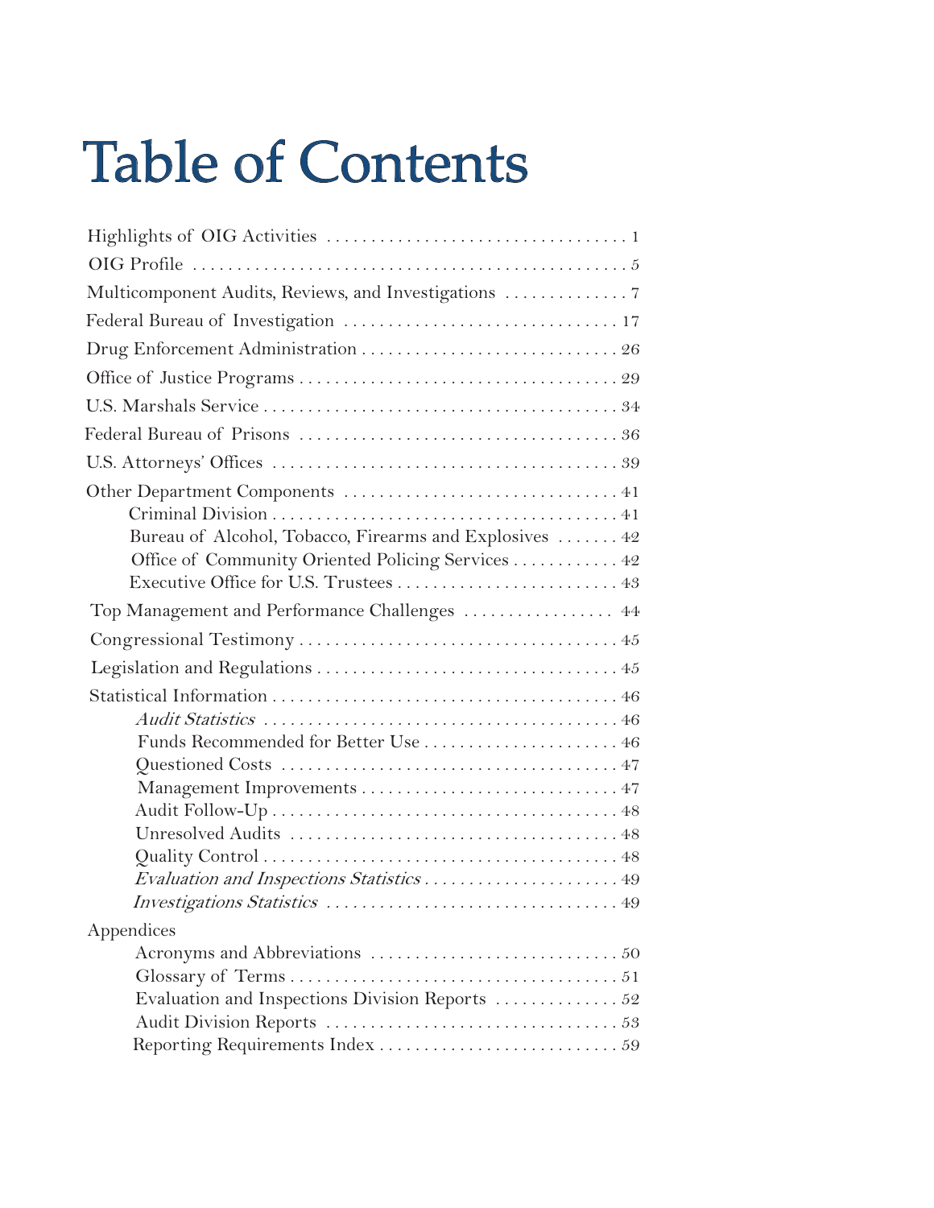# Table of Contents

Highlights of OIG Activities . . . . . . . . . . . . . . . . . . . . . . . . . . . . . . . . . . 1

OIG Profile . . . . . . . . . . . . . . . . . . . . . . . . . . . . . . . . . . . . . . . . . . . . . . . 5

Multicomponent Audits, Reviews, and Investigations . . . . . . . . . . . . . . 7

Federal Bureau of Investigation . . . . . . . . . . . . . . . . . . . . . . . . . . . . . . 17

Drug Enforcement Administration . . . . . . . . . . . . . . . . . . . . . . . . . . . . . 26

Office of Justice Programs . . . . . . . . . . . . . . . . . . . . . . . . . . . . . . . . . . . 29

U.S. Marshals Service . . . . . . . . . . . . . . . . . . . . . . . . . . . . . . . . . . . . . . . 34

Federal Bureau of Prisons . . . . . . . . . . . . . . . . . . . . . . . . . . . . . . . . . . . 36

U.S. Attorneys' Offices . . . . . . . . . . . . . . . . . . . . . . . . . . . . . . . . . . . . . . 39

Other Department Components . . . . . . . . . . . . . . . . . . . . . . . . . . . . . . . 41

- Criminal Division . . . . . . . . . . . . . . . . . . . . . . . . . . . . . . . . . . . . . . 41
- Bureau of Alcohol, Tobacco, Firearms and Explosives . . . . . . . 42
- Office of Community Oriented Policing Services . . . . . . . . . . . . 42
- Executive Office for U.S. Trustees . . . . . . . . . . . . . . . . . . . . . . . . . 43

Top Management and Performance Challenges . . . . . . . . . . . . . . . . . 44

Congressional Testimony . . . . . . . . . . . . . . . . . . . . . . . . . . . . . . . . . . . . 45

Legislation and Regulations . . . . . . . . . . . . . . . . . . . . . . . . . . . . . . . . . . 45

Statistical Information . . . . . . . . . . . . . . . . . . . . . . . . . . . . . . . . . . . . . . . 46

- *Audit Statistics* . . . . . . . . . . . . . . . . . . . . . . . . . . . . . . . . . . . . . . . 46
- Funds Recommended for Better Use . . . . . . . . . . . . . . . . . . . . . . 46
- Questioned Costs . . . . . . . . . . . . . . . . . . . . . . . . . . . . . . . . . . . . . . 47
- Management Improvements . . . . . . . . . . . . . . . . . . . . . . . . . . . . . 47
- Audit Follow-Up . . . . . . . . . . . . . . . . . . . . . . . . . . . . . . . . . . . . . . . 48
- Unresolved Audits . . . . . . . . . . . . . . . . . . . . . . . . . . . . . . . . . . . . . 48
- Quality Control . . . . . . . . . . . . . . . . . . . . . . . . . . . . . . . . . . . . . . . . 48
- *Evaluation and Inspections Statistics* . . . . . . . . . . . . . . . . . . . . . . 49
- *Investigations Statistics* . . . . . . . . . . . . . . . . . . . . . . . . . . . . . . . . . 49

Appendices

- Acronyms and Abbreviations . . . . . . . . . . . . . . . . . . . . . . . . . . . . 50
- Glossary of Terms . . . . . . . . . . . . . . . . . . . . . . . . . . . . . . . . . . . . . 51
- Evaluation and Inspections Division Reports . . . . . . . . . . . . . . 52
- Audit Division Reports . . . . . . . . . . . . . . . . . . . . . . . . . . . . . . . . . 53
- Reporting Requirements Index . . . . . . . . . . . . . . . . . . . . . . . . . . . 59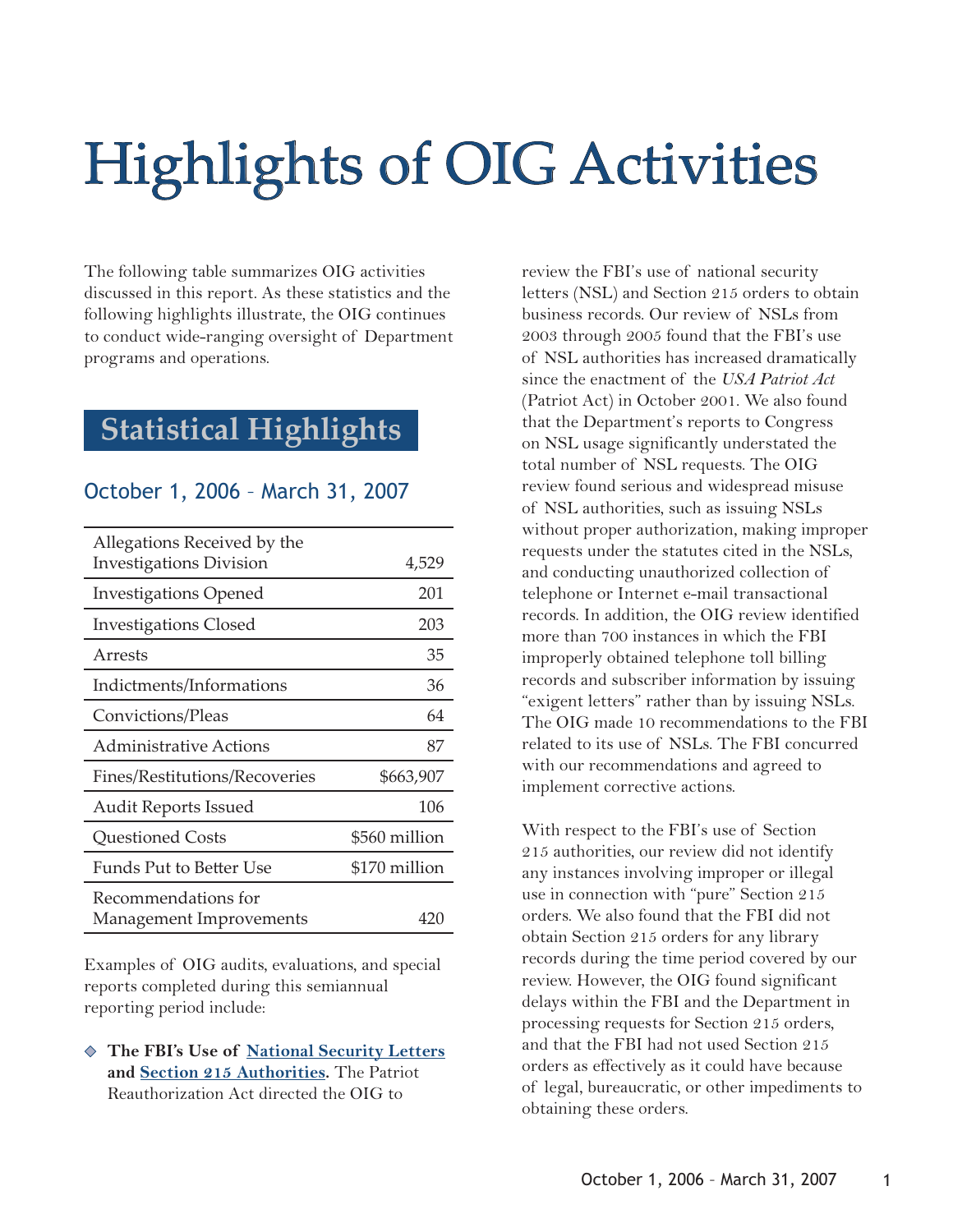# Highlights of OIG Activities

The following table summarizes OIG activities discussed in this report. As these statistics and the following highlights illustrate, the OIG continues to conduct wide-ranging oversight of Department programs and operations.

## Statistical Highlights

### October 1, 2006 – March 31, 2007

| | |
|---|---|
| Allegations Received by the Investigations Division | 4,529 |
| Investigations Opened | 201 |
| Investigations Closed | 203 |
| Arrests | 35 |
| Indictments/Informations | 36 |
| Convictions/Pleas | 64 |
| Administrative Actions | 87 |
| Fines/Restitutions/Recoveries | $663,907 |
| Audit Reports Issued | 106 |
| Questioned Costs | $560 million |
| Funds Put to Better Use | $170 million |
| Recommendations for Management Improvements | 420 |

Examples of OIG audits, evaluations, and special reports completed during this semiannual reporting period include:

- **The FBI's Use of National Security Letters and Section 215 Authorities.** The Patriot Reauthorization Act directed the OIG to review the FBI's use of national security letters (NSL) and Section 215 orders to obtain business records. Our review of NSLs from 2003 through 2005 found that the FBI's use of NSL authorities has increased dramatically since the enactment of the *USA Patriot Act* (Patriot Act) in October 2001. We also found that the Department's reports to Congress on NSL usage significantly understated the total number of NSL requests. The OIG review found serious and widespread misuse of NSL authorities, such as issuing NSLs without proper authorization, making improper requests under the statutes cited in the NSLs, and conducting unauthorized collection of telephone or Internet e-mail transactional records. In addition, the OIG review identified more than 700 instances in which the FBI improperly obtained telephone toll billing records and subscriber information by issuing "exigent letters" rather than by issuing NSLs. The OIG made 10 recommendations to the FBI related to its use of NSLs. The FBI concurred with our recommendations and agreed to implement corrective actions.

  With respect to the FBI's use of Section 215 authorities, our review did not identify any instances involving improper or illegal use in connection with "pure" Section 215 orders. We also found that the FBI did not obtain Section 215 orders for any library records during the time period covered by our review. However, the OIG found significant delays within the FBI and the Department in processing requests for Section 215 orders, and that the FBI had not used Section 215 orders as effectively as it could have because of legal, bureaucratic, or other impediments to obtaining these orders.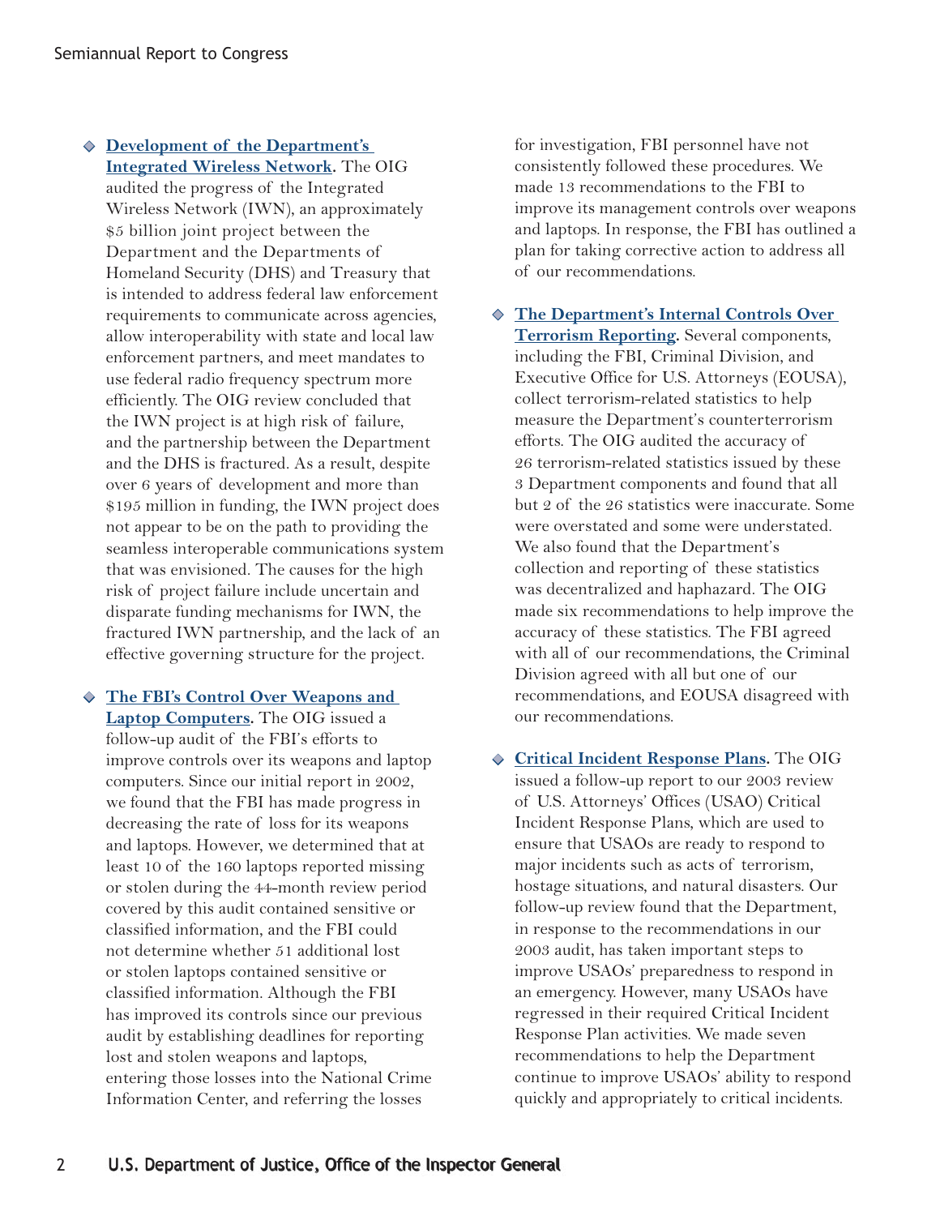- **Development of the Department's Integrated Wireless Network.** The OIG audited the progress of the Integrated Wireless Network (IWN), an approximately $5 billion joint project between the Department and the Departments of Homeland Security (DHS) and Treasury that is intended to address federal law enforcement requirements to communicate across agencies, allow interoperability with state and local law enforcement partners, and meet mandates to use federal radio frequency spectrum more efficiently. The OIG review concluded that the IWN project is at high risk of failure, and the partnership between the Department and the DHS is fractured. As a result, despite over 6 years of development and more than $195 million in funding, the IWN project does not appear to be on the path to providing the seamless interoperable communications system that was envisioned. The causes for the high risk of project failure include uncertain and disparate funding mechanisms for IWN, the fractured IWN partnership, and the lack of an effective governing structure for the project.

- **The FBI's Control Over Weapons and Laptop Computers.** The OIG issued a follow-up audit of the FBI's efforts to improve controls over its weapons and laptop computers. Since our initial report in 2002, we found that the FBI has made progress in decreasing the rate of loss for its weapons and laptops. However, we determined that at least 10 of the 160 laptops reported missing or stolen during the 44-month review period covered by this audit contained sensitive or classified information, and the FBI could not determine whether 51 additional lost or stolen laptops contained sensitive or classified information. Although the FBI has improved its controls since our previous audit by establishing deadlines for reporting lost and stolen weapons and laptops, entering those losses into the National Crime Information Center, and referring the losses for investigation, FBI personnel have not consistently followed these procedures. We made 13 recommendations to the FBI to improve its management controls over weapons and laptops. In response, the FBI has outlined a plan for taking corrective action to address all of our recommendations.

- **The Department's Internal Controls Over Terrorism Reporting.** Several components, including the FBI, Criminal Division, and Executive Office for U.S. Attorneys (EOUSA), collect terrorism-related statistics to help measure the Department's counterterrorism efforts. The OIG audited the accuracy of 26 terrorism-related statistics issued by these 3 Department components and found that all but 2 of the 26 statistics were inaccurate. Some were overstated and some were understated. We also found that the Department's collection and reporting of these statistics was decentralized and haphazard. The OIG made six recommendations to help improve the accuracy of these statistics. The FBI agreed with all of our recommendations, the Criminal Division agreed with all but one of our recommendations, and EOUSA disagreed with our recommendations.

- **Critical Incident Response Plans.** The OIG issued a follow-up report to our 2003 review of U.S. Attorneys' Offices (USAO) Critical Incident Response Plans, which are used to ensure that USAOs are ready to respond to major incidents such as acts of terrorism, hostage situations, and natural disasters. Our follow-up review found that the Department, in response to the recommendations in our 2003 audit, has taken important steps to improve USAOs' preparedness to respond in an emergency. However, many USAOs have regressed in their required Critical Incident Response Plan activities. We made seven recommendations to help the Department continue to improve USAOs' ability to respond quickly and appropriately to critical incidents.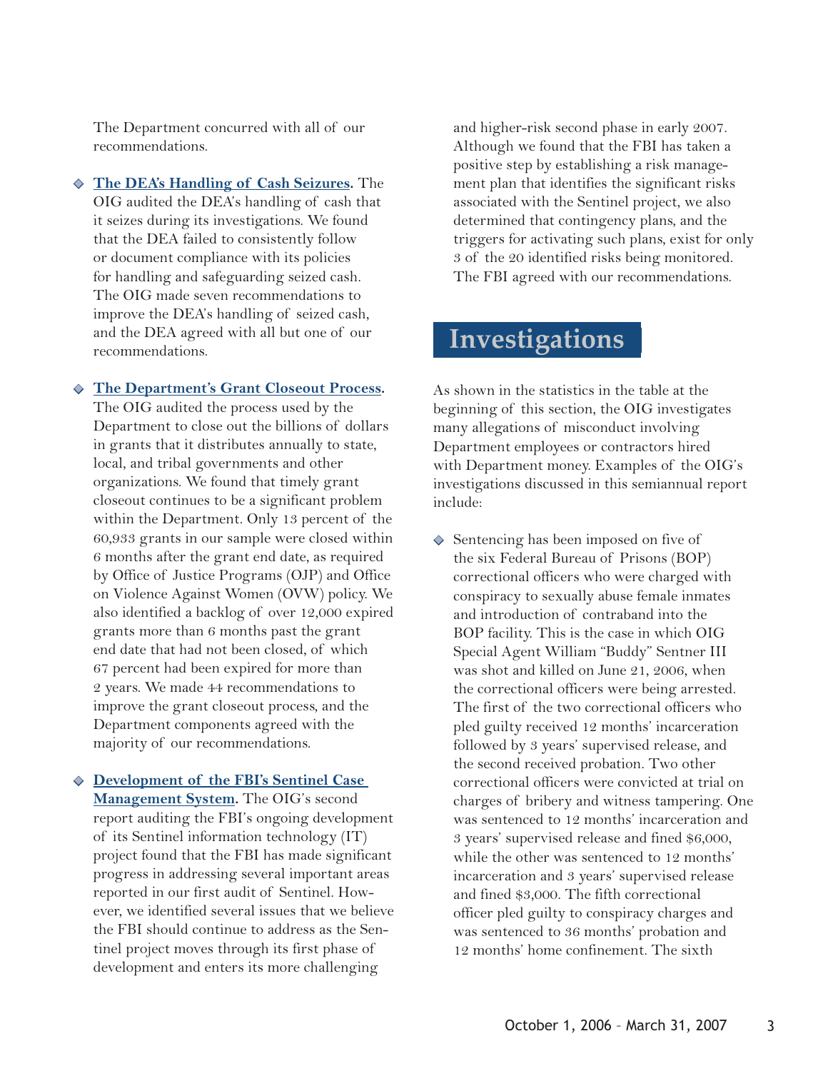The Department concurred with all of our recommendations.

- **The DEA's Handling of Cash Seizures.** The OIG audited the DEA's handling of cash that it seizes during its investigations. We found that the DEA failed to consistently follow or document compliance with its policies for handling and safeguarding seized cash. The OIG made seven recommendations to improve the DEA's handling of seized cash, and the DEA agreed with all but one of our recommendations.

- **The Department's Grant Closeout Process.** The OIG audited the process used by the Department to close out the billions of dollars in grants that it distributes annually to state, local, and tribal governments and other organizations. We found that timely grant closeout continues to be a significant problem within the Department. Only 13 percent of the 60,933 grants in our sample were closed within 6 months after the grant end date, as required by Office of Justice Programs (OJP) and Office on Violence Against Women (OVW) policy. We also identified a backlog of over 12,000 expired grants more than 6 months past the grant end date that had not been closed, of which 67 percent had been expired for more than 2 years. We made 44 recommendations to improve the grant closeout process, and the Department components agreed with the majority of our recommendations.

- **Development of the FBI's Sentinel Case Management System.** The OIG's second report auditing the FBI's ongoing development of its Sentinel information technology (IT) project found that the FBI has made significant progress in addressing several important areas reported in our first audit of Sentinel. However, we identified several issues that we believe the FBI should continue to address as the Sentinel project moves through its first phase of development and enters its more challenging and higher-risk second phase in early 2007. Although we found that the FBI has taken a positive step by establishing a risk management plan that identifies the significant risks associated with the Sentinel project, we also determined that contingency plans, and the triggers for activating such plans, exist for only 3 of the 20 identified risks being monitored. The FBI agreed with our recommendations.

## Investigations

As shown in the statistics in the table at the beginning of this section, the OIG investigates many allegations of misconduct involving Department employees or contractors hired with Department money. Examples of the OIG's investigations discussed in this semiannual report include:

- Sentencing has been imposed on five of the six Federal Bureau of Prisons (BOP) correctional officers who were charged with conspiracy to sexually abuse female inmates and introduction of contraband into the BOP facility. This is the case in which OIG Special Agent William "Buddy" Sentner III was shot and killed on June 21, 2006, when the correctional officers were being arrested. The first of the two correctional officers who pled guilty received 12 months' incarceration followed by 3 years' supervised release, and the second received probation. Two other correctional officers were convicted at trial on charges of bribery and witness tampering. One was sentenced to 12 months' incarceration and 3 years' supervised release and fined $6,000, while the other was sentenced to 12 months' incarceration and 3 years' supervised release and fined $3,000. The fifth correctional officer pled guilty to conspiracy charges and was sentenced to 36 months' probation and 12 months' home confinement. The sixth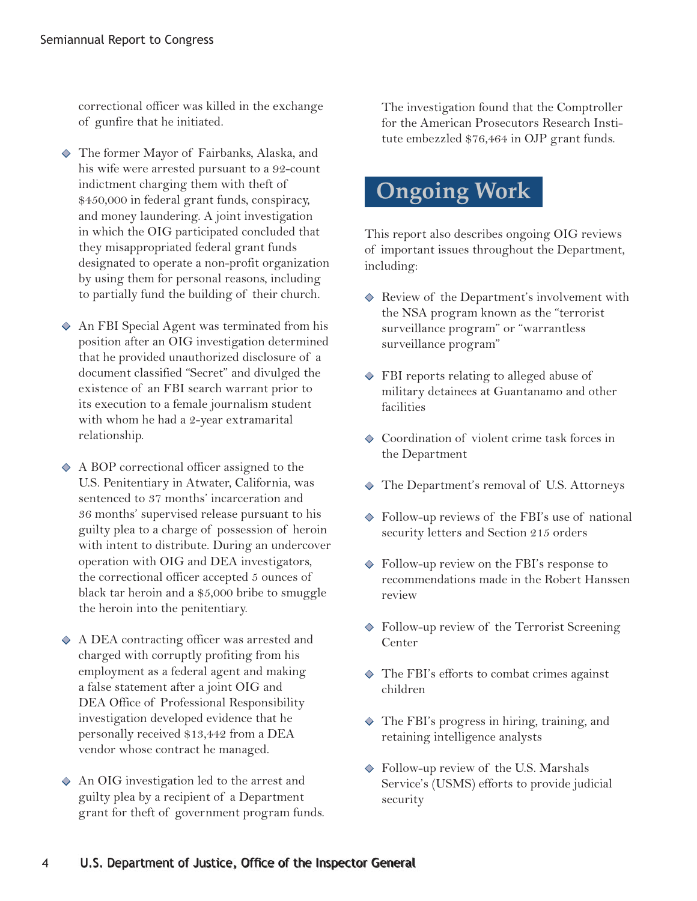correctional officer was killed in the exchange of gunfire that he initiated.

- The former Mayor of Fairbanks, Alaska, and his wife were arrested pursuant to a 92-count indictment charging them with theft of $450,000 in federal grant funds, conspiracy, and money laundering. A joint investigation in which the OIG participated concluded that they misappropriated federal grant funds designated to operate a non-profit organization by using them for personal reasons, including to partially fund the building of their church.

- An FBI Special Agent was terminated from his position after an OIG investigation determined that he provided unauthorized disclosure of a document classified "Secret" and divulged the existence of an FBI search warrant prior to its execution to a female journalism student with whom he had a 2-year extramarital relationship.

- A BOP correctional officer assigned to the U.S. Penitentiary in Atwater, California, was sentenced to 37 months' incarceration and 36 months' supervised release pursuant to his guilty plea to a charge of possession of heroin with intent to distribute. During an undercover operation with OIG and DEA investigators, the correctional officer accepted 5 ounces of black tar heroin and a $5,000 bribe to smuggle the heroin into the penitentiary.

- A DEA contracting officer was arrested and charged with corruptly profiting from his employment as a federal agent and making a false statement after a joint OIG and DEA Office of Professional Responsibility investigation developed evidence that he personally received $13,442 from a DEA vendor whose contract he managed.

- An OIG investigation led to the arrest and guilty plea by a recipient of a Department grant for theft of government program funds. The investigation found that the Comptroller for the American Prosecutors Research Institute embezzled $76,464 in OJP grant funds.

## Ongoing Work

This report also describes ongoing OIG reviews of important issues throughout the Department, including:

- Review of the Department's involvement with the NSA program known as the "terrorist surveillance program" or "warrantless surveillance program"

- FBI reports relating to alleged abuse of military detainees at Guantanamo and other facilities

- Coordination of violent crime task forces in the Department

- The Department's removal of U.S. Attorneys

- Follow-up reviews of the FBI's use of national security letters and Section 215 orders

- Follow-up review on the FBI's response to recommendations made in the Robert Hanssen review

- Follow-up review of the Terrorist Screening Center

- The FBI's efforts to combat crimes against children

- The FBI's progress in hiring, training, and retaining intelligence analysts

- Follow-up review of the U.S. Marshals Service's (USMS) efforts to provide judicial security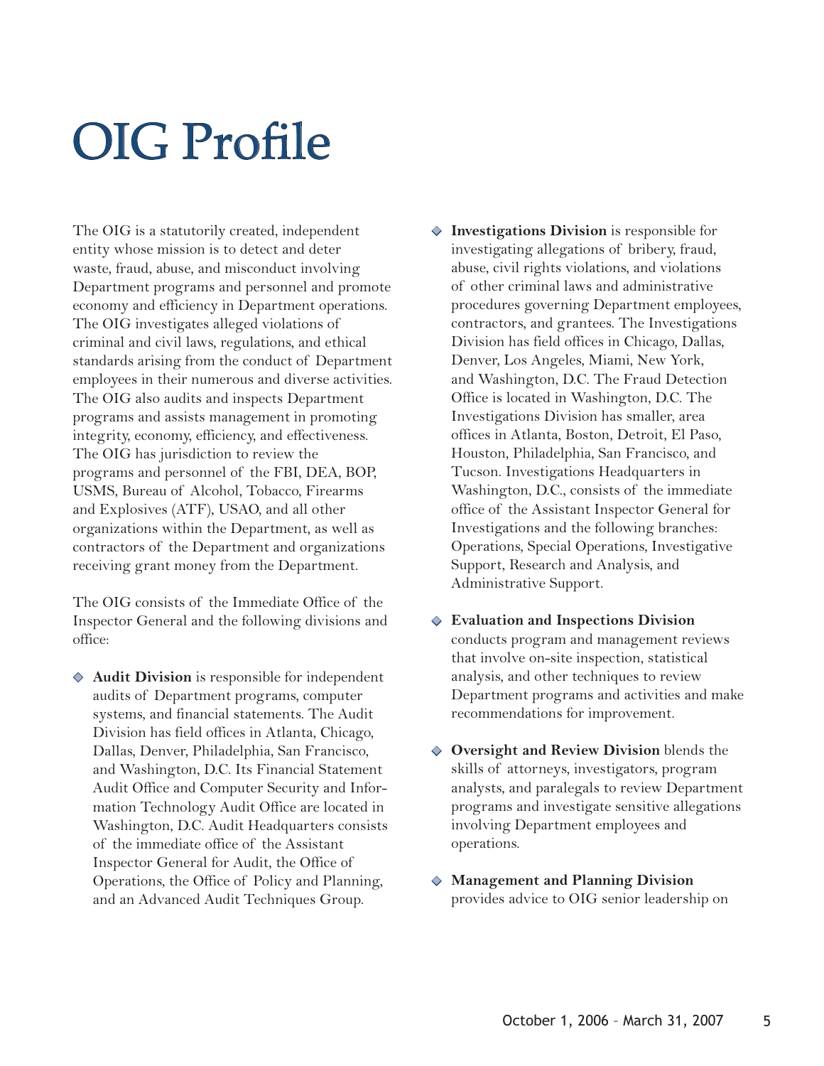# OIG Profile

The OIG is a statutorily created, independent entity whose mission is to detect and deter waste, fraud, abuse, and misconduct involving Department programs and personnel and promote economy and efficiency in Department operations. The OIG investigates alleged violations of criminal and civil laws, regulations, and ethical standards arising from the conduct of Department employees in their numerous and diverse activities. The OIG also audits and inspects Department programs and assists management in promoting integrity, economy, efficiency, and effectiveness. The OIG has jurisdiction to review the programs and personnel of the FBI, DEA, BOP, USMS, Bureau of Alcohol, Tobacco, Firearms and Explosives (ATF), USAO, and all other organizations within the Department, as well as contractors of the Department and organizations receiving grant money from the Department.

The OIG consists of the Immediate Office of the Inspector General and the following divisions and office:

- **Audit Division** is responsible for independent audits of Department programs, computer systems, and financial statements. The Audit Division has field offices in Atlanta, Chicago, Dallas, Denver, Philadelphia, San Francisco, and Washington, D.C. Its Financial Statement Audit Office and Computer Security and Information Technology Audit Office are located in Washington, D.C. Audit Headquarters consists of the immediate office of the Assistant Inspector General for Audit, the Office of Operations, the Office of Policy and Planning, and an Advanced Audit Techniques Group.

- **Investigations Division** is responsible for investigating allegations of bribery, fraud, abuse, civil rights violations, and violations of other criminal laws and administrative procedures governing Department employees, contractors, and grantees. The Investigations Division has field offices in Chicago, Dallas, Denver, Los Angeles, Miami, New York, and Washington, D.C. The Fraud Detection Office is located in Washington, D.C. The Investigations Division has smaller, area offices in Atlanta, Boston, Detroit, El Paso, Houston, Philadelphia, San Francisco, and Tucson. Investigations Headquarters in Washington, D.C., consists of the immediate office of the Assistant Inspector General for Investigations and the following branches: Operations, Special Operations, Investigative Support, Research and Analysis, and Administrative Support.

- **Evaluation and Inspections Division** conducts program and management reviews that involve on-site inspection, statistical analysis, and other techniques to review Department programs and activities and make recommendations for improvement.

- **Oversight and Review Division** blends the skills of attorneys, investigators, program analysts, and paralegals to review Department programs and investigate sensitive allegations involving Department employees and operations.

- **Management and Planning Division** provides advice to OIG senior leadership on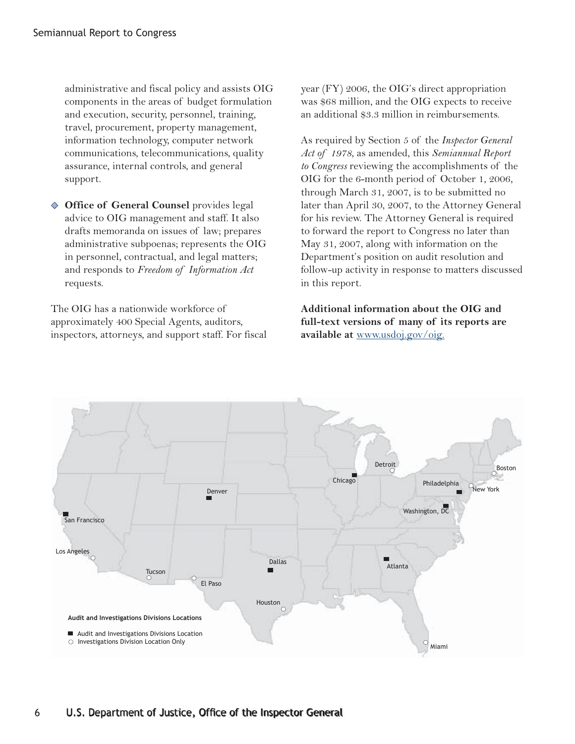administrative and fiscal policy and assists OIG components in the areas of budget formulation and execution, security, personnel, training, travel, procurement, property management, information technology, computer network communications, telecommunications, quality assurance, internal controls, and general support.

- **Office of General Counsel** provides legal advice to OIG management and staff. It also drafts memoranda on issues of law; prepares administrative subpoenas; represents the OIG in personnel, contractual, and legal matters; and responds to *Freedom of Information Act* requests.

The OIG has a nationwide workforce of approximately 400 Special Agents, auditors, inspectors, attorneys, and support staff. For fiscal year (FY) 2006, the OIG's direct appropriation was $68 million, and the OIG expects to receive an additional $3.3 million in reimbursements.

As required by Section 5 of the *Inspector General Act of 1978*, as amended, this *Semiannual Report to Congress* reviewing the accomplishments of the OIG for the 6-month period of October 1, 2006, through March 31, 2007, is to be submitted no later than April 30, 2007, to the Attorney General for his review. The Attorney General is required to forward the report to Congress no later than May 31, 2007, along with information on the Department's position on audit resolution and follow-up activity in response to matters discussed in this report.

**Additional information about the OIG and full-text versions of many of its reports are available at** www.usdoj.gov/oig.

**Audit and Investigations Divisions Locations**

- ■ Audit and Investigations Divisions Location
- ○ Investigations Division Location Only

■ Audit and Investigations Divisions Location: San Francisco, Denver, Chicago, Dallas, Atlanta, Philadelphia, Washington, DC

○ Investigations Division Location Only: Los Angeles, Tucson, El Paso, Houston, Detroit, Boston, New York, Miami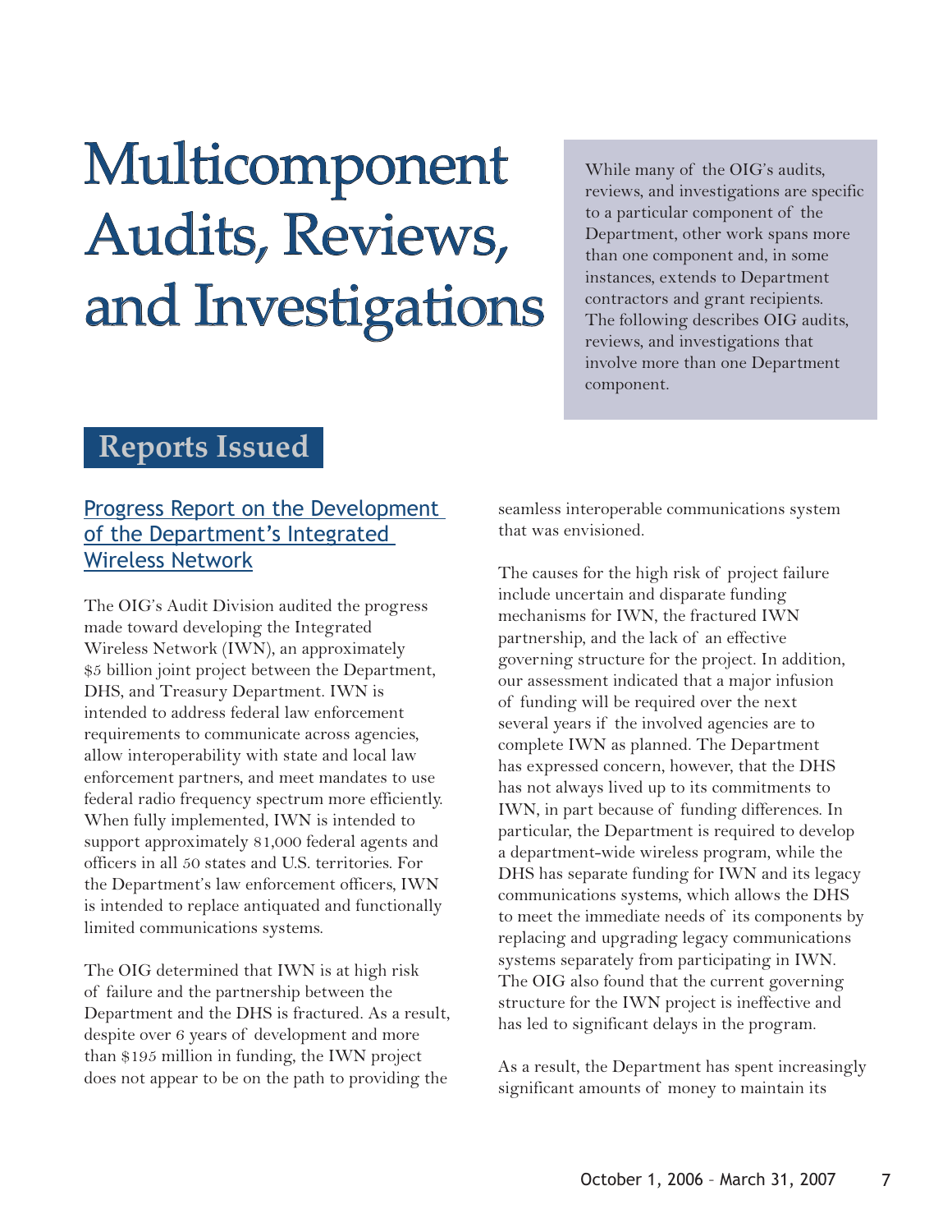# Multicomponent Audits, Reviews, and Investigations

While many of the OIG's audits, reviews, and investigations are specific to a particular component of the Department, other work spans more than one component and, in some instances, extends to Department contractors and grant recipients. The following describes OIG audits, reviews, and investigations that involve more than one Department component.

## Reports Issued

### Progress Report on the Development of the Department's Integrated Wireless Network

The OIG's Audit Division audited the progress made toward developing the Integrated Wireless Network (IWN), an approximately $5 billion joint project between the Department, DHS, and Treasury Department. IWN is intended to address federal law enforcement requirements to communicate across agencies, allow interoperability with state and local law enforcement partners, and meet mandates to use federal radio frequency spectrum more efficiently. When fully implemented, IWN is intended to support approximately 81,000 federal agents and officers in all 50 states and U.S. territories. For the Department's law enforcement officers, IWN is intended to replace antiquated and functionally limited communications systems.

The OIG determined that IWN is at high risk of failure and the partnership between the Department and the DHS is fractured. As a result, despite over 6 years of development and more than $195 million in funding, the IWN project does not appear to be on the path to providing the seamless interoperable communications system that was envisioned.

The causes for the high risk of project failure include uncertain and disparate funding mechanisms for IWN, the fractured IWN partnership, and the lack of an effective governing structure for the project. In addition, our assessment indicated that a major infusion of funding will be required over the next several years if the involved agencies are to complete IWN as planned. The Department has expressed concern, however, that the DHS has not always lived up to its commitments to IWN, in part because of funding differences. In particular, the Department is required to develop a department-wide wireless program, while the DHS has separate funding for IWN and its legacy communications systems, which allows the DHS to meet the immediate needs of its components by replacing and upgrading legacy communications systems separately from participating in IWN. The OIG also found that the current governing structure for the IWN project is ineffective and has led to significant delays in the program.

As a result, the Department has spent increasingly significant amounts of money to maintain its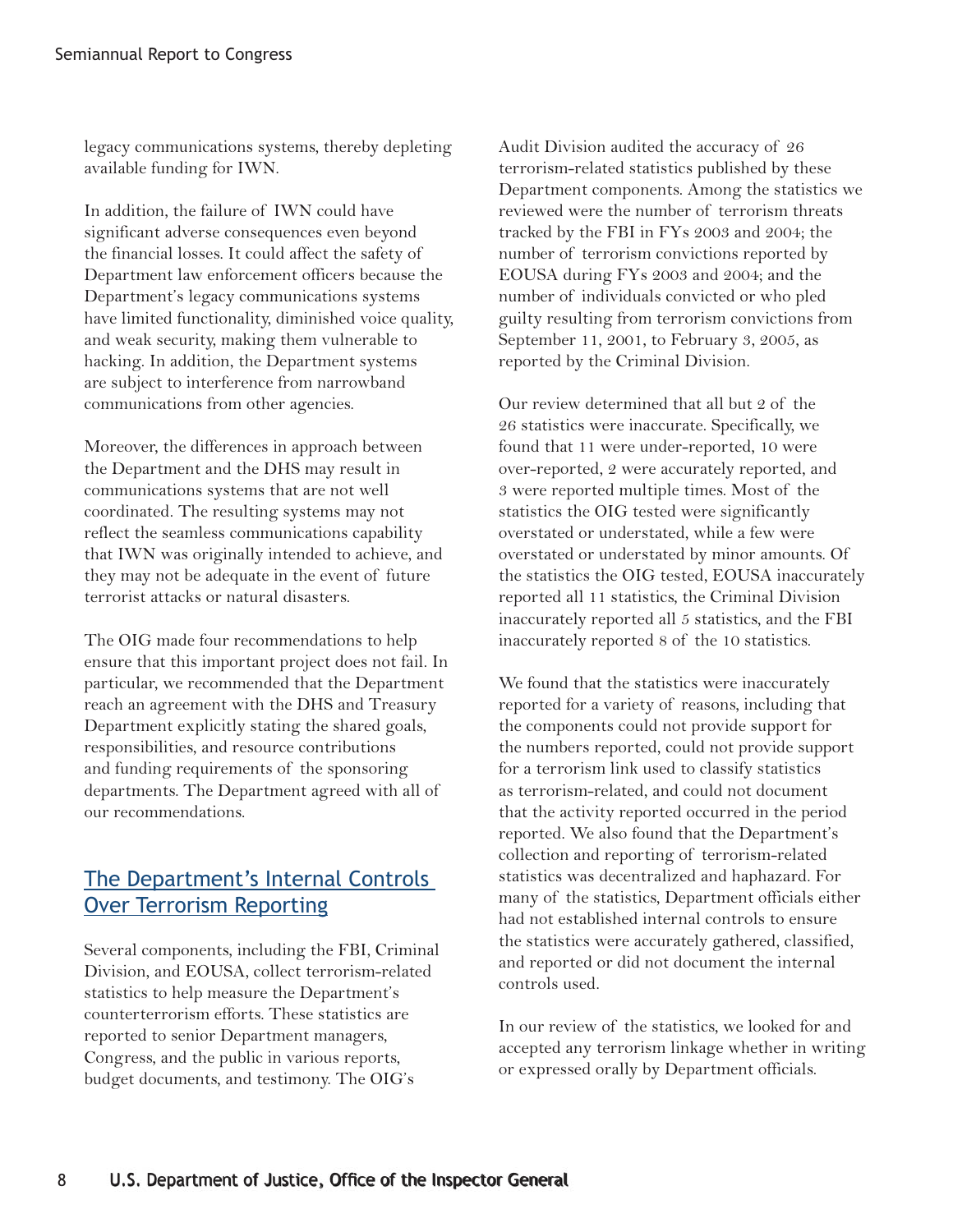legacy communications systems, thereby depleting available funding for IWN.

In addition, the failure of IWN could have significant adverse consequences even beyond the financial losses. It could affect the safety of Department law enforcement officers because the Department's legacy communications systems have limited functionality, diminished voice quality, and weak security, making them vulnerable to hacking. In addition, the Department systems are subject to interference from narrowband communications from other agencies.

Moreover, the differences in approach between the Department and the DHS may result in communications systems that are not well coordinated. The resulting systems may not reflect the seamless communications capability that IWN was originally intended to achieve, and they may not be adequate in the event of future terrorist attacks or natural disasters.

The OIG made four recommendations to help ensure that this important project does not fail. In particular, we recommended that the Department reach an agreement with the DHS and Treasury Department explicitly stating the shared goals, responsibilities, and resource contributions and funding requirements of the sponsoring departments. The Department agreed with all of our recommendations.

## The Department's Internal Controls Over Terrorism Reporting

Several components, including the FBI, Criminal Division, and EOUSA, collect terrorism-related statistics to help measure the Department's counterterrorism efforts. These statistics are reported to senior Department managers, Congress, and the public in various reports, budget documents, and testimony. The OIG's Audit Division audited the accuracy of 26 terrorism-related statistics published by these Department components. Among the statistics we reviewed were the number of terrorism threats tracked by the FBI in FYs 2003 and 2004; the number of terrorism convictions reported by EOUSA during FYs 2003 and 2004; and the number of individuals convicted or who pled guilty resulting from terrorism convictions from September 11, 2001, to February 3, 2005, as reported by the Criminal Division.

Our review determined that all but 2 of the 26 statistics were inaccurate. Specifically, we found that 11 were under-reported, 10 were over-reported, 2 were accurately reported, and 3 were reported multiple times. Most of the statistics the OIG tested were significantly overstated or understated, while a few were overstated or understated by minor amounts. Of the statistics the OIG tested, EOUSA inaccurately reported all 11 statistics, the Criminal Division inaccurately reported all 5 statistics, and the FBI inaccurately reported 8 of the 10 statistics.

We found that the statistics were inaccurately reported for a variety of reasons, including that the components could not provide support for the numbers reported, could not provide support for a terrorism link used to classify statistics as terrorism-related, and could not document that the activity reported occurred in the period reported. We also found that the Department's collection and reporting of terrorism-related statistics was decentralized and haphazard. For many of the statistics, Department officials either had not established internal controls to ensure the statistics were accurately gathered, classified, and reported or did not document the internal controls used.

In our review of the statistics, we looked for and accepted any terrorism linkage whether in writing or expressed orally by Department officials.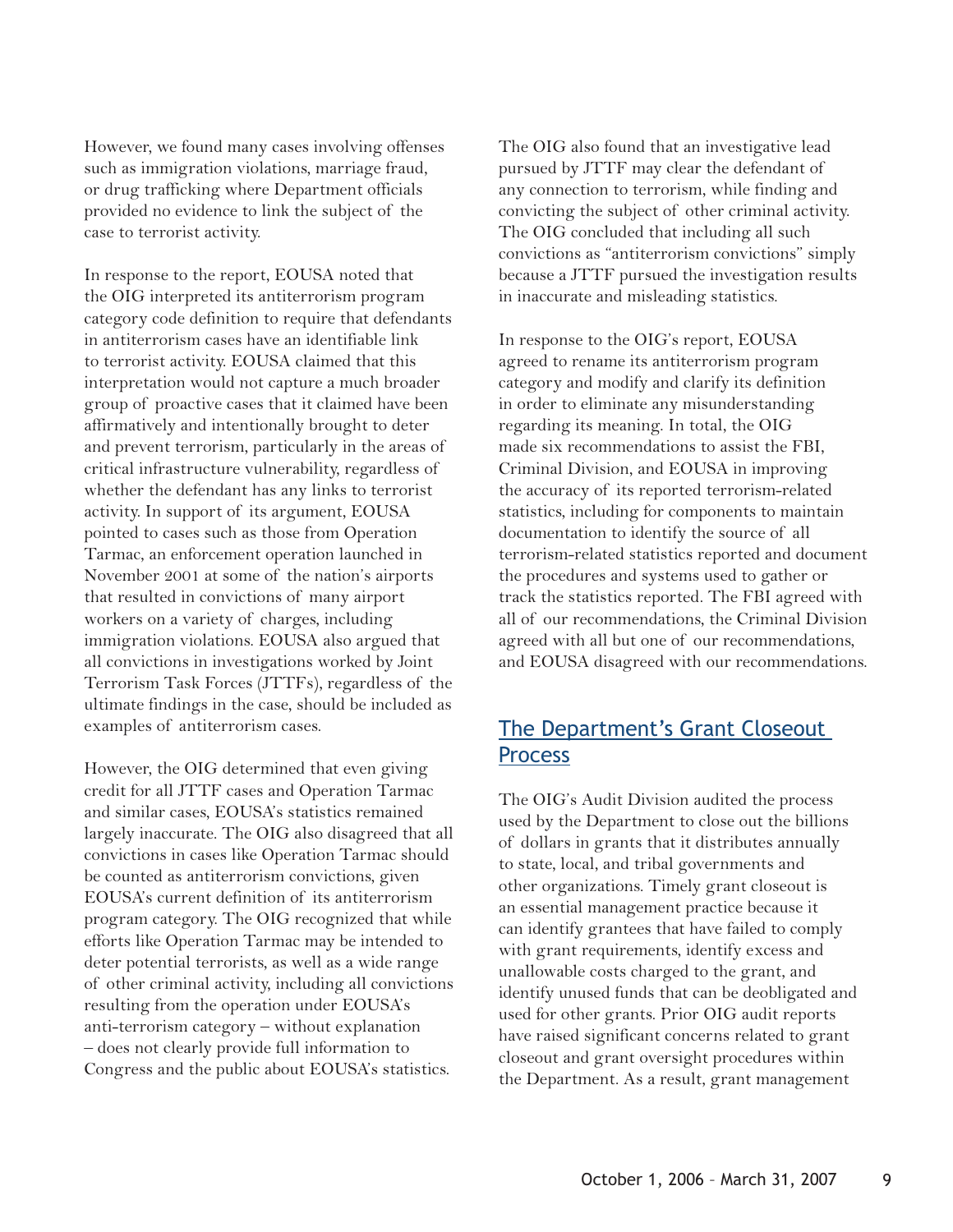However, we found many cases involving offenses such as immigration violations, marriage fraud, or drug trafficking where Department officials provided no evidence to link the subject of the case to terrorist activity.

In response to the report, EOUSA noted that the OIG interpreted its antiterrorism program category code definition to require that defendants in antiterrorism cases have an identifiable link to terrorist activity. EOUSA claimed that this interpretation would not capture a much broader group of proactive cases that it claimed have been affirmatively and intentionally brought to deter and prevent terrorism, particularly in the areas of critical infrastructure vulnerability, regardless of whether the defendant has any links to terrorist activity. In support of its argument, EOUSA pointed to cases such as those from Operation Tarmac, an enforcement operation launched in November 2001 at some of the nation's airports that resulted in convictions of many airport workers on a variety of charges, including immigration violations. EOUSA also argued that all convictions in investigations worked by Joint Terrorism Task Forces (JTTFs), regardless of the ultimate findings in the case, should be included as examples of antiterrorism cases.

However, the OIG determined that even giving credit for all JTTF cases and Operation Tarmac and similar cases, EOUSA's statistics remained largely inaccurate. The OIG also disagreed that all convictions in cases like Operation Tarmac should be counted as antiterrorism convictions, given EOUSA's current definition of its antiterrorism program category. The OIG recognized that while efforts like Operation Tarmac may be intended to deter potential terrorists, as well as a wide range of other criminal activity, including all convictions resulting from the operation under EOUSA's anti-terrorism category – without explanation – does not clearly provide full information to Congress and the public about EOUSA's statistics.

The OIG also found that an investigative lead pursued by JTTF may clear the defendant of any connection to terrorism, while finding and convicting the subject of other criminal activity. The OIG concluded that including all such convictions as "antiterrorism convictions" simply because a JTTF pursued the investigation results in inaccurate and misleading statistics.

In response to the OIG's report, EOUSA agreed to rename its antiterrorism program category and modify and clarify its definition in order to eliminate any misunderstanding regarding its meaning. In total, the OIG made six recommendations to assist the FBI, Criminal Division, and EOUSA in improving the accuracy of its reported terrorism-related statistics, including for components to maintain documentation to identify the source of all terrorism-related statistics reported and document the procedures and systems used to gather or track the statistics reported. The FBI agreed with all of our recommendations, the Criminal Division agreed with all but one of our recommendations, and EOUSA disagreed with our recommendations.

## The Department's Grant Closeout Process

The OIG's Audit Division audited the process used by the Department to close out the billions of dollars in grants that it distributes annually to state, local, and tribal governments and other organizations. Timely grant closeout is an essential management practice because it can identify grantees that have failed to comply with grant requirements, identify excess and unallowable costs charged to the grant, and identify unused funds that can be deobligated and used for other grants. Prior OIG audit reports have raised significant concerns related to grant closeout and grant oversight procedures within the Department. As a result, grant management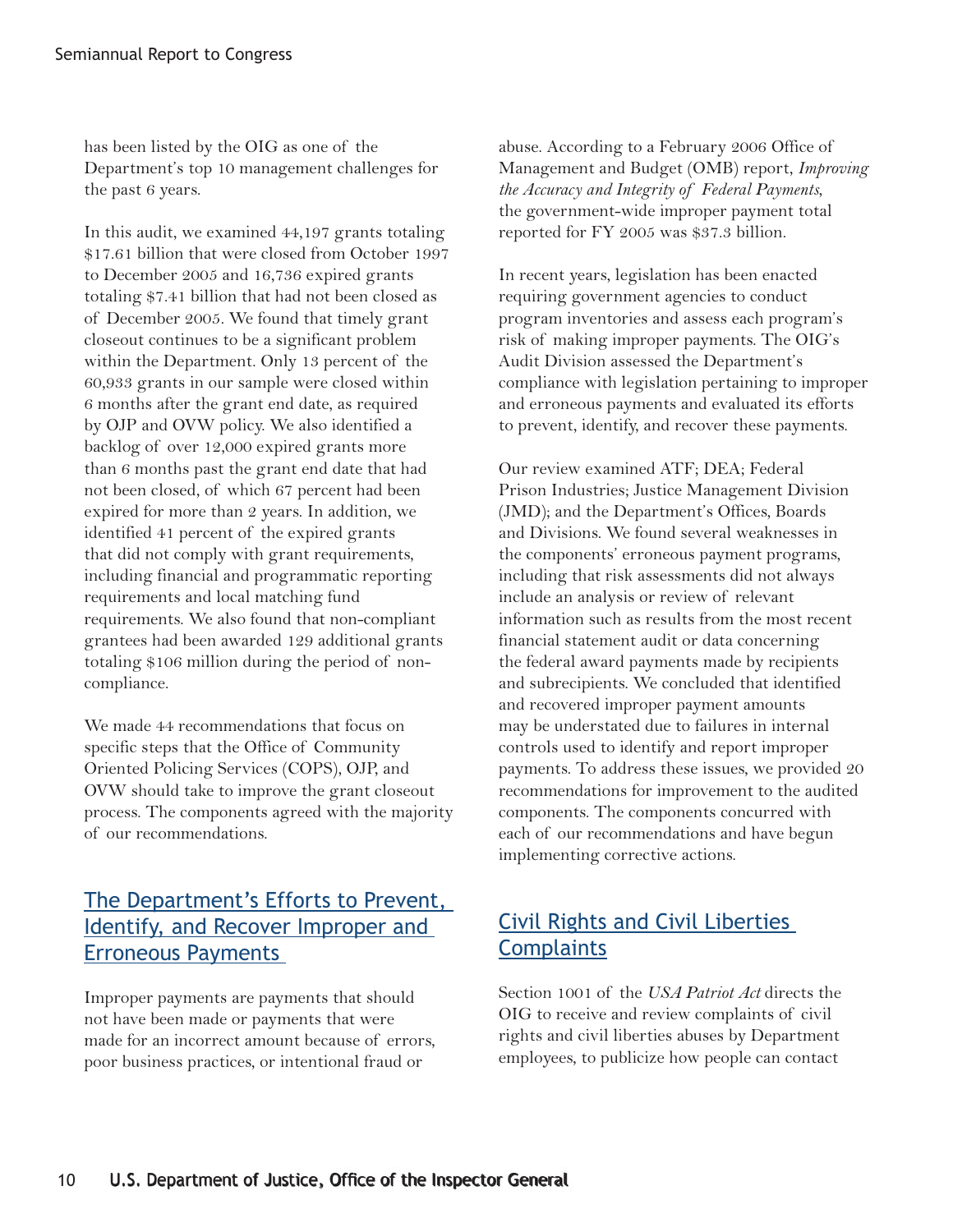has been listed by the OIG as one of the Department's top 10 management challenges for the past 6 years.

In this audit, we examined 44,197 grants totaling $17.61 billion that were closed from October 1997 to December 2005 and 16,736 expired grants totaling $7.41 billion that had not been closed as of December 2005. We found that timely grant closeout continues to be a significant problem within the Department. Only 13 percent of the 60,933 grants in our sample were closed within 6 months after the grant end date, as required by OJP and OVW policy. We also identified a backlog of over 12,000 expired grants more than 6 months past the grant end date that had not been closed, of which 67 percent had been expired for more than 2 years. In addition, we identified 41 percent of the expired grants that did not comply with grant requirements, including financial and programmatic reporting requirements and local matching fund requirements. We also found that non-compliant grantees had been awarded 129 additional grants totaling $106 million during the period of non-compliance.

We made 44 recommendations that focus on specific steps that the Office of Community Oriented Policing Services (COPS), OJP, and OVW should take to improve the grant closeout process. The components agreed with the majority of our recommendations.

## The Department's Efforts to Prevent, Identify, and Recover Improper and Erroneous Payments

Improper payments are payments that should not have been made or payments that were made for an incorrect amount because of errors, poor business practices, or intentional fraud or abuse. According to a February 2006 Office of Management and Budget (OMB) report, *Improving the Accuracy and Integrity of Federal Payments*, the government-wide improper payment total reported for FY 2005 was $37.3 billion.

In recent years, legislation has been enacted requiring government agencies to conduct program inventories and assess each program's risk of making improper payments. The OIG's Audit Division assessed the Department's compliance with legislation pertaining to improper and erroneous payments and evaluated its efforts to prevent, identify, and recover these payments.

Our review examined ATF; DEA; Federal Prison Industries; Justice Management Division (JMD); and the Department's Offices, Boards and Divisions. We found several weaknesses in the components' erroneous payment programs, including that risk assessments did not always include an analysis or review of relevant information such as results from the most recent financial statement audit or data concerning the federal award payments made by recipients and subrecipients. We concluded that identified and recovered improper payment amounts may be understated due to failures in internal controls used to identify and report improper payments. To address these issues, we provided 20 recommendations for improvement to the audited components. The components concurred with each of our recommendations and have begun implementing corrective actions.

## Civil Rights and Civil Liberties Complaints

Section 1001 of the *USA Patriot Act* directs the OIG to receive and review complaints of civil rights and civil liberties abuses by Department employees, to publicize how people can contact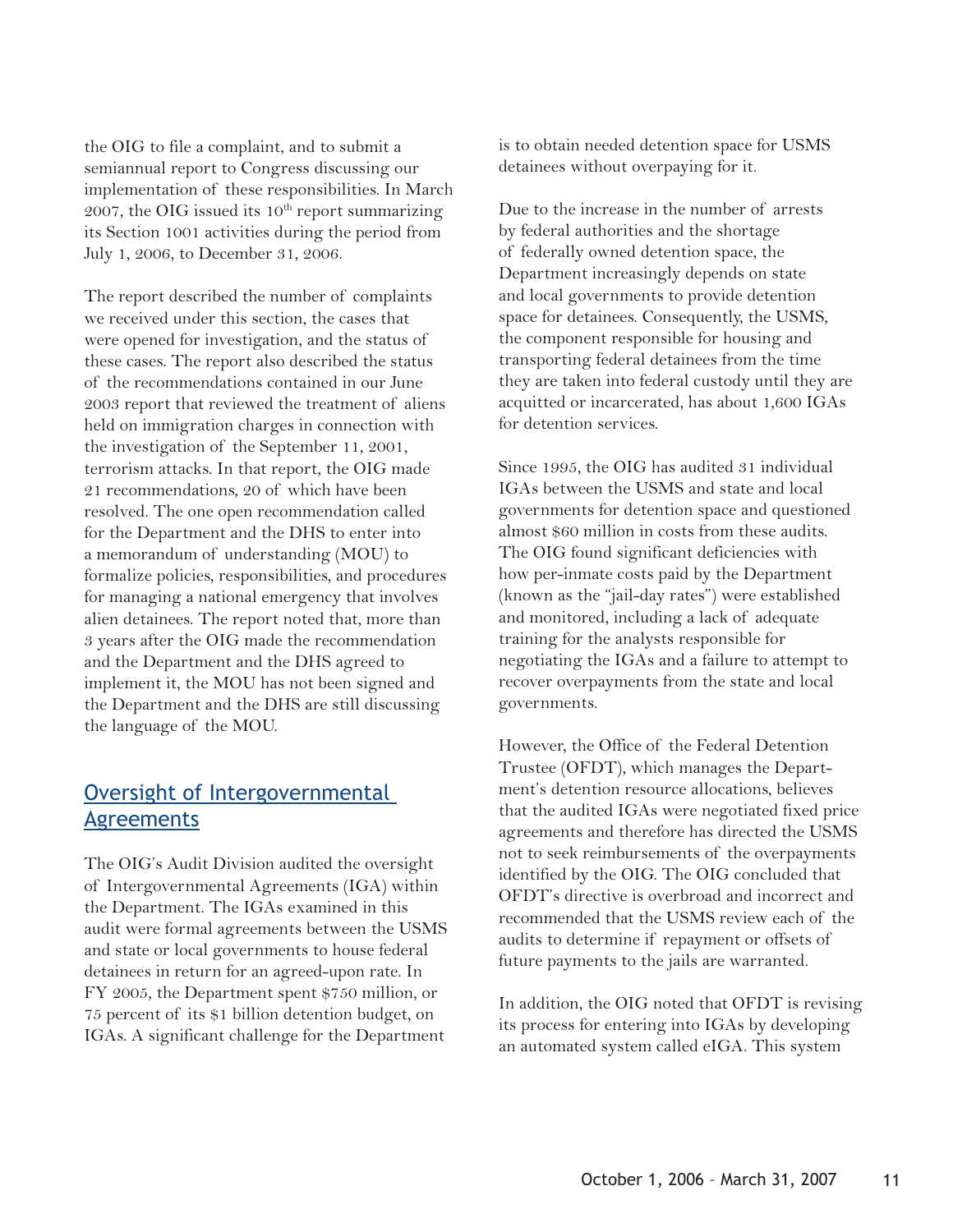the OIG to file a complaint, and to submit a semiannual report to Congress discussing our implementation of these responsibilities. In March 2007, the OIG issued its 10th report summarizing its Section 1001 activities during the period from July 1, 2006, to December 31, 2006.

The report described the number of complaints we received under this section, the cases that were opened for investigation, and the status of these cases. The report also described the status of the recommendations contained in our June 2003 report that reviewed the treatment of aliens held on immigration charges in connection with the investigation of the September 11, 2001, terrorism attacks. In that report, the OIG made 21 recommendations, 20 of which have been resolved. The one open recommendation called for the Department and the DHS to enter into a memorandum of understanding (MOU) to formalize policies, responsibilities, and procedures for managing a national emergency that involves alien detainees. The report noted that, more than 3 years after the OIG made the recommendation and the Department and the DHS agreed to implement it, the MOU has not been signed and the Department and the DHS are still discussing the language of the MOU.

## Oversight of Intergovernmental Agreements

The OIG's Audit Division audited the oversight of Intergovernmental Agreements (IGA) within the Department. The IGAs examined in this audit were formal agreements between the USMS and state or local governments to house federal detainees in return for an agreed-upon rate. In FY 2005, the Department spent $750 million, or 75 percent of its $1 billion detention budget, on IGAs. A significant challenge for the Department is to obtain needed detention space for USMS detainees without overpaying for it.

Due to the increase in the number of arrests by federal authorities and the shortage of federally owned detention space, the Department increasingly depends on state and local governments to provide detention space for detainees. Consequently, the USMS, the component responsible for housing and transporting federal detainees from the time they are taken into federal custody until they are acquitted or incarcerated, has about 1,600 IGAs for detention services.

Since 1995, the OIG has audited 31 individual IGAs between the USMS and state and local governments for detention space and questioned almost $60 million in costs from these audits. The OIG found significant deficiencies with how per-inmate costs paid by the Department (known as the "jail-day rates") were established and monitored, including a lack of adequate training for the analysts responsible for negotiating the IGAs and a failure to attempt to recover overpayments from the state and local governments.

However, the Office of the Federal Detention Trustee (OFDT), which manages the Department's detention resource allocations, believes that the audited IGAs were negotiated fixed price agreements and therefore has directed the USMS not to seek reimbursements of the overpayments identified by the OIG. The OIG concluded that OFDT's directive is overbroad and incorrect and recommended that the USMS review each of the audits to determine if repayment or offsets of future payments to the jails are warranted.

In addition, the OIG noted that OFDT is revising its process for entering into IGAs by developing an automated system called eIGA. This system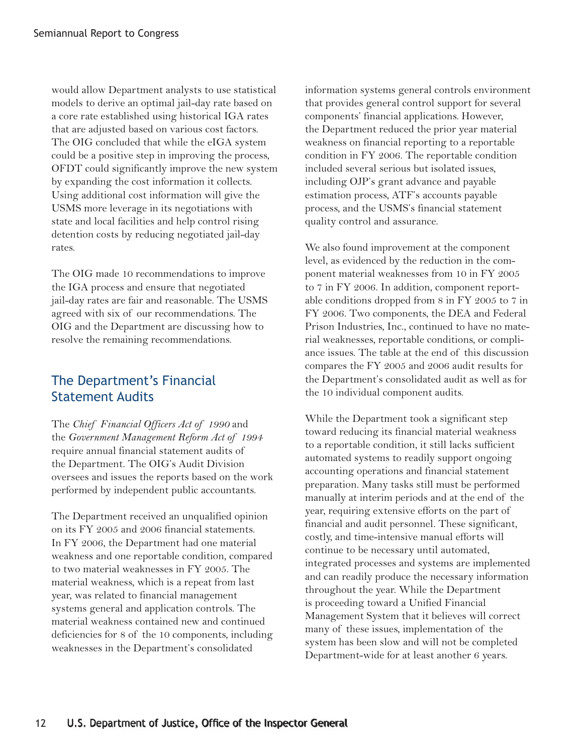would allow Department analysts to use statistical models to derive an optimal jail-day rate based on a core rate established using historical IGA rates that are adjusted based on various cost factors. The OIG concluded that while the eIGA system could be a positive step in improving the process, OFDT could significantly improve the new system by expanding the cost information it collects. Using additional cost information will give the USMS more leverage in its negotiations with state and local facilities and help control rising detention costs by reducing negotiated jail-day rates.

The OIG made 10 recommendations to improve the IGA process and ensure that negotiated jail-day rates are fair and reasonable. The USMS agreed with six of our recommendations. The OIG and the Department are discussing how to resolve the remaining recommendations.

## The Department's Financial Statement Audits

The *Chief Financial Officers Act of 1990* and the *Government Management Reform Act of 1994* require annual financial statement audits of the Department. The OIG's Audit Division oversees and issues the reports based on the work performed by independent public accountants.

The Department received an unqualified opinion on its FY 2005 and 2006 financial statements. In FY 2006, the Department had one material weakness and one reportable condition, compared to two material weaknesses in FY 2005. The material weakness, which is a repeat from last year, was related to financial management systems general and application controls. The material weakness contained new and continued deficiencies for 8 of the 10 components, including weaknesses in the Department's consolidated information systems general controls environment that provides general control support for several components' financial applications. However, the Department reduced the prior year material weakness on financial reporting to a reportable condition in FY 2006. The reportable condition included several serious but isolated issues, including OJP's grant advance and payable estimation process, ATF's accounts payable process, and the USMS's financial statement quality control and assurance.

We also found improvement at the component level, as evidenced by the reduction in the component material weaknesses from 10 in FY 2005 to 7 in FY 2006. In addition, component reportable conditions dropped from 8 in FY 2005 to 7 in FY 2006. Two components, the DEA and Federal Prison Industries, Inc., continued to have no material weaknesses, reportable conditions, or compliance issues. The table at the end of this discussion compares the FY 2005 and 2006 audit results for the Department's consolidated audit as well as for the 10 individual component audits.

While the Department took a significant step toward reducing its financial material weakness to a reportable condition, it still lacks sufficient automated systems to readily support ongoing accounting operations and financial statement preparation. Many tasks still must be performed manually at interim periods and at the end of the year, requiring extensive efforts on the part of financial and audit personnel. These significant, costly, and time-intensive manual efforts will continue to be necessary until automated, integrated processes and systems are implemented and can readily produce the necessary information throughout the year. While the Department is proceeding toward a Unified Financial Management System that it believes will correct many of these issues, implementation of the system has been slow and will not be completed Department-wide for at least another 6 years.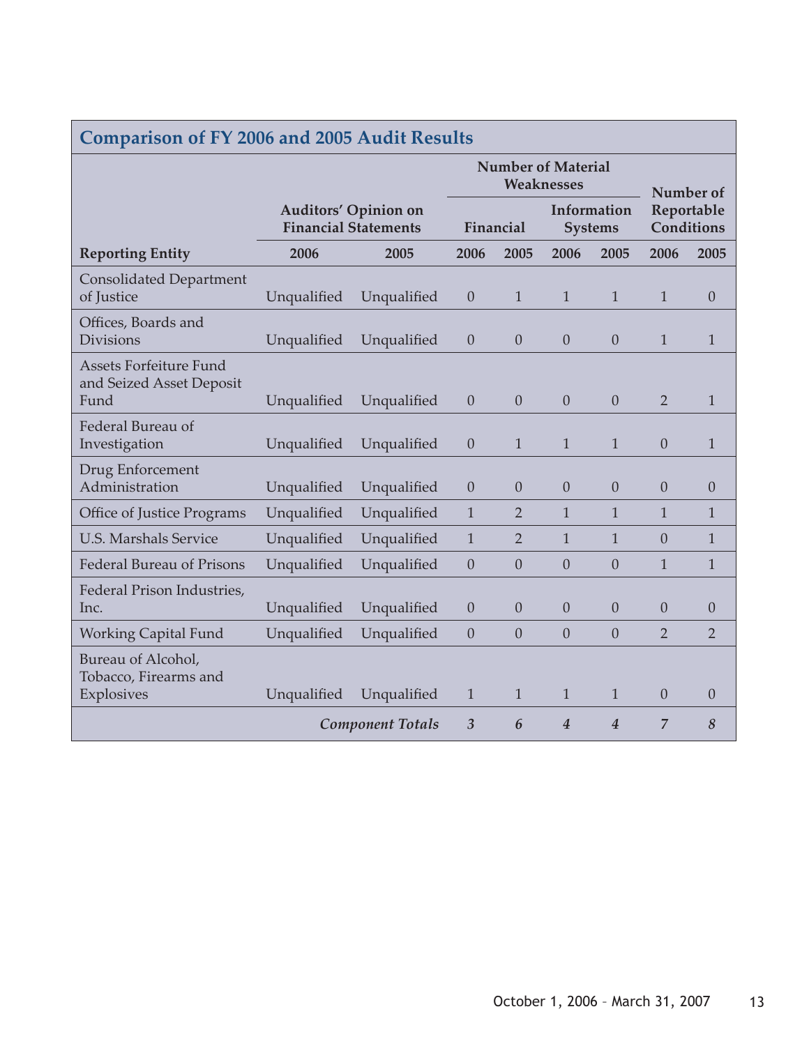## Comparison of FY 2006 and 2005 Audit Results

| | Auditors' Opinion on Financial Statements | | Number of Material Weaknesses | | | | Number of Reportable Conditions | |
|---|---|---|---|---|---|---|---|---|
| | | | Financial | | Information Systems | | | |
| **Reporting Entity** | **2006** | **2005** | **2006** | **2005** | **2006** | **2005** | **2006** | **2005** |
| Consolidated Department of Justice | Unqualified | Unqualified | 0 | 1 | 1 | 1 | 1 | 0 |
| Offices, Boards and Divisions | Unqualified | Unqualified | 0 | 0 | 0 | 0 | 1 | 1 |
| Assets Forfeiture Fund and Seized Asset Deposit Fund | Unqualified | Unqualified | 0 | 0 | 0 | 0 | 2 | 1 |
| Federal Bureau of Investigation | Unqualified | Unqualified | 0 | 1 | 1 | 1 | 0 | 1 |
| Drug Enforcement Administration | Unqualified | Unqualified | 0 | 0 | 0 | 0 | 0 | 0 |
| Office of Justice Programs | Unqualified | Unqualified | 1 | 2 | 1 | 1 | 1 | 1 |
| U.S. Marshals Service | Unqualified | Unqualified | 1 | 2 | 1 | 1 | 0 | 1 |
| Federal Bureau of Prisons | Unqualified | Unqualified | 0 | 0 | 0 | 0 | 1 | 1 |
| Federal Prison Industries, Inc. | Unqualified | Unqualified | 0 | 0 | 0 | 0 | 0 | 0 |
| Working Capital Fund | Unqualified | Unqualified | 0 | 0 | 0 | 0 | 2 | 2 |
| Bureau of Alcohol, Tobacco, Firearms and Explosives | Unqualified | Unqualified | 1 | 1 | 1 | 1 | 0 | 0 |
| | | ***Component Totals*** | ***3*** | ***6*** | ***4*** | ***4*** | ***7*** | ***8*** |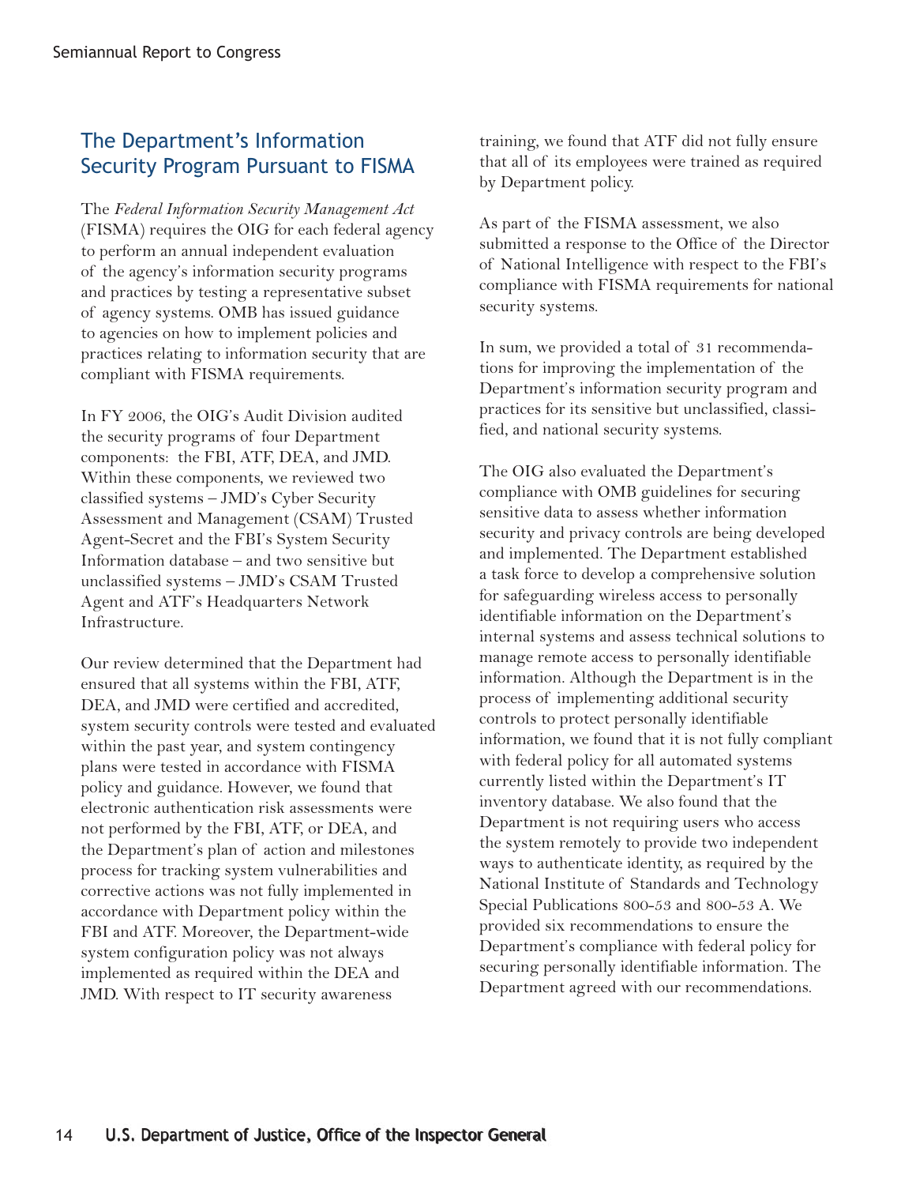## The Department's Information Security Program Pursuant to FISMA

The *Federal Information Security Management Act* (FISMA) requires the OIG for each federal agency to perform an annual independent evaluation of the agency's information security programs and practices by testing a representative subset of agency systems. OMB has issued guidance to agencies on how to implement policies and practices relating to information security that are compliant with FISMA requirements.

In FY 2006, the OIG's Audit Division audited the security programs of four Department components: the FBI, ATF, DEA, and JMD. Within these components, we reviewed two classified systems – JMD's Cyber Security Assessment and Management (CSAM) Trusted Agent-Secret and the FBI's System Security Information database – and two sensitive but unclassified systems – JMD's CSAM Trusted Agent and ATF's Headquarters Network Infrastructure.

Our review determined that the Department had ensured that all systems within the FBI, ATF, DEA, and JMD were certified and accredited, system security controls were tested and evaluated within the past year, and system contingency plans were tested in accordance with FISMA policy and guidance. However, we found that electronic authentication risk assessments were not performed by the FBI, ATF, or DEA, and the Department's plan of action and milestones process for tracking system vulnerabilities and corrective actions was not fully implemented in accordance with Department policy within the FBI and ATF. Moreover, the Department-wide system configuration policy was not always implemented as required within the DEA and JMD. With respect to IT security awareness training, we found that ATF did not fully ensure that all of its employees were trained as required by Department policy.

As part of the FISMA assessment, we also submitted a response to the Office of the Director of National Intelligence with respect to the FBI's compliance with FISMA requirements for national security systems.

In sum, we provided a total of 31 recommendations for improving the implementation of the Department's information security program and practices for its sensitive but unclassified, classified, and national security systems.

The OIG also evaluated the Department's compliance with OMB guidelines for securing sensitive data to assess whether information security and privacy controls are being developed and implemented. The Department established a task force to develop a comprehensive solution for safeguarding wireless access to personally identifiable information on the Department's internal systems and assess technical solutions to manage remote access to personally identifiable information. Although the Department is in the process of implementing additional security controls to protect personally identifiable information, we found that it is not fully compliant with federal policy for all automated systems currently listed within the Department's IT inventory database. We also found that the Department is not requiring users who access the system remotely to provide two independent ways to authenticate identity, as required by the National Institute of Standards and Technology Special Publications 800-53 and 800-53 A. We provided six recommendations to ensure the Department's compliance with federal policy for securing personally identifiable information. The Department agreed with our recommendations.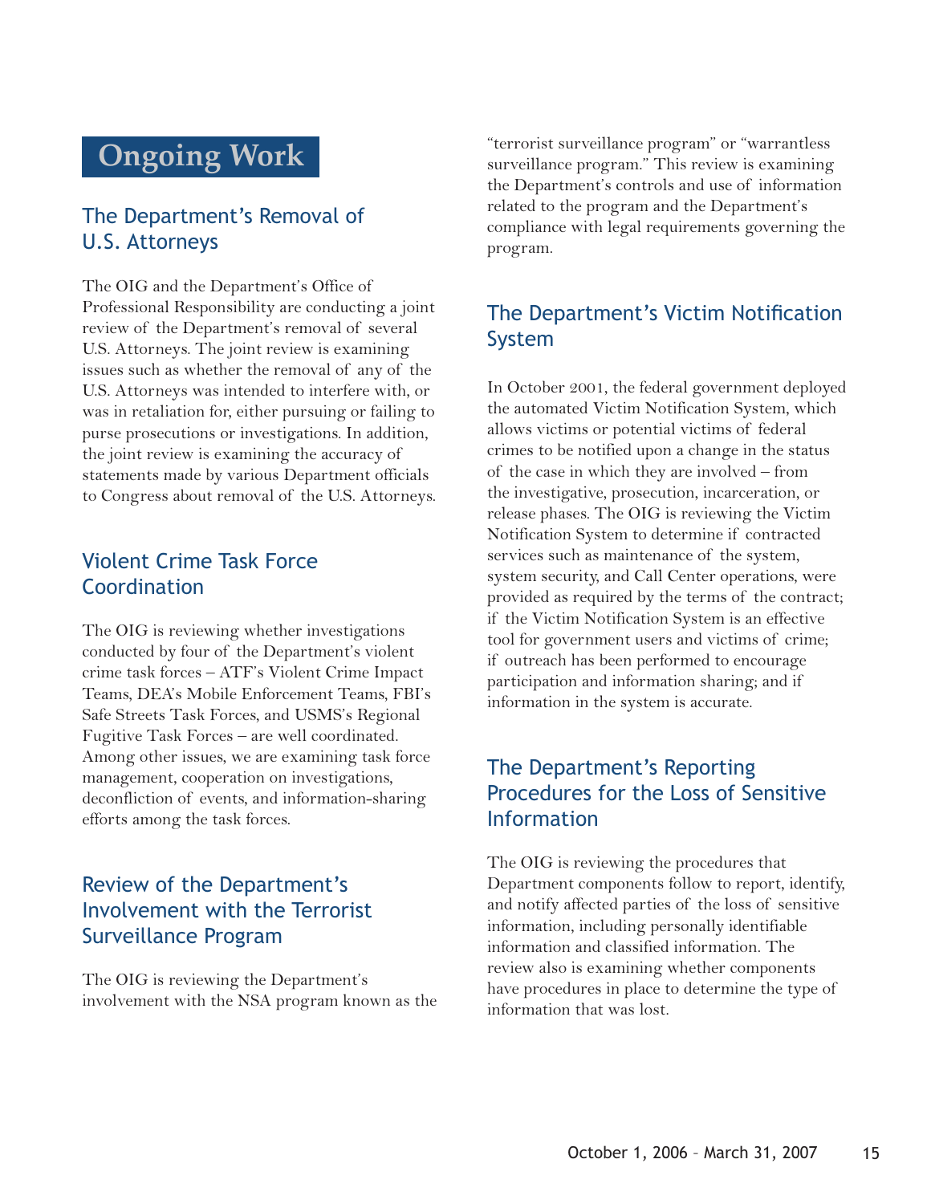# Ongoing Work

## The Department's Removal of U.S. Attorneys

The OIG and the Department's Office of Professional Responsibility are conducting a joint review of the Department's removal of several U.S. Attorneys. The joint review is examining issues such as whether the removal of any of the U.S. Attorneys was intended to interfere with, or was in retaliation for, either pursuing or failing to purse prosecutions or investigations. In addition, the joint review is examining the accuracy of statements made by various Department officials to Congress about removal of the U.S. Attorneys.

## Violent Crime Task Force Coordination

The OIG is reviewing whether investigations conducted by four of the Department's violent crime task forces – ATF's Violent Crime Impact Teams, DEA's Mobile Enforcement Teams, FBI's Safe Streets Task Forces, and USMS's Regional Fugitive Task Forces – are well coordinated. Among other issues, we are examining task force management, cooperation on investigations, deconfliction of events, and information-sharing efforts among the task forces.

## Review of the Department's Involvement with the Terrorist Surveillance Program

The OIG is reviewing the Department's involvement with the NSA program known as the "terrorist surveillance program" or "warrantless surveillance program." This review is examining the Department's controls and use of information related to the program and the Department's compliance with legal requirements governing the program.

## The Department's Victim Notification System

In October 2001, the federal government deployed the automated Victim Notification System, which allows victims or potential victims of federal crimes to be notified upon a change in the status of the case in which they are involved – from the investigative, prosecution, incarceration, or release phases. The OIG is reviewing the Victim Notification System to determine if contracted services such as maintenance of the system, system security, and Call Center operations, were provided as required by the terms of the contract; if the Victim Notification System is an effective tool for government users and victims of crime; if outreach has been performed to encourage participation and information sharing; and if information in the system is accurate.

## The Department's Reporting Procedures for the Loss of Sensitive Information

The OIG is reviewing the procedures that Department components follow to report, identify, and notify affected parties of the loss of sensitive information, including personally identifiable information and classified information. The review also is examining whether components have procedures in place to determine the type of information that was lost.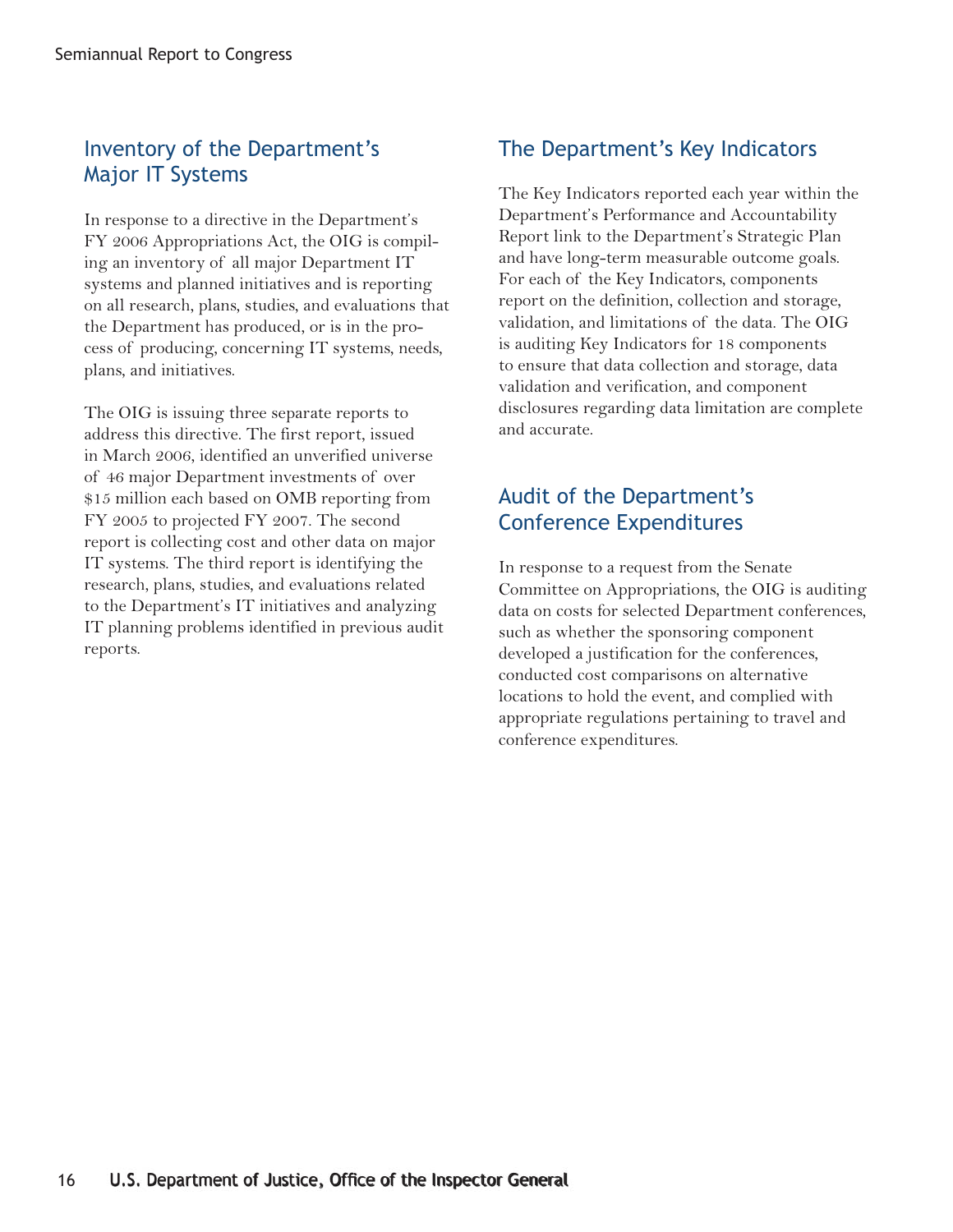## Inventory of the Department's Major IT Systems

In response to a directive in the Department's FY 2006 Appropriations Act, the OIG is compiling an inventory of all major Department IT systems and planned initiatives and is reporting on all research, plans, studies, and evaluations that the Department has produced, or is in the process of producing, concerning IT systems, needs, plans, and initiatives.

The OIG is issuing three separate reports to address this directive. The first report, issued in March 2006, identified an unverified universe of 46 major Department investments of over $15 million each based on OMB reporting from FY 2005 to projected FY 2007. The second report is collecting cost and other data on major IT systems. The third report is identifying the research, plans, studies, and evaluations related to the Department's IT initiatives and analyzing IT planning problems identified in previous audit reports.

## The Department's Key Indicators

The Key Indicators reported each year within the Department's Performance and Accountability Report link to the Department's Strategic Plan and have long-term measurable outcome goals. For each of the Key Indicators, components report on the definition, collection and storage, validation, and limitations of the data. The OIG is auditing Key Indicators for 18 components to ensure that data collection and storage, data validation and verification, and component disclosures regarding data limitation are complete and accurate.

## Audit of the Department's Conference Expenditures

In response to a request from the Senate Committee on Appropriations, the OIG is auditing data on costs for selected Department conferences, such as whether the sponsoring component developed a justification for the conferences, conducted cost comparisons on alternative locations to hold the event, and complied with appropriate regulations pertaining to travel and conference expenditures.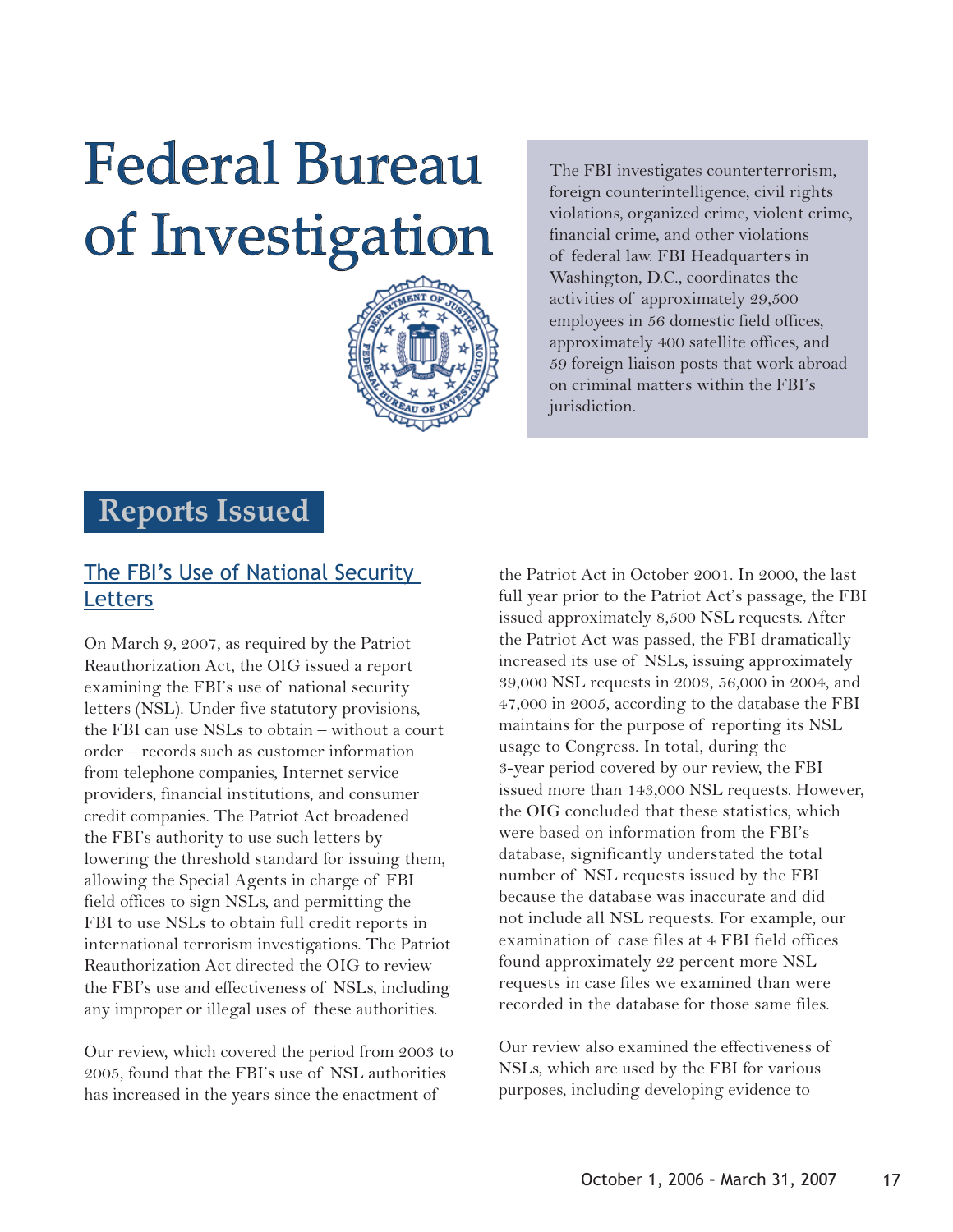# Federal Bureau of Investigation

The FBI investigates counterterrorism, foreign counterintelligence, civil rights violations, organized crime, violent crime, financial crime, and other violations of federal law. FBI Headquarters in Washington, D.C., coordinates the activities of approximately 29,500 employees in 56 domestic field offices, approximately 400 satellite offices, and 59 foreign liaison posts that work abroad on criminal matters within the FBI's jurisdiction.

## Reports Issued

### The FBI's Use of National Security Letters

On March 9, 2007, as required by the Patriot Reauthorization Act, the OIG issued a report examining the FBI's use of national security letters (NSL). Under five statutory provisions, the FBI can use NSLs to obtain – without a court order – records such as customer information from telephone companies, Internet service providers, financial institutions, and consumer credit companies. The Patriot Act broadened the FBI's authority to use such letters by lowering the threshold standard for issuing them, allowing the Special Agents in charge of FBI field offices to sign NSLs, and permitting the FBI to use NSLs to obtain full credit reports in international terrorism investigations. The Patriot Reauthorization Act directed the OIG to review the FBI's use and effectiveness of NSLs, including any improper or illegal uses of these authorities.

Our review, which covered the period from 2003 to 2005, found that the FBI's use of NSL authorities has increased in the years since the enactment of the Patriot Act in October 2001. In 2000, the last full year prior to the Patriot Act's passage, the FBI issued approximately 8,500 NSL requests. After the Patriot Act was passed, the FBI dramatically increased its use of NSLs, issuing approximately 39,000 NSL requests in 2003, 56,000 in 2004, and 47,000 in 2005, according to the database the FBI maintains for the purpose of reporting its NSL usage to Congress. In total, during the 3-year period covered by our review, the FBI issued more than 143,000 NSL requests. However, the OIG concluded that these statistics, which were based on information from the FBI's database, significantly understated the total number of NSL requests issued by the FBI because the database was inaccurate and did not include all NSL requests. For example, our examination of case files at 4 FBI field offices found approximately 22 percent more NSL requests in case files we examined than were recorded in the database for those same files.

Our review also examined the effectiveness of NSLs, which are used by the FBI for various purposes, including developing evidence to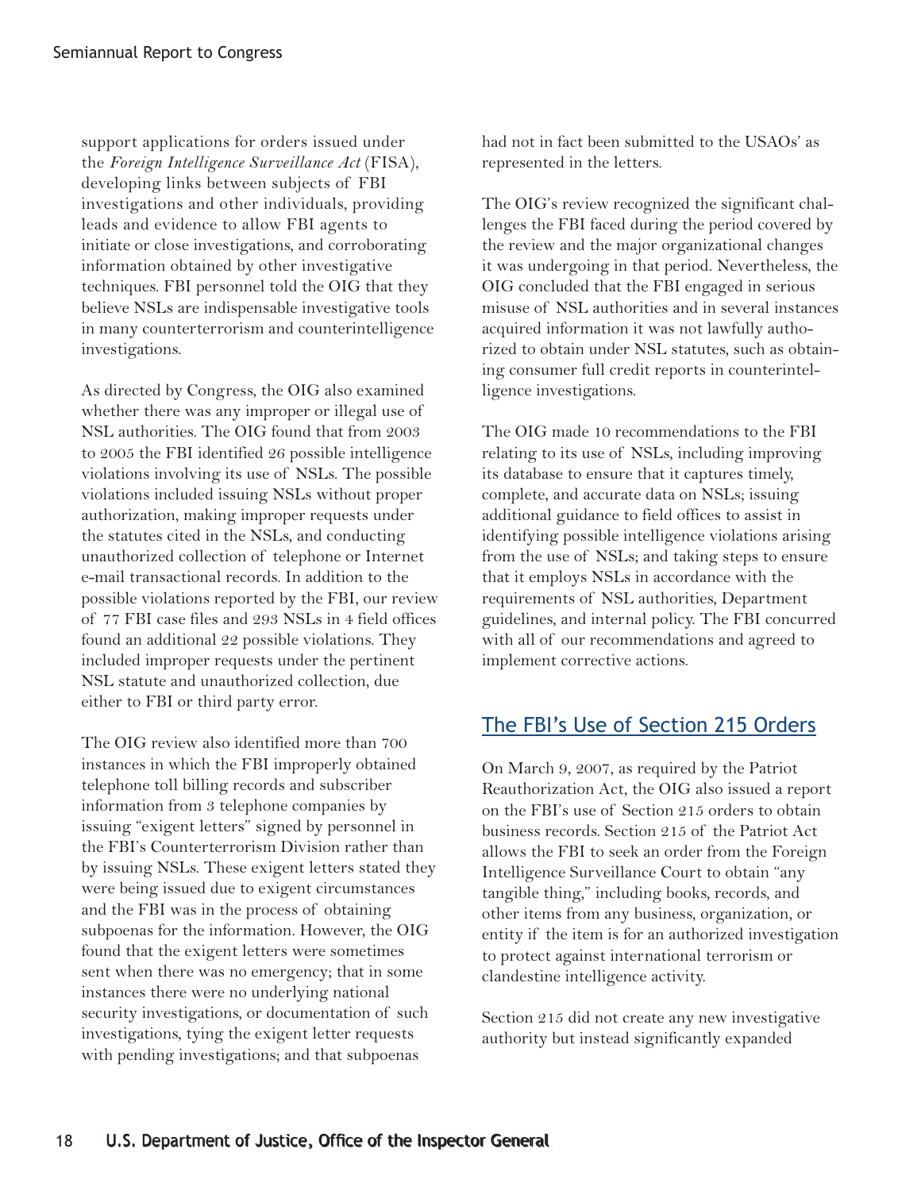support applications for orders issued under the *Foreign Intelligence Surveillance Act* (FISA), developing links between subjects of FBI investigations and other individuals, providing leads and evidence to allow FBI agents to initiate or close investigations, and corroborating information obtained by other investigative techniques. FBI personnel told the OIG that they believe NSLs are indispensable investigative tools in many counterterrorism and counterintelligence investigations.

As directed by Congress, the OIG also examined whether there was any improper or illegal use of NSL authorities. The OIG found that from 2003 to 2005 the FBI identified 26 possible intelligence violations involving its use of NSLs. The possible violations included issuing NSLs without proper authorization, making improper requests under the statutes cited in the NSLs, and conducting unauthorized collection of telephone or Internet e-mail transactional records. In addition to the possible violations reported by the FBI, our review of 77 FBI case files and 293 NSLs in 4 field offices found an additional 22 possible violations. They included improper requests under the pertinent NSL statute and unauthorized collection, due either to FBI or third party error.

The OIG review also identified more than 700 instances in which the FBI improperly obtained telephone toll billing records and subscriber information from 3 telephone companies by issuing "exigent letters" signed by personnel in the FBI's Counterterrorism Division rather than by issuing NSLs. These exigent letters stated they were being issued due to exigent circumstances and the FBI was in the process of obtaining subpoenas for the information. However, the OIG found that the exigent letters were sometimes sent when there was no emergency; that in some instances there were no underlying national security investigations, or documentation of such investigations, tying the exigent letter requests with pending investigations; and that subpoenas had not in fact been submitted to the USAOs' as represented in the letters.

The OIG's review recognized the significant challenges the FBI faced during the period covered by the review and the major organizational changes it was undergoing in that period. Nevertheless, the OIG concluded that the FBI engaged in serious misuse of NSL authorities and in several instances acquired information it was not lawfully authorized to obtain under NSL statutes, such as obtaining consumer full credit reports in counterintelligence investigations.

The OIG made 10 recommendations to the FBI relating to its use of NSLs, including improving its database to ensure that it captures timely, complete, and accurate data on NSLs; issuing additional guidance to field offices to assist in identifying possible intelligence violations arising from the use of NSLs; and taking steps to ensure that it employs NSLs in accordance with the requirements of NSL authorities, Department guidelines, and internal policy. The FBI concurred with all of our recommendations and agreed to implement corrective actions.

## The FBI's Use of Section 215 Orders

On March 9, 2007, as required by the Patriot Reauthorization Act, the OIG also issued a report on the FBI's use of Section 215 orders to obtain business records. Section 215 of the Patriot Act allows the FBI to seek an order from the Foreign Intelligence Surveillance Court to obtain "any tangible thing," including books, records, and other items from any business, organization, or entity if the item is for an authorized investigation to protect against international terrorism or clandestine intelligence activity.

Section 215 did not create any new investigative authority but instead significantly expanded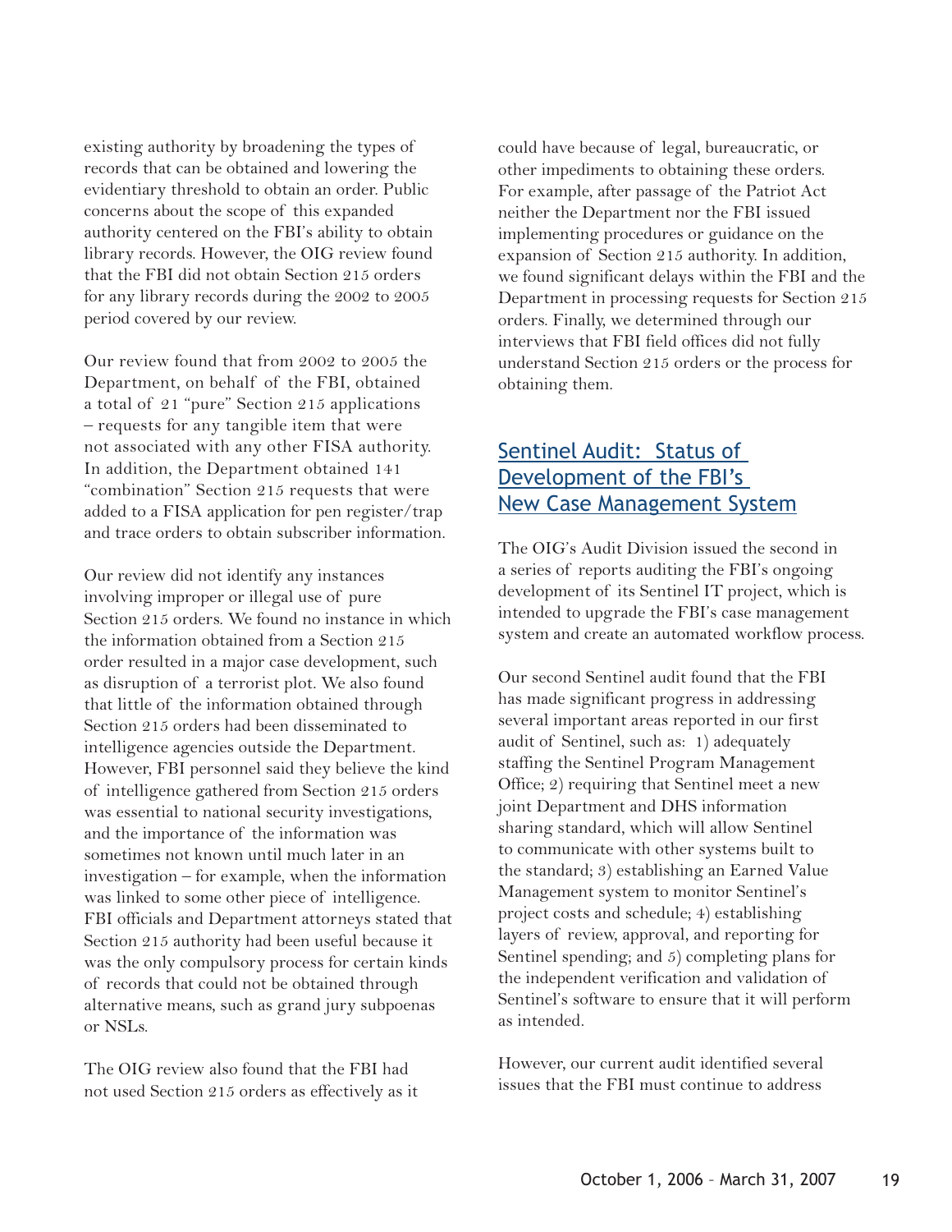existing authority by broadening the types of records that can be obtained and lowering the evidentiary threshold to obtain an order. Public concerns about the scope of this expanded authority centered on the FBI's ability to obtain library records. However, the OIG review found that the FBI did not obtain Section 215 orders for any library records during the 2002 to 2005 period covered by our review.

Our review found that from 2002 to 2005 the Department, on behalf of the FBI, obtained a total of 21 "pure" Section 215 applications – requests for any tangible item that were not associated with any other FISA authority. In addition, the Department obtained 141 "combination" Section 215 requests that were added to a FISA application for pen register/trap and trace orders to obtain subscriber information.

Our review did not identify any instances involving improper or illegal use of pure Section 215 orders. We found no instance in which the information obtained from a Section 215 order resulted in a major case development, such as disruption of a terrorist plot. We also found that little of the information obtained through Section 215 orders had been disseminated to intelligence agencies outside the Department. However, FBI personnel said they believe the kind of intelligence gathered from Section 215 orders was essential to national security investigations, and the importance of the information was sometimes not known until much later in an investigation – for example, when the information was linked to some other piece of intelligence. FBI officials and Department attorneys stated that Section 215 authority had been useful because it was the only compulsory process for certain kinds of records that could not be obtained through alternative means, such as grand jury subpoenas or NSLs.

The OIG review also found that the FBI had not used Section 215 orders as effectively as it could have because of legal, bureaucratic, or other impediments to obtaining these orders. For example, after passage of the Patriot Act neither the Department nor the FBI issued implementing procedures or guidance on the expansion of Section 215 authority. In addition, we found significant delays within the FBI and the Department in processing requests for Section 215 orders. Finally, we determined through our interviews that FBI field offices did not fully understand Section 215 orders or the process for obtaining them.

## Sentinel Audit: Status of Development of the FBI's New Case Management System

The OIG's Audit Division issued the second in a series of reports auditing the FBI's ongoing development of its Sentinel IT project, which is intended to upgrade the FBI's case management system and create an automated workflow process.

Our second Sentinel audit found that the FBI has made significant progress in addressing several important areas reported in our first audit of Sentinel, such as: 1) adequately staffing the Sentinel Program Management Office; 2) requiring that Sentinel meet a new joint Department and DHS information sharing standard, which will allow Sentinel to communicate with other systems built to the standard; 3) establishing an Earned Value Management system to monitor Sentinel's project costs and schedule; 4) establishing layers of review, approval, and reporting for Sentinel spending; and 5) completing plans for the independent verification and validation of Sentinel's software to ensure that it will perform as intended.

However, our current audit identified several issues that the FBI must continue to address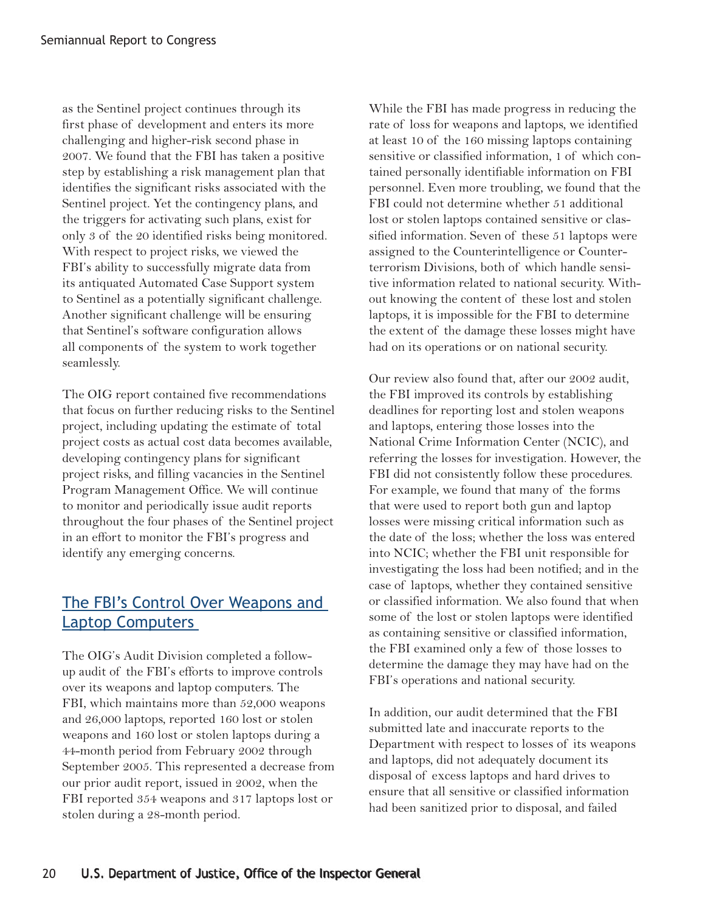as the Sentinel project continues through its first phase of development and enters its more challenging and higher-risk second phase in 2007. We found that the FBI has taken a positive step by establishing a risk management plan that identifies the significant risks associated with the Sentinel project. Yet the contingency plans, and the triggers for activating such plans, exist for only 3 of the 20 identified risks being monitored. With respect to project risks, we viewed the FBI's ability to successfully migrate data from its antiquated Automated Case Support system to Sentinel as a potentially significant challenge. Another significant challenge will be ensuring that Sentinel's software configuration allows all components of the system to work together seamlessly.

The OIG report contained five recommendations that focus on further reducing risks to the Sentinel project, including updating the estimate of total project costs as actual cost data becomes available, developing contingency plans for significant project risks, and filling vacancies in the Sentinel Program Management Office. We will continue to monitor and periodically issue audit reports throughout the four phases of the Sentinel project in an effort to monitor the FBI's progress and identify any emerging concerns.

## The FBI's Control Over Weapons and Laptop Computers

The OIG's Audit Division completed a follow-up audit of the FBI's efforts to improve controls over its weapons and laptop computers. The FBI, which maintains more than 52,000 weapons and 26,000 laptops, reported 160 lost or stolen weapons and 160 lost or stolen laptops during a 44-month period from February 2002 through September 2005. This represented a decrease from our prior audit report, issued in 2002, when the FBI reported 354 weapons and 317 laptops lost or stolen during a 28-month period.

While the FBI has made progress in reducing the rate of loss for weapons and laptops, we identified at least 10 of the 160 missing laptops containing sensitive or classified information, 1 of which contained personally identifiable information on FBI personnel. Even more troubling, we found that the FBI could not determine whether 51 additional lost or stolen laptops contained sensitive or classified information. Seven of these 51 laptops were assigned to the Counterintelligence or Counterterrorism Divisions, both of which handle sensitive information related to national security. Without knowing the content of these lost and stolen laptops, it is impossible for the FBI to determine the extent of the damage these losses might have had on its operations or on national security.

Our review also found that, after our 2002 audit, the FBI improved its controls by establishing deadlines for reporting lost and stolen weapons and laptops, entering those losses into the National Crime Information Center (NCIC), and referring the losses for investigation. However, the FBI did not consistently follow these procedures. For example, we found that many of the forms that were used to report both gun and laptop losses were missing critical information such as the date of the loss; whether the loss was entered into NCIC; whether the FBI unit responsible for investigating the loss had been notified; and in the case of laptops, whether they contained sensitive or classified information. We also found that when some of the lost or stolen laptops were identified as containing sensitive or classified information, the FBI examined only a few of those losses to determine the damage they may have had on the FBI's operations and national security.

In addition, our audit determined that the FBI submitted late and inaccurate reports to the Department with respect to losses of its weapons and laptops, did not adequately document its disposal of excess laptops and hard drives to ensure that all sensitive or classified information had been sanitized prior to disposal, and failed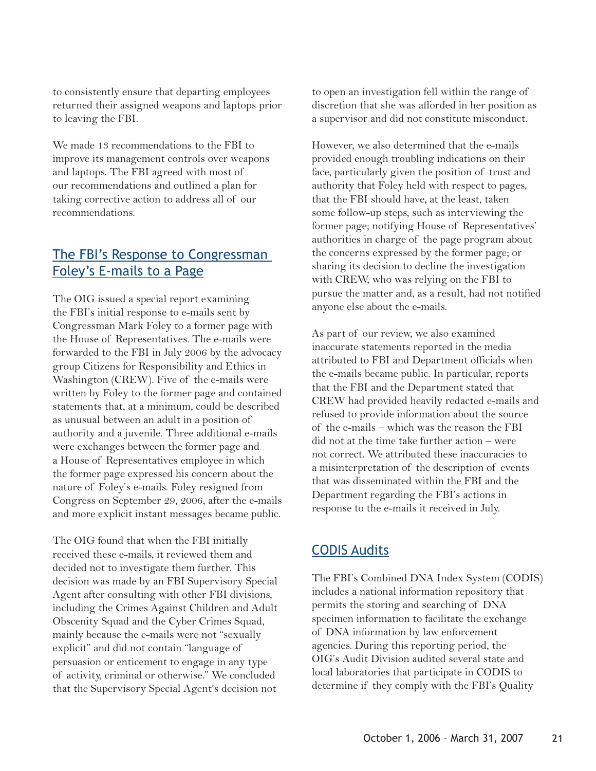to consistently ensure that departing employees returned their assigned weapons and laptops prior to leaving the FBI.

We made 13 recommendations to the FBI to improve its management controls over weapons and laptops. The FBI agreed with most of our recommendations and outlined a plan for taking corrective action to address all of our recommendations.

## The FBI's Response to Congressman Foley's E-mails to a Page

The OIG issued a special report examining the FBI's initial response to e-mails sent by Congressman Mark Foley to a former page with the House of Representatives. The e-mails were forwarded to the FBI in July 2006 by the advocacy group Citizens for Responsibility and Ethics in Washington (CREW). Five of the e-mails were written by Foley to the former page and contained statements that, at a minimum, could be described as unusual between an adult in a position of authority and a juvenile. Three additional e-mails were exchanges between the former page and a House of Representatives employee in which the former page expressed his concern about the nature of Foley's e-mails. Foley resigned from Congress on September 29, 2006, after the e-mails and more explicit instant messages became public.

The OIG found that when the FBI initially received these e-mails, it reviewed them and decided not to investigate them further. This decision was made by an FBI Supervisory Special Agent after consulting with other FBI divisions, including the Crimes Against Children and Adult Obscenity Squad and the Cyber Crimes Squad, mainly because the e-mails were not "sexually explicit" and did not contain "language of persuasion or enticement to engage in any type of activity, criminal or otherwise." We concluded that the Supervisory Special Agent's decision not to open an investigation fell within the range of discretion that she was afforded in her position as a supervisor and did not constitute misconduct.

However, we also determined that the e-mails provided enough troubling indications on their face, particularly given the position of trust and authority that Foley held with respect to pages, that the FBI should have, at the least, taken some follow-up steps, such as interviewing the former page; notifying House of Representatives' authorities in charge of the page program about the concerns expressed by the former page; or sharing its decision to decline the investigation with CREW, who was relying on the FBI to pursue the matter and, as a result, had not notified anyone else about the e-mails.

As part of our review, we also examined inaccurate statements reported in the media attributed to FBI and Department officials when the e-mails became public. In particular, reports that the FBI and the Department stated that CREW had provided heavily redacted e-mails and refused to provide information about the source of the e-mails – which was the reason the FBI did not at the time take further action – were not correct. We attributed these inaccuracies to a misinterpretation of the description of events that was disseminated within the FBI and the Department regarding the FBI's actions in response to the e-mails it received in July.

## CODIS Audits

The FBI's Combined DNA Index System (CODIS) includes a national information repository that permits the storing and searching of DNA specimen information to facilitate the exchange of DNA information by law enforcement agencies. During this reporting period, the OIG's Audit Division audited several state and local laboratories that participate in CODIS to determine if they comply with the FBI's Quality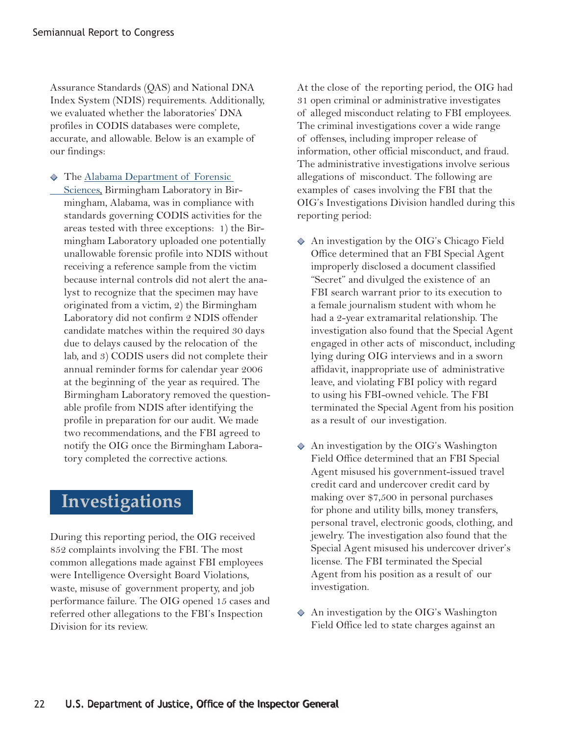Assurance Standards (QAS) and National DNA Index System (NDIS) requirements. Additionally, we evaluated whether the laboratories' DNA profiles in CODIS databases were complete, accurate, and allowable. Below is an example of our findings:

- The Alabama Department of Forensic Sciences, Birmingham Laboratory in Birmingham, Alabama, was in compliance with standards governing CODIS activities for the areas tested with three exceptions: 1) the Birmingham Laboratory uploaded one potentially unallowable forensic profile into NDIS without receiving a reference sample from the victim because internal controls did not alert the analyst to recognize that the specimen may have originated from a victim, 2) the Birmingham Laboratory did not confirm 2 NDIS offender candidate matches within the required 30 days due to delays caused by the relocation of the lab, and 3) CODIS users did not complete their annual reminder forms for calendar year 2006 at the beginning of the year as required. The Birmingham Laboratory removed the questionable profile from NDIS after identifying the profile in preparation for our audit. We made two recommendations, and the FBI agreed to notify the OIG once the Birmingham Laboratory completed the corrective actions.

## Investigations

During this reporting period, the OIG received 852 complaints involving the FBI. The most common allegations made against FBI employees were Intelligence Oversight Board Violations, waste, misuse of government property, and job performance failure. The OIG opened 15 cases and referred other allegations to the FBI's Inspection Division for its review.

At the close of the reporting period, the OIG had 31 open criminal or administrative investigates of alleged misconduct relating to FBI employees. The criminal investigations cover a wide range of offenses, including improper release of information, other official misconduct, and fraud. The administrative investigations involve serious allegations of misconduct. The following are examples of cases involving the FBI that the OIG's Investigations Division handled during this reporting period:

- An investigation by the OIG's Chicago Field Office determined that an FBI Special Agent improperly disclosed a document classified "Secret" and divulged the existence of an FBI search warrant prior to its execution to a female journalism student with whom he had a 2-year extramarital relationship. The investigation also found that the Special Agent engaged in other acts of misconduct, including lying during OIG interviews and in a sworn affidavit, inappropriate use of administrative leave, and violating FBI policy with regard to using his FBI-owned vehicle. The FBI terminated the Special Agent from his position as a result of our investigation.

- An investigation by the OIG's Washington Field Office determined that an FBI Special Agent misused his government-issued travel credit card and undercover credit card by making over $7,500 in personal purchases for phone and utility bills, money transfers, personal travel, electronic goods, clothing, and jewelry. The investigation also found that the Special Agent misused his undercover driver's license. The FBI terminated the Special Agent from his position as a result of our investigation.

- An investigation by the OIG's Washington Field Office led to state charges against an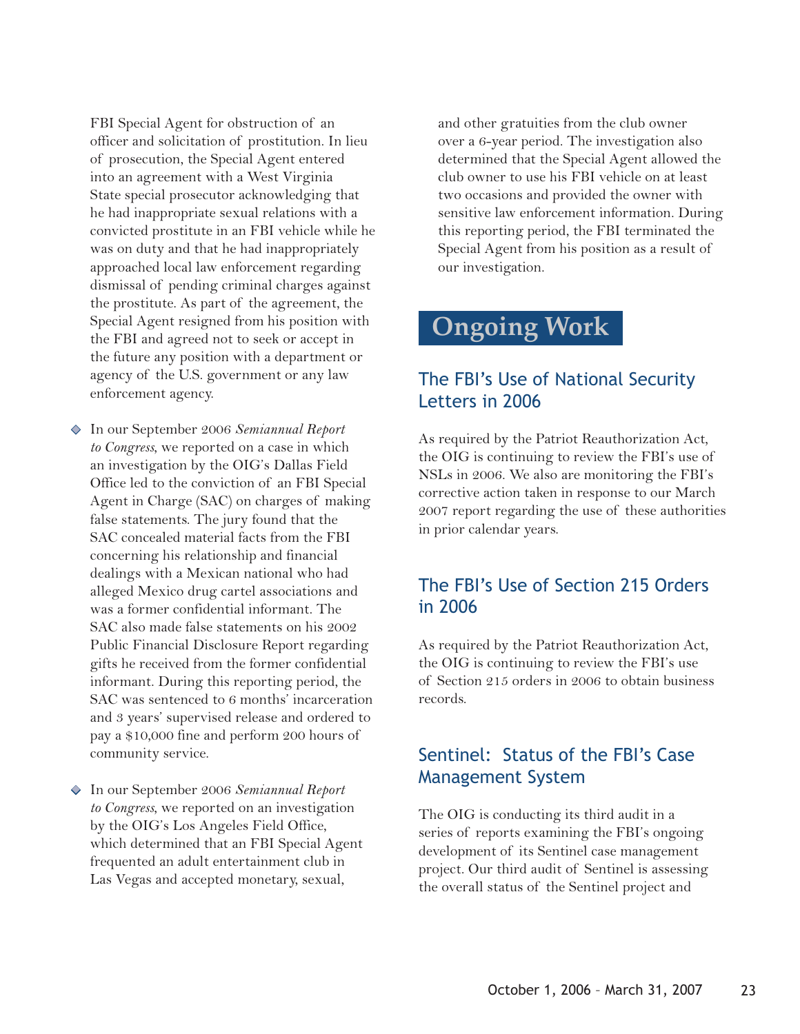FBI Special Agent for obstruction of an officer and solicitation of prostitution. In lieu of prosecution, the Special Agent entered into an agreement with a West Virginia State special prosecutor acknowledging that he had inappropriate sexual relations with a convicted prostitute in an FBI vehicle while he was on duty and that he had inappropriately approached local law enforcement regarding dismissal of pending criminal charges against the prostitute. As part of the agreement, the Special Agent resigned from his position with the FBI and agreed not to seek or accept in the future any position with a department or agency of the U.S. government or any law enforcement agency.

- In our September 2006 *Semiannual Report to Congress*, we reported on a case in which an investigation by the OIG's Dallas Field Office led to the conviction of an FBI Special Agent in Charge (SAC) on charges of making false statements. The jury found that the SAC concealed material facts from the FBI concerning his relationship and financial dealings with a Mexican national who had alleged Mexico drug cartel associations and was a former confidential informant. The SAC also made false statements on his 2002 Public Financial Disclosure Report regarding gifts he received from the former confidential informant. During this reporting period, the SAC was sentenced to 6 months' incarceration and 3 years' supervised release and ordered to pay a $10,000 fine and perform 200 hours of community service.

- In our September 2006 *Semiannual Report to Congress*, we reported on an investigation by the OIG's Los Angeles Field Office, which determined that an FBI Special Agent frequented an adult entertainment club in Las Vegas and accepted monetary, sexual, and other gratuities from the club owner over a 6-year period. The investigation also determined that the Special Agent allowed the club owner to use his FBI vehicle on at least two occasions and provided the owner with sensitive law enforcement information. During this reporting period, the FBI terminated the Special Agent from his position as a result of our investigation.

# Ongoing Work

## The FBI's Use of National Security Letters in 2006

As required by the Patriot Reauthorization Act, the OIG is continuing to review the FBI's use of NSLs in 2006. We also are monitoring the FBI's corrective action taken in response to our March 2007 report regarding the use of these authorities in prior calendar years.

## The FBI's Use of Section 215 Orders in 2006

As required by the Patriot Reauthorization Act, the OIG is continuing to review the FBI's use of Section 215 orders in 2006 to obtain business records.

## Sentinel: Status of the FBI's Case Management System

The OIG is conducting its third audit in a series of reports examining the FBI's ongoing development of its Sentinel case management project. Our third audit of Sentinel is assessing the overall status of the Sentinel project and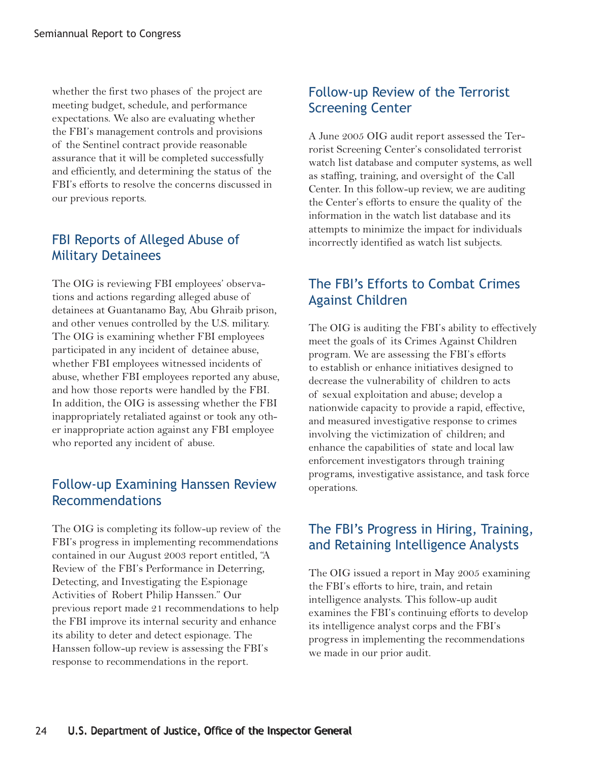whether the first two phases of the project are meeting budget, schedule, and performance expectations. We also are evaluating whether the FBI's management controls and provisions of the Sentinel contract provide reasonable assurance that it will be completed successfully and efficiently, and determining the status of the FBI's efforts to resolve the concerns discussed in our previous reports.

## FBI Reports of Alleged Abuse of Military Detainees

The OIG is reviewing FBI employees' observations and actions regarding alleged abuse of detainees at Guantanamo Bay, Abu Ghraib prison, and other venues controlled by the U.S. military. The OIG is examining whether FBI employees participated in any incident of detainee abuse, whether FBI employees witnessed incidents of abuse, whether FBI employees reported any abuse, and how those reports were handled by the FBI. In addition, the OIG is assessing whether the FBI inappropriately retaliated against or took any other inappropriate action against any FBI employee who reported any incident of abuse.

## Follow-up Examining Hanssen Review Recommendations

The OIG is completing its follow-up review of the FBI's progress in implementing recommendations contained in our August 2003 report entitled, "A Review of the FBI's Performance in Deterring, Detecting, and Investigating the Espionage Activities of Robert Philip Hanssen." Our previous report made 21 recommendations to help the FBI improve its internal security and enhance its ability to deter and detect espionage. The Hanssen follow-up review is assessing the FBI's response to recommendations in the report.

## Follow-up Review of the Terrorist Screening Center

A June 2005 OIG audit report assessed the Terrorist Screening Center's consolidated terrorist watch list database and computer systems, as well as staffing, training, and oversight of the Call Center. In this follow-up review, we are auditing the Center's efforts to ensure the quality of the information in the watch list database and its attempts to minimize the impact for individuals incorrectly identified as watch list subjects.

## The FBI's Efforts to Combat Crimes Against Children

The OIG is auditing the FBI's ability to effectively meet the goals of its Crimes Against Children program. We are assessing the FBI's efforts to establish or enhance initiatives designed to decrease the vulnerability of children to acts of sexual exploitation and abuse; develop a nationwide capacity to provide a rapid, effective, and measured investigative response to crimes involving the victimization of children; and enhance the capabilities of state and local law enforcement investigators through training programs, investigative assistance, and task force operations.

## The FBI's Progress in Hiring, Training, and Retaining Intelligence Analysts

The OIG issued a report in May 2005 examining the FBI's efforts to hire, train, and retain intelligence analysts. This follow-up audit examines the FBI's continuing efforts to develop its intelligence analyst corps and the FBI's progress in implementing the recommendations we made in our prior audit.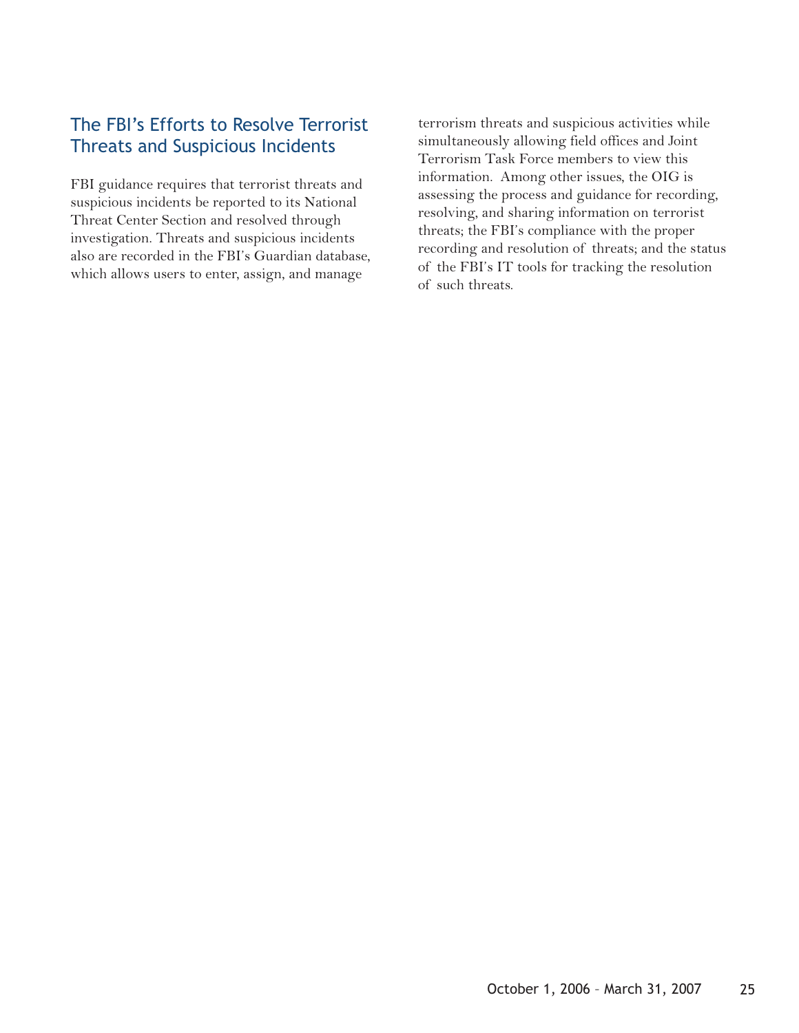## The FBI's Efforts to Resolve Terrorist Threats and Suspicious Incidents

FBI guidance requires that terrorist threats and suspicious incidents be reported to its National Threat Center Section and resolved through investigation. Threats and suspicious incidents also are recorded in the FBI's Guardian database, which allows users to enter, assign, and manage terrorism threats and suspicious activities while simultaneously allowing field offices and Joint Terrorism Task Force members to view this information. Among other issues, the OIG is assessing the process and guidance for recording, resolving, and sharing information on terrorist threats; the FBI's compliance with the proper recording and resolution of threats; and the status of the FBI's IT tools for tracking the resolution of such threats.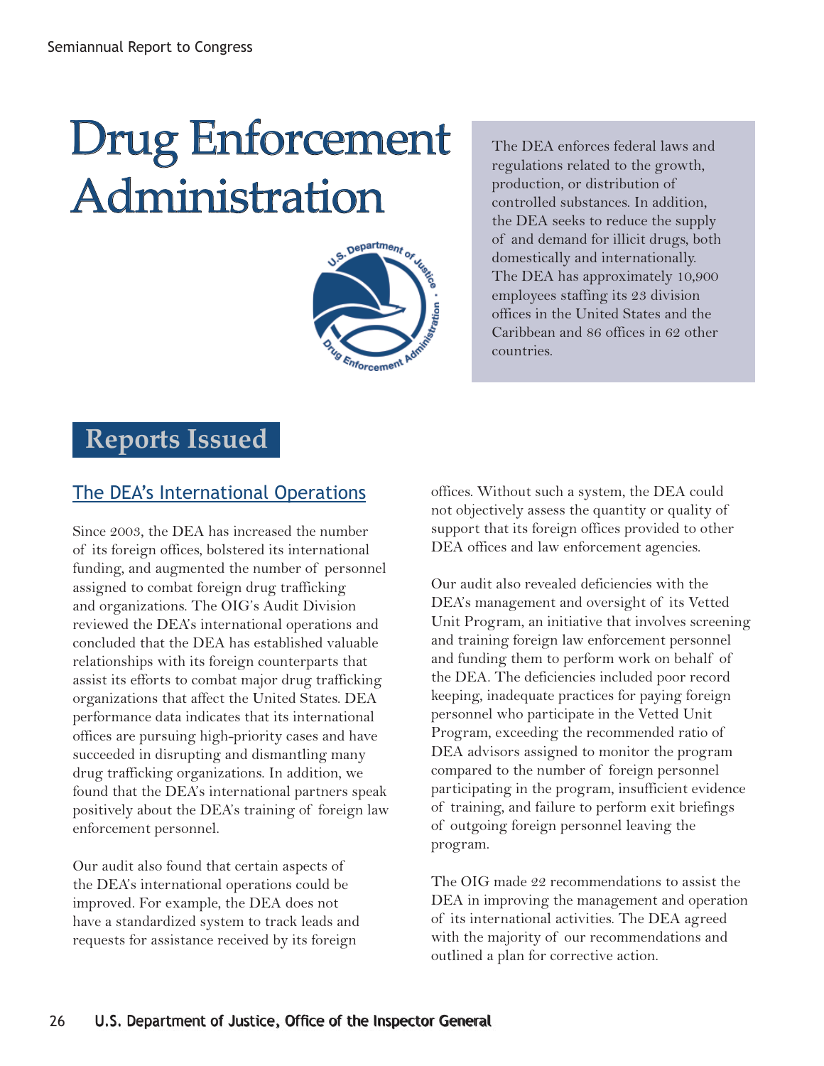# Drug Enforcement Administration

The DEA enforces federal laws and regulations related to the growth, production, or distribution of controlled substances. In addition, the DEA seeks to reduce the supply of and demand for illicit drugs, both domestically and internationally. The DEA has approximately 10,900 employees staffing its 23 division offices in the United States and the Caribbean and 86 offices in 62 other countries.

## Reports Issued

### The DEA's International Operations

Since 2003, the DEA has increased the number of its foreign offices, bolstered its international funding, and augmented the number of personnel assigned to combat foreign drug trafficking and organizations. The OIG's Audit Division reviewed the DEA's international operations and concluded that the DEA has established valuable relationships with its foreign counterparts that assist its efforts to combat major drug trafficking organizations that affect the United States. DEA performance data indicates that its international offices are pursuing high-priority cases and have succeeded in disrupting and dismantling many drug trafficking organizations. In addition, we found that the DEA's international partners speak positively about the DEA's training of foreign law enforcement personnel.

Our audit also found that certain aspects of the DEA's international operations could be improved. For example, the DEA does not have a standardized system to track leads and requests for assistance received by its foreign offices. Without such a system, the DEA could not objectively assess the quantity or quality of support that its foreign offices provided to other DEA offices and law enforcement agencies.

Our audit also revealed deficiencies with the DEA's management and oversight of its Vetted Unit Program, an initiative that involves screening and training foreign law enforcement personnel and funding them to perform work on behalf of the DEA. The deficiencies included poor record keeping, inadequate practices for paying foreign personnel who participate in the Vetted Unit Program, exceeding the recommended ratio of DEA advisors assigned to monitor the program compared to the number of foreign personnel participating in the program, insufficient evidence of training, and failure to perform exit briefings of outgoing foreign personnel leaving the program.

The OIG made 22 recommendations to assist the DEA in improving the management and operation of its international activities. The DEA agreed with the majority of our recommendations and outlined a plan for corrective action.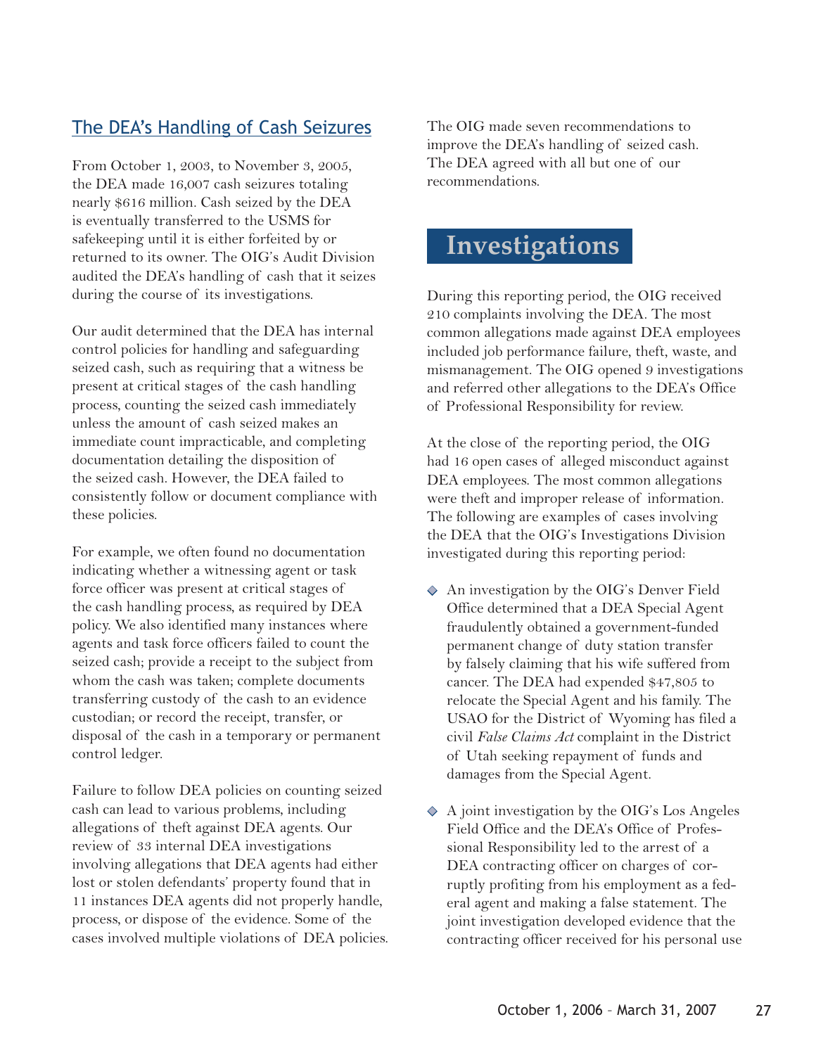### The DEA's Handling of Cash Seizures

From October 1, 2003, to November 3, 2005, the DEA made 16,007 cash seizures totaling nearly $616 million. Cash seized by the DEA is eventually transferred to the USMS for safekeeping until it is either forfeited by or returned to its owner. The OIG's Audit Division audited the DEA's handling of cash that it seizes during the course of its investigations.

Our audit determined that the DEA has internal control policies for handling and safeguarding seized cash, such as requiring that a witness be present at critical stages of the cash handling process, counting the seized cash immediately unless the amount of cash seized makes an immediate count impracticable, and completing documentation detailing the disposition of the seized cash. However, the DEA failed to consistently follow or document compliance with these policies.

For example, we often found no documentation indicating whether a witnessing agent or task force officer was present at critical stages of the cash handling process, as required by DEA policy. We also identified many instances where agents and task force officers failed to count the seized cash; provide a receipt to the subject from whom the cash was taken; complete documents transferring custody of the cash to an evidence custodian; or record the receipt, transfer, or disposal of the cash in a temporary or permanent control ledger.

Failure to follow DEA policies on counting seized cash can lead to various problems, including allegations of theft against DEA agents. Our review of 33 internal DEA investigations involving allegations that DEA agents had either lost or stolen defendants' property found that in 11 instances DEA agents did not properly handle, process, or dispose of the evidence. Some of the cases involved multiple violations of DEA policies.

The OIG made seven recommendations to improve the DEA's handling of seized cash. The DEA agreed with all but one of our recommendations.

## Investigations

During this reporting period, the OIG received 210 complaints involving the DEA. The most common allegations made against DEA employees included job performance failure, theft, waste, and mismanagement. The OIG opened 9 investigations and referred other allegations to the DEA's Office of Professional Responsibility for review.

At the close of the reporting period, the OIG had 16 open cases of alleged misconduct against DEA employees. The most common allegations were theft and improper release of information. The following are examples of cases involving the DEA that the OIG's Investigations Division investigated during this reporting period:

- An investigation by the OIG's Denver Field Office determined that a DEA Special Agent fraudulently obtained a government-funded permanent change of duty station transfer by falsely claiming that his wife suffered from cancer. The DEA had expended $47,805 to relocate the Special Agent and his family. The USAO for the District of Wyoming has filed a civil *False Claims Act* complaint in the District of Utah seeking repayment of funds and damages from the Special Agent.
- A joint investigation by the OIG's Los Angeles Field Office and the DEA's Office of Professional Responsibility led to the arrest of a DEA contracting officer on charges of corruptly profiting from his employment as a federal agent and making a false statement. The joint investigation developed evidence that the contracting officer received for his personal use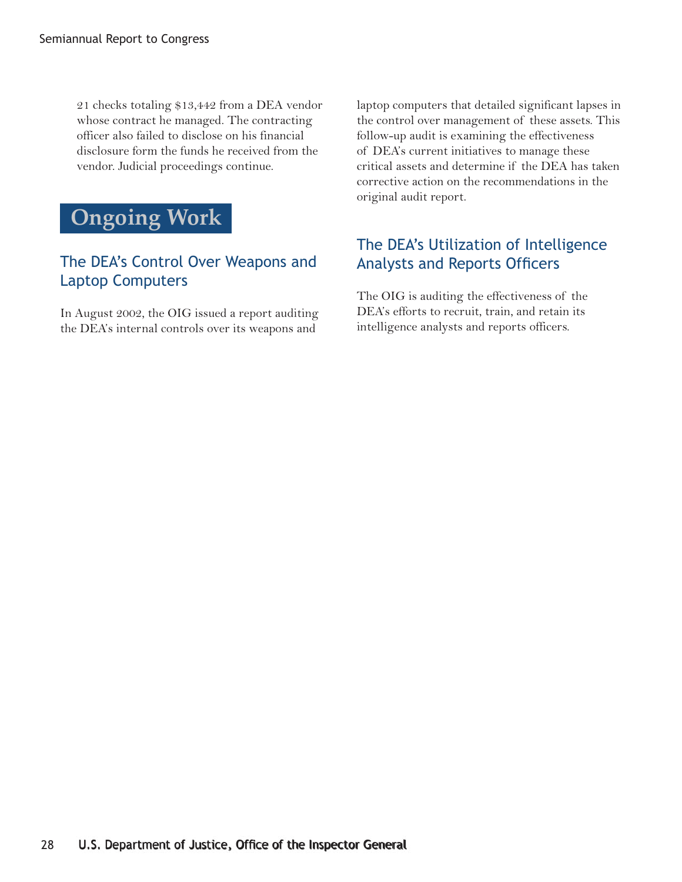21 checks totaling $13,442 from a DEA vendor whose contract he managed. The contracting officer also failed to disclose on his financial disclosure form the funds he received from the vendor. Judicial proceedings continue.

# Ongoing Work

## The DEA's Control Over Weapons and Laptop Computers

In August 2002, the OIG issued a report auditing the DEA's internal controls over its weapons and laptop computers that detailed significant lapses in the control over management of these assets. This follow-up audit is examining the effectiveness of DEA's current initiatives to manage these critical assets and determine if the DEA has taken corrective action on the recommendations in the original audit report.

## The DEA's Utilization of Intelligence Analysts and Reports Officers

The OIG is auditing the effectiveness of the DEA's efforts to recruit, train, and retain its intelligence analysts and reports officers.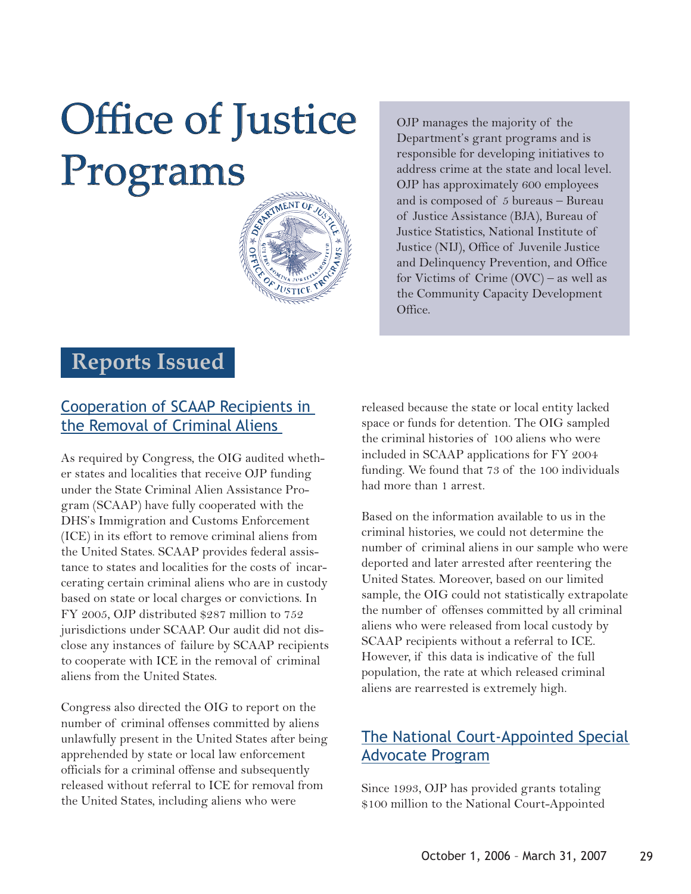# Office of Justice Programs

OJP manages the majority of the Department's grant programs and is responsible for developing initiatives to address crime at the state and local level. OJP has approximately 600 employees and is composed of 5 bureaus – Bureau of Justice Assistance (BJA), Bureau of Justice Statistics, National Institute of Justice (NIJ), Office of Juvenile Justice and Delinquency Prevention, and Office for Victims of Crime (OVC) – as well as the Community Capacity Development Office.

## Reports Issued

### Cooperation of SCAAP Recipients in the Removal of Criminal Aliens

As required by Congress, the OIG audited whether states and localities that receive OJP funding under the State Criminal Alien Assistance Program (SCAAP) have fully cooperated with the DHS's Immigration and Customs Enforcement (ICE) in its effort to remove criminal aliens from the United States. SCAAP provides federal assistance to states and localities for the costs of incarcerating certain criminal aliens who are in custody based on state or local charges or convictions. In FY 2005, OJP distributed $287 million to 752 jurisdictions under SCAAP. Our audit did not disclose any instances of failure by SCAAP recipients to cooperate with ICE in the removal of criminal aliens from the United States.

Congress also directed the OIG to report on the number of criminal offenses committed by aliens unlawfully present in the United States after being apprehended by state or local law enforcement officials for a criminal offense and subsequently released without referral to ICE for removal from the United States, including aliens who were released because the state or local entity lacked space or funds for detention. The OIG sampled the criminal histories of 100 aliens who were included in SCAAP applications for FY 2004 funding. We found that 73 of the 100 individuals had more than 1 arrest.

Based on the information available to us in the criminal histories, we could not determine the number of criminal aliens in our sample who were deported and later arrested after reentering the United States. Moreover, based on our limited sample, the OIG could not statistically extrapolate the number of offenses committed by all criminal aliens who were released from local custody by SCAAP recipients without a referral to ICE. However, if this data is indicative of the full population, the rate at which released criminal aliens are rearrested is extremely high.

### The National Court-Appointed Special Advocate Program

Since 1993, OJP has provided grants totaling $100 million to the National Court-Appointed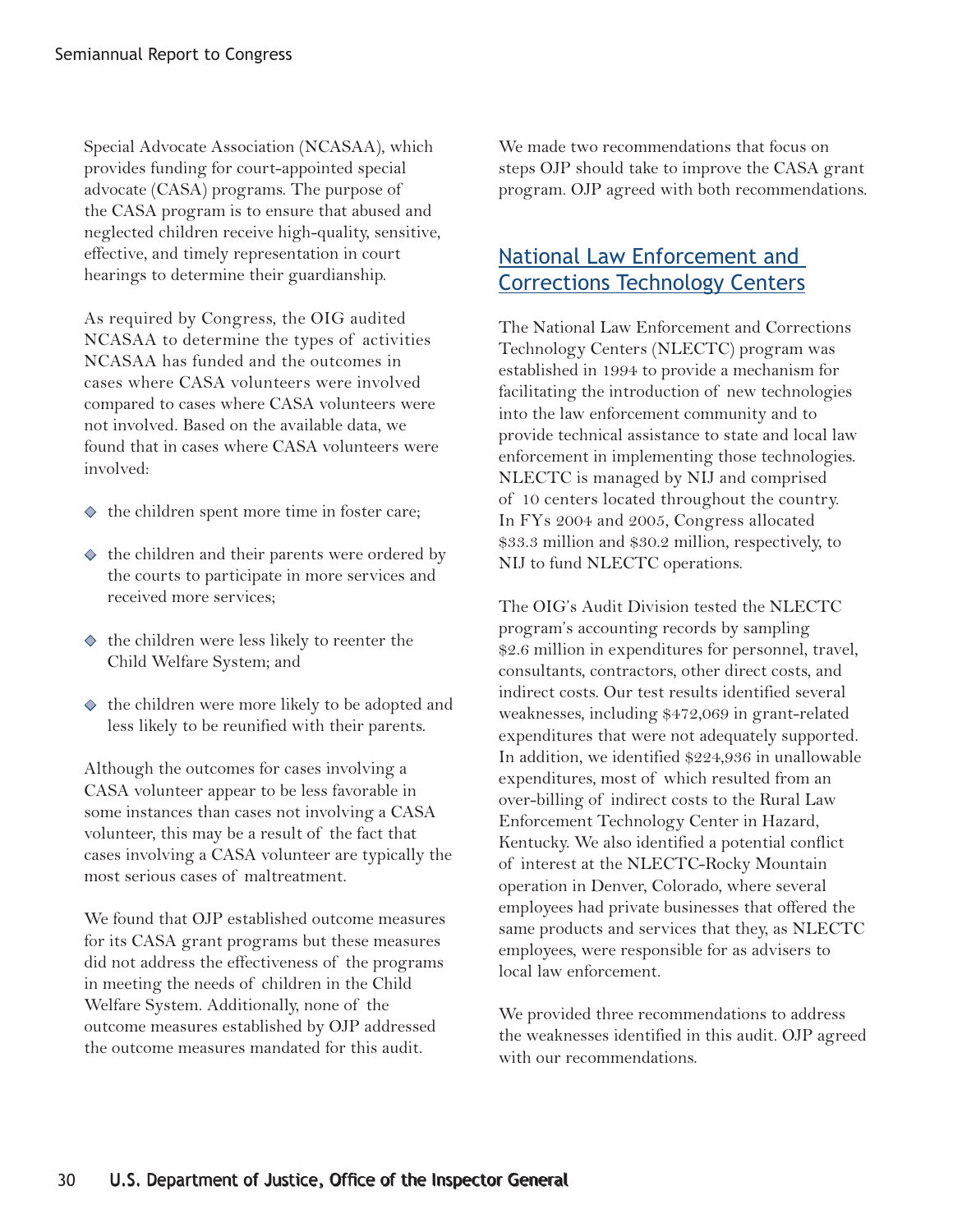Special Advocate Association (NCASAA), which provides funding for court-appointed special advocate (CASA) programs. The purpose of the CASA program is to ensure that abused and neglected children receive high-quality, sensitive, effective, and timely representation in court hearings to determine their guardianship.

As required by Congress, the OIG audited NCASAA to determine the types of activities NCASAA has funded and the outcomes in cases where CASA volunteers were involved compared to cases where CASA volunteers were not involved. Based on the available data, we found that in cases where CASA volunteers were involved:

- the children spent more time in foster care;
- the children and their parents were ordered by the courts to participate in more services and received more services;
- the children were less likely to reenter the Child Welfare System; and
- the children were more likely to be adopted and less likely to be reunified with their parents.

Although the outcomes for cases involving a CASA volunteer appear to be less favorable in some instances than cases not involving a CASA volunteer, this may be a result of the fact that cases involving a CASA volunteer are typically the most serious cases of maltreatment.

We found that OJP established outcome measures for its CASA grant programs but these measures did not address the effectiveness of the programs in meeting the needs of children in the Child Welfare System. Additionally, none of the outcome measures established by OJP addressed the outcome measures mandated for this audit.

We made two recommendations that focus on steps OJP should take to improve the CASA grant program. OJP agreed with both recommendations.

## National Law Enforcement and Corrections Technology Centers

The National Law Enforcement and Corrections Technology Centers (NLECTC) program was established in 1994 to provide a mechanism for facilitating the introduction of new technologies into the law enforcement community and to provide technical assistance to state and local law enforcement in implementing those technologies. NLECTC is managed by NIJ and comprised of 10 centers located throughout the country. In FYs 2004 and 2005, Congress allocated $33.3 million and $30.2 million, respectively, to NIJ to fund NLECTC operations.

The OIG's Audit Division tested the NLECTC program's accounting records by sampling $2.6 million in expenditures for personnel, travel, consultants, contractors, other direct costs, and indirect costs. Our test results identified several weaknesses, including $472,069 in grant-related expenditures that were not adequately supported. In addition, we identified $224,936 in unallowable expenditures, most of which resulted from an over-billing of indirect costs to the Rural Law Enforcement Technology Center in Hazard, Kentucky. We also identified a potential conflict of interest at the NLECTC-Rocky Mountain operation in Denver, Colorado, where several employees had private businesses that offered the same products and services that they, as NLECTC employees, were responsible for as advisers to local law enforcement.

We provided three recommendations to address the weaknesses identified in this audit. OJP agreed with our recommendations.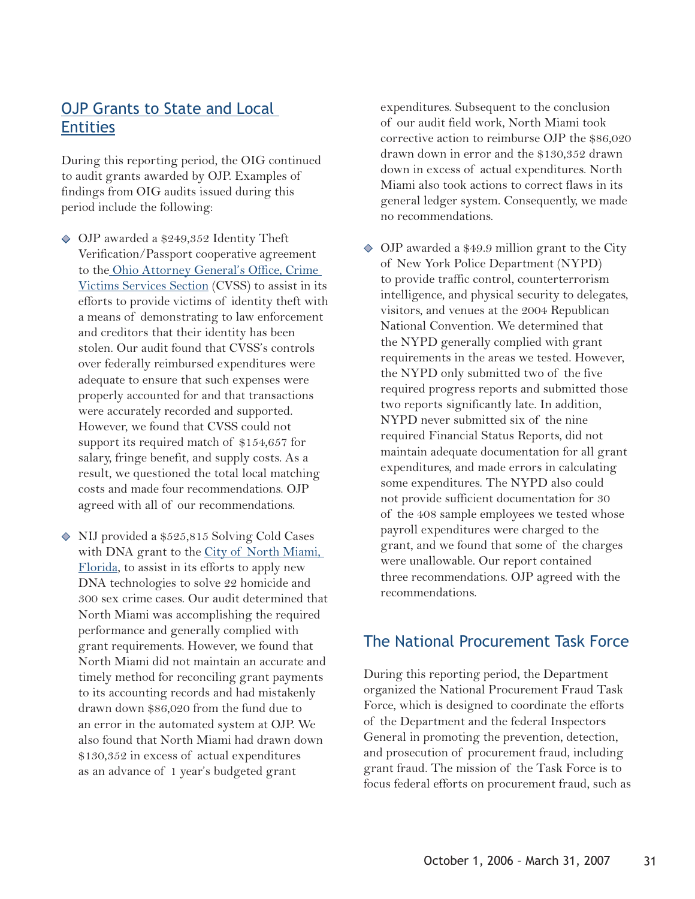## OJP Grants to State and Local Entities

During this reporting period, the OIG continued to audit grants awarded by OJP. Examples of findings from OIG audits issued during this period include the following:

- OJP awarded a $249,352 Identity Theft Verification/Passport cooperative agreement to the Ohio Attorney General's Office, Crime Victims Services Section (CVSS) to assist in its efforts to provide victims of identity theft with a means of demonstrating to law enforcement and creditors that their identity has been stolen. Our audit found that CVSS's controls over federally reimbursed expenditures were adequate to ensure that such expenses were properly accounted for and that transactions were accurately recorded and supported. However, we found that CVSS could not support its required match of $154,657 for salary, fringe benefit, and supply costs. As a result, we questioned the total local matching costs and made four recommendations. OJP agreed with all of our recommendations.

- NIJ provided a $525,815 Solving Cold Cases with DNA grant to the City of North Miami, Florida, to assist in its efforts to apply new DNA technologies to solve 22 homicide and 300 sex crime cases. Our audit determined that North Miami was accomplishing the required performance and generally complied with grant requirements. However, we found that North Miami did not maintain an accurate and timely method for reconciling grant payments to its accounting records and had mistakenly drawn down $86,020 from the fund due to an error in the automated system at OJP. We also found that North Miami had drawn down $130,352 in excess of actual expenditures as an advance of 1 year's budgeted grant expenditures. Subsequent to the conclusion of our audit field work, North Miami took corrective action to reimburse OJP the $86,020 drawn down in error and the $130,352 drawn down in excess of actual expenditures. North Miami also took actions to correct flaws in its general ledger system. Consequently, we made no recommendations.

- OJP awarded a $49.9 million grant to the City of New York Police Department (NYPD) to provide traffic control, counterterrorism intelligence, and physical security to delegates, visitors, and venues at the 2004 Republican National Convention. We determined that the NYPD generally complied with grant requirements in the areas we tested. However, the NYPD only submitted two of the five required progress reports and submitted those two reports significantly late. In addition, NYPD never submitted six of the nine required Financial Status Reports, did not maintain adequate documentation for all grant expenditures, and made errors in calculating some expenditures. The NYPD also could not provide sufficient documentation for 30 of the 408 sample employees we tested whose payroll expenditures were charged to the grant, and we found that some of the charges were unallowable. Our report contained three recommendations. OJP agreed with the recommendations.

## The National Procurement Task Force

During this reporting period, the Department organized the National Procurement Fraud Task Force, which is designed to coordinate the efforts of the Department and the federal Inspectors General in promoting the prevention, detection, and prosecution of procurement fraud, including grant fraud. The mission of the Task Force is to focus federal efforts on procurement fraud, such as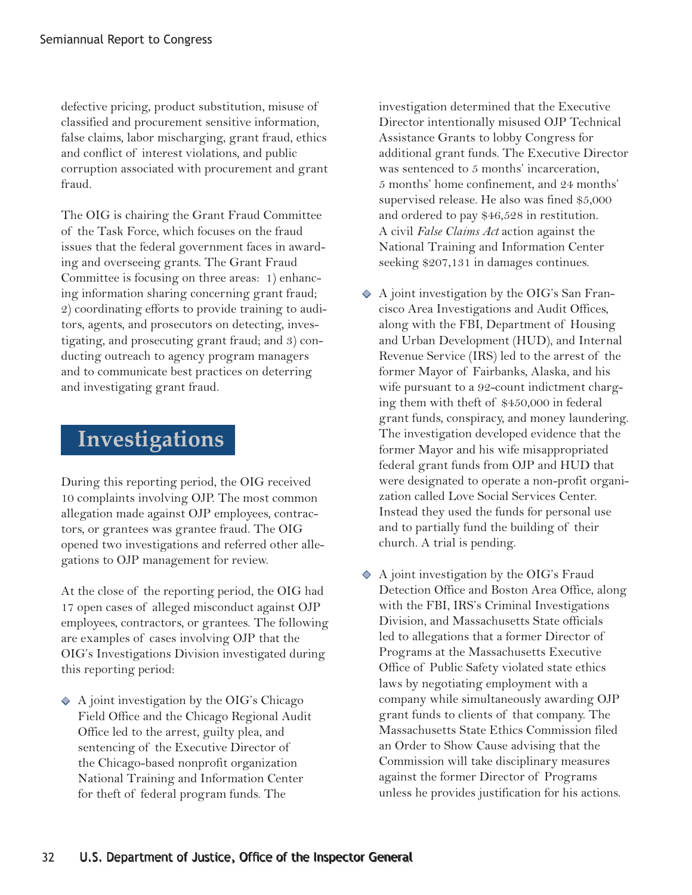defective pricing, product substitution, misuse of classified and procurement sensitive information, false claims, labor mischarging, grant fraud, ethics and conflict of interest violations, and public corruption associated with procurement and grant fraud.

The OIG is chairing the Grant Fraud Committee of the Task Force, which focuses on the fraud issues that the federal government faces in awarding and overseeing grants. The Grant Fraud Committee is focusing on three areas: 1) enhancing information sharing concerning grant fraud; 2) coordinating efforts to provide training to auditors, agents, and prosecutors on detecting, investigating, and prosecuting grant fraud; and 3) conducting outreach to agency program managers and to communicate best practices on deterring and investigating grant fraud.

## Investigations

During this reporting period, the OIG received 10 complaints involving OJP. The most common allegation made against OJP employees, contractors, or grantees was grantee fraud. The OIG opened two investigations and referred other allegations to OJP management for review.

At the close of the reporting period, the OIG had 17 open cases of alleged misconduct against OJP employees, contractors, or grantees. The following are examples of cases involving OJP that the OIG's Investigations Division investigated during this reporting period:

- A joint investigation by the OIG's Chicago Field Office and the Chicago Regional Audit Office led to the arrest, guilty plea, and sentencing of the Executive Director of the Chicago-based nonprofit organization National Training and Information Center for theft of federal program funds. The investigation determined that the Executive Director intentionally misused OJP Technical Assistance Grants to lobby Congress for additional grant funds. The Executive Director was sentenced to 5 months' incarceration, 5 months' home confinement, and 24 months' supervised release. He also was fined $5,000 and ordered to pay $46,528 in restitution. A civil *False Claims Act* action against the National Training and Information Center seeking $207,131 in damages continues.

- A joint investigation by the OIG's San Francisco Area Investigations and Audit Offices, along with the FBI, Department of Housing and Urban Development (HUD), and Internal Revenue Service (IRS) led to the arrest of the former Mayor of Fairbanks, Alaska, and his wife pursuant to a 92-count indictment charging them with theft of $450,000 in federal grant funds, conspiracy, and money laundering. The investigation developed evidence that the former Mayor and his wife misappropriated federal grant funds from OJP and HUD that were designated to operate a non-profit organization called Love Social Services Center. Instead they used the funds for personal use and to partially fund the building of their church. A trial is pending.

- A joint investigation by the OIG's Fraud Detection Office and Boston Area Office, along with the FBI, IRS's Criminal Investigations Division, and Massachusetts State officials led to allegations that a former Director of Programs at the Massachusetts Executive Office of Public Safety violated state ethics laws by negotiating employment with a company while simultaneously awarding OJP grant funds to clients of that company. The Massachusetts State Ethics Commission filed an Order to Show Cause advising that the Commission will take disciplinary measures against the former Director of Programs unless he provides justification for his actions.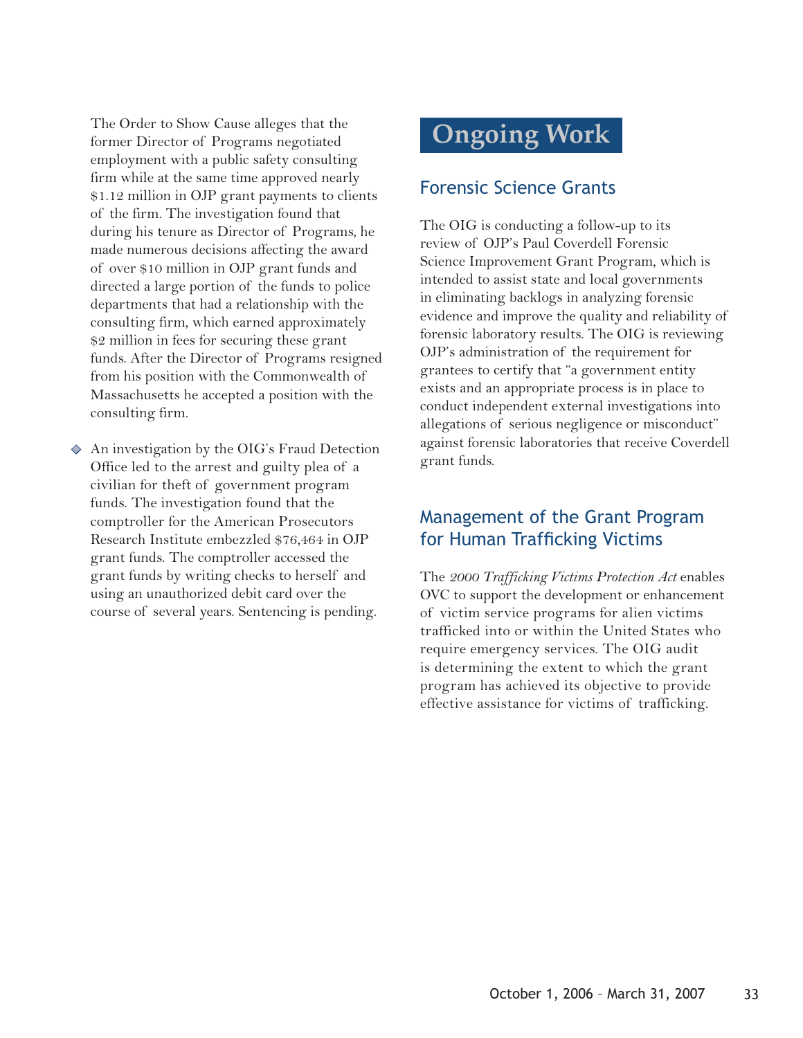The Order to Show Cause alleges that the former Director of Programs negotiated employment with a public safety consulting firm while at the same time approved nearly $1.12 million in OJP grant payments to clients of the firm. The investigation found that during his tenure as Director of Programs, he made numerous decisions affecting the award of over $10 million in OJP grant funds and directed a large portion of the funds to police departments that had a relationship with the consulting firm, which earned approximately $2 million in fees for securing these grant funds. After the Director of Programs resigned from his position with the Commonwealth of Massachusetts he accepted a position with the consulting firm.

- An investigation by the OIG's Fraud Detection Office led to the arrest and guilty plea of a civilian for theft of government program funds. The investigation found that the comptroller for the American Prosecutors Research Institute embezzled $76,464 in OJP grant funds. The comptroller accessed the grant funds by writing checks to herself and using an unauthorized debit card over the course of several years. Sentencing is pending.

# Ongoing Work

## Forensic Science Grants

The OIG is conducting a follow-up to its review of OJP's Paul Coverdell Forensic Science Improvement Grant Program, which is intended to assist state and local governments in eliminating backlogs in analyzing forensic evidence and improve the quality and reliability of forensic laboratory results. The OIG is reviewing OJP's administration of the requirement for grantees to certify that "a government entity exists and an appropriate process is in place to conduct independent external investigations into allegations of serious negligence or misconduct" against forensic laboratories that receive Coverdell grant funds.

## Management of the Grant Program for Human Trafficking Victims

The *2000 Trafficking Victims Protection Act* enables OVC to support the development or enhancement of victim service programs for alien victims trafficked into or within the United States who require emergency services. The OIG audit is determining the extent to which the grant program has achieved its objective to provide effective assistance for victims of trafficking.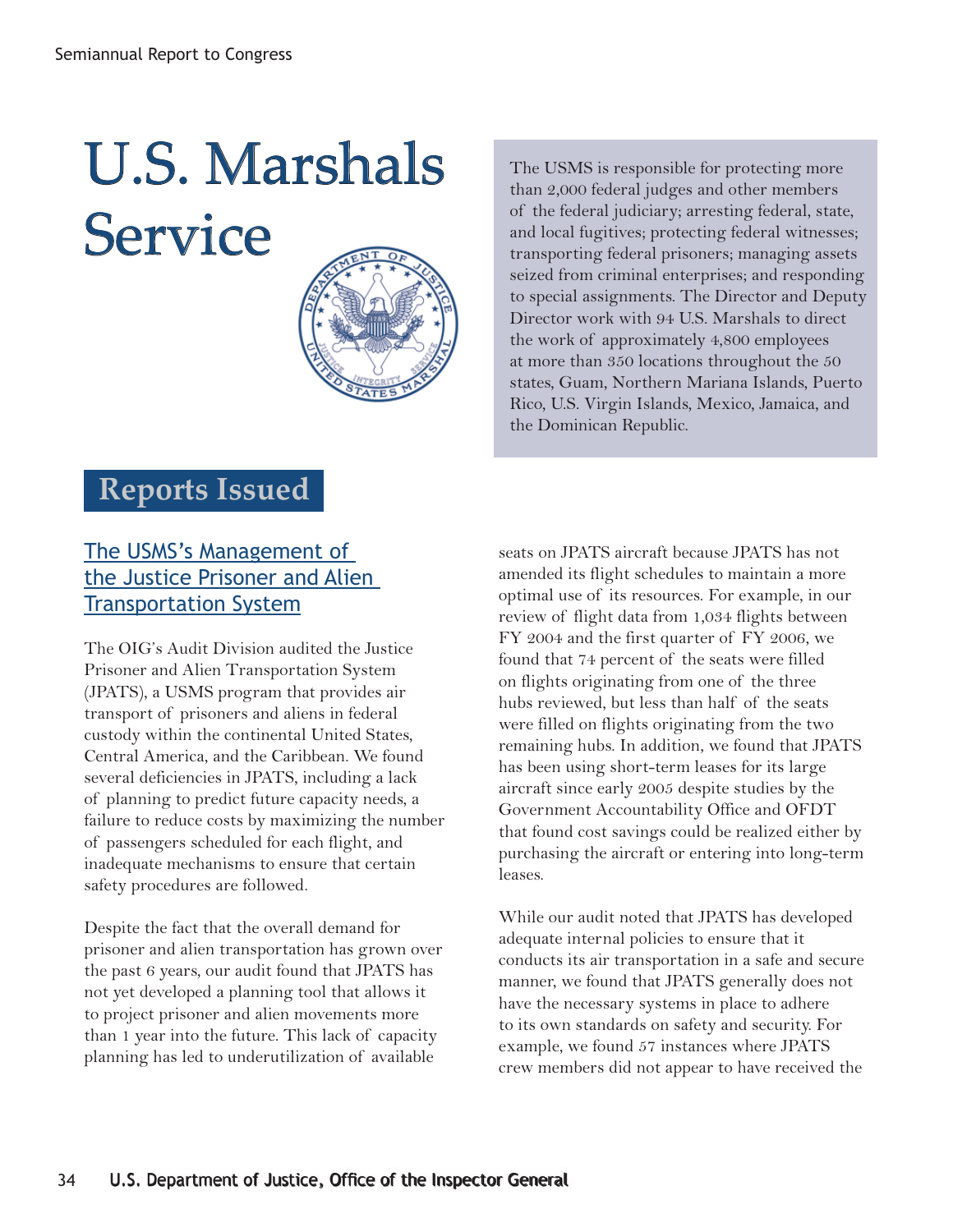# U.S. Marshals Service

The USMS is responsible for protecting more than 2,000 federal judges and other members of the federal judiciary; arresting federal, state, and local fugitives; protecting federal witnesses; transporting federal prisoners; managing assets seized from criminal enterprises; and responding to special assignments. The Director and Deputy Director work with 94 U.S. Marshals to direct the work of approximately 4,800 employees at more than 350 locations throughout the 50 states, Guam, Northern Mariana Islands, Puerto Rico, U.S. Virgin Islands, Mexico, Jamaica, and the Dominican Republic.

## Reports Issued

### The USMS's Management of the Justice Prisoner and Alien Transportation System

The OIG's Audit Division audited the Justice Prisoner and Alien Transportation System (JPATS), a USMS program that provides air transport of prisoners and aliens in federal custody within the continental United States, Central America, and the Caribbean. We found several deficiencies in JPATS, including a lack of planning to predict future capacity needs, a failure to reduce costs by maximizing the number of passengers scheduled for each flight, and inadequate mechanisms to ensure that certain safety procedures are followed.

Despite the fact that the overall demand for prisoner and alien transportation has grown over the past 6 years, our audit found that JPATS has not yet developed a planning tool that allows it to project prisoner and alien movements more than 1 year into the future. This lack of capacity planning has led to underutilization of available seats on JPATS aircraft because JPATS has not amended its flight schedules to maintain a more optimal use of its resources. For example, in our review of flight data from 1,034 flights between FY 2004 and the first quarter of FY 2006, we found that 74 percent of the seats were filled on flights originating from one of the three hubs reviewed, but less than half of the seats were filled on flights originating from the two remaining hubs. In addition, we found that JPATS has been using short-term leases for its large aircraft since early 2005 despite studies by the Government Accountability Office and OFDT that found cost savings could be realized either by purchasing the aircraft or entering into long-term leases.

While our audit noted that JPATS has developed adequate internal policies to ensure that it conducts its air transportation in a safe and secure manner, we found that JPATS generally does not have the necessary systems in place to adhere to its own standards on safety and security. For example, we found 57 instances where JPATS crew members did not appear to have received the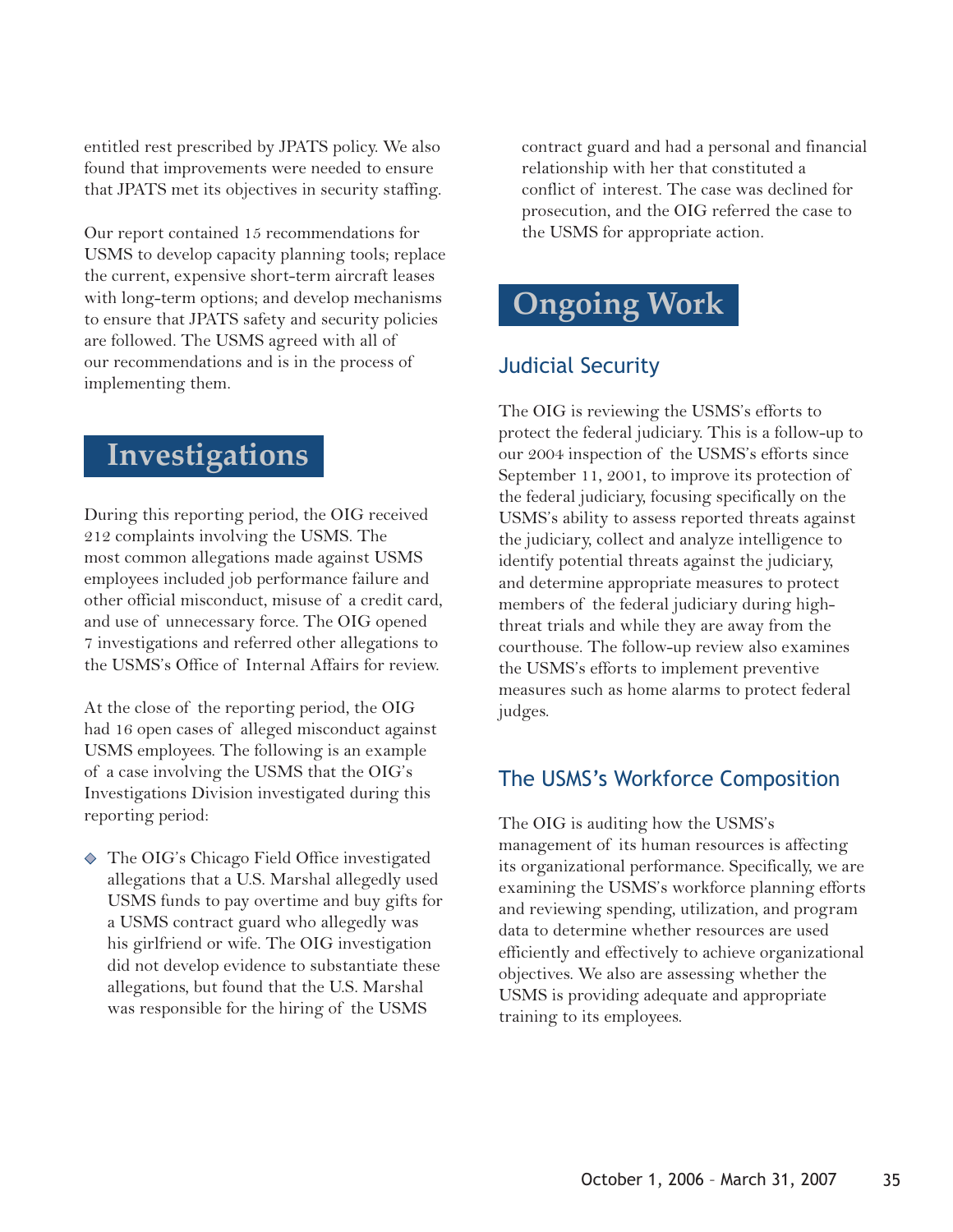entitled rest prescribed by JPATS policy. We also found that improvements were needed to ensure that JPATS met its objectives in security staffing.

Our report contained 15 recommendations for USMS to develop capacity planning tools; replace the current, expensive short-term aircraft leases with long-term options; and develop mechanisms to ensure that JPATS safety and security policies are followed. The USMS agreed with all of our recommendations and is in the process of implementing them.

## Investigations

During this reporting period, the OIG received 212 complaints involving the USMS. The most common allegations made against USMS employees included job performance failure and other official misconduct, misuse of a credit card, and use of unnecessary force. The OIG opened 7 investigations and referred other allegations to the USMS's Office of Internal Affairs for review.

At the close of the reporting period, the OIG had 16 open cases of alleged misconduct against USMS employees. The following is an example of a case involving the USMS that the OIG's Investigations Division investigated during this reporting period:

- The OIG's Chicago Field Office investigated allegations that a U.S. Marshal allegedly used USMS funds to pay overtime and buy gifts for a USMS contract guard who allegedly was his girlfriend or wife. The OIG investigation did not develop evidence to substantiate these allegations, but found that the U.S. Marshal was responsible for the hiring of the USMS contract guard and had a personal and financial relationship with her that constituted a conflict of interest. The case was declined for prosecution, and the OIG referred the case to the USMS for appropriate action.

## Ongoing Work

### Judicial Security

The OIG is reviewing the USMS's efforts to protect the federal judiciary. This is a follow-up to our 2004 inspection of the USMS's efforts since September 11, 2001, to improve its protection of the federal judiciary, focusing specifically on the USMS's ability to assess reported threats against the judiciary, collect and analyze intelligence to identify potential threats against the judiciary, and determine appropriate measures to protect members of the federal judiciary during high-threat trials and while they are away from the courthouse. The follow-up review also examines the USMS's efforts to implement preventive measures such as home alarms to protect federal judges.

### The USMS's Workforce Composition

The OIG is auditing how the USMS's management of its human resources is affecting its organizational performance. Specifically, we are examining the USMS's workforce planning efforts and reviewing spending, utilization, and program data to determine whether resources are used efficiently and effectively to achieve organizational objectives. We also are assessing whether the USMS is providing adequate and appropriate training to its employees.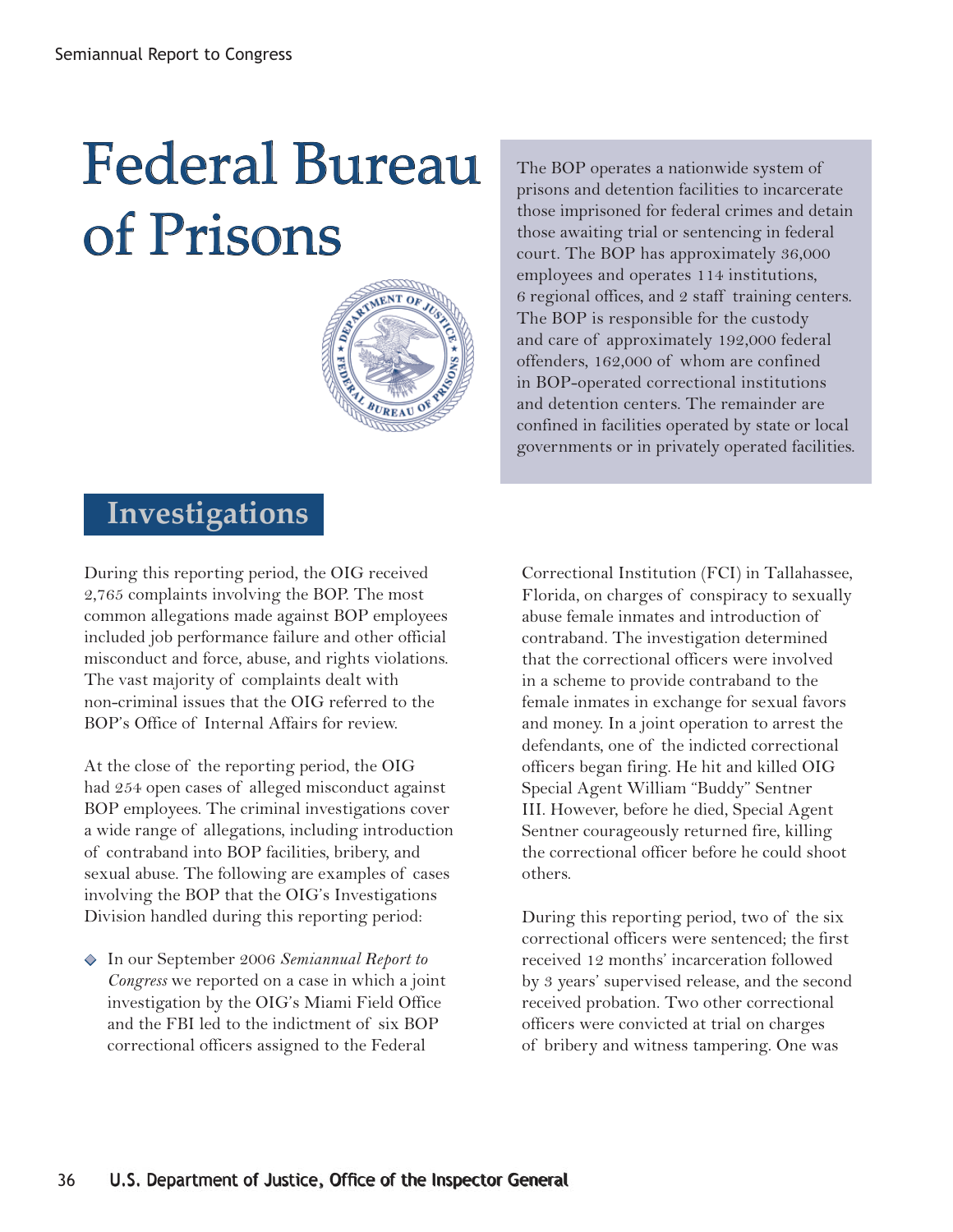# Federal Bureau of Prisons

The BOP operates a nationwide system of prisons and detention facilities to incarcerate those imprisoned for federal crimes and detain those awaiting trial or sentencing in federal court. The BOP has approximately 36,000 employees and operates 114 institutions, 6 regional offices, and 2 staff training centers. The BOP is responsible for the custody and care of approximately 192,000 federal offenders, 162,000 of whom are confined in BOP-operated correctional institutions and detention centers. The remainder are confined in facilities operated by state or local governments or in privately operated facilities.

## Investigations

During this reporting period, the OIG received 2,765 complaints involving the BOP. The most common allegations made against BOP employees included job performance failure and other official misconduct and force, abuse, and rights violations. The vast majority of complaints dealt with non-criminal issues that the OIG referred to the BOP's Office of Internal Affairs for review.

At the close of the reporting period, the OIG had 254 open cases of alleged misconduct against BOP employees. The criminal investigations cover a wide range of allegations, including introduction of contraband into BOP facilities, bribery, and sexual abuse. The following are examples of cases involving the BOP that the OIG's Investigations Division handled during this reporting period:

- In our September 2006 *Semiannual Report to Congress* we reported on a case in which a joint investigation by the OIG's Miami Field Office and the FBI led to the indictment of six BOP correctional officers assigned to the Federal Correctional Institution (FCI) in Tallahassee, Florida, on charges of conspiracy to sexually abuse female inmates and introduction of contraband. The investigation determined that the correctional officers were involved in a scheme to provide contraband to the female inmates in exchange for sexual favors and money. In a joint operation to arrest the defendants, one of the indicted correctional officers began firing. He hit and killed OIG Special Agent William "Buddy" Sentner III. However, before he died, Special Agent Sentner courageously returned fire, killing the correctional officer before he could shoot others.

  During this reporting period, two of the six correctional officers were sentenced; the first received 12 months' incarceration followed by 3 years' supervised release, and the second received probation. Two other correctional officers were convicted at trial on charges of bribery and witness tampering. One was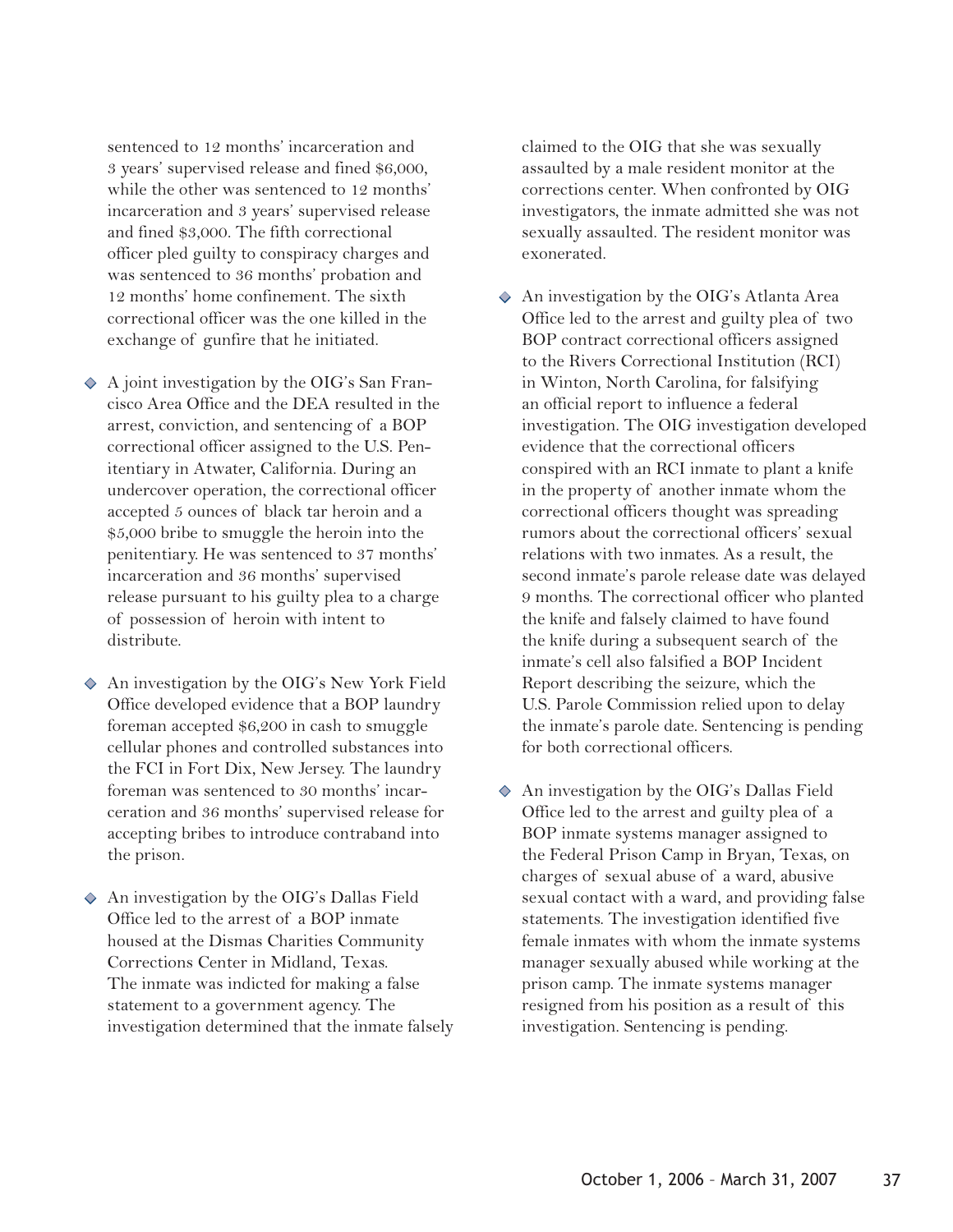sentenced to 12 months' incarceration and 3 years' supervised release and fined $6,000, while the other was sentenced to 12 months' incarceration and 3 years' supervised release and fined $3,000. The fifth correctional officer pled guilty to conspiracy charges and was sentenced to 36 months' probation and 12 months' home confinement. The sixth correctional officer was the one killed in the exchange of gunfire that he initiated.

- A joint investigation by the OIG's San Francisco Area Office and the DEA resulted in the arrest, conviction, and sentencing of a BOP correctional officer assigned to the U.S. Penitentiary in Atwater, California. During an undercover operation, the correctional officer accepted 5 ounces of black tar heroin and a $5,000 bribe to smuggle the heroin into the penitentiary. He was sentenced to 37 months' incarceration and 36 months' supervised release pursuant to his guilty plea to a charge of possession of heroin with intent to distribute.

- An investigation by the OIG's New York Field Office developed evidence that a BOP laundry foreman accepted $6,200 in cash to smuggle cellular phones and controlled substances into the FCI in Fort Dix, New Jersey. The laundry foreman was sentenced to 30 months' incarceration and 36 months' supervised release for accepting bribes to introduce contraband into the prison.

- An investigation by the OIG's Dallas Field Office led to the arrest of a BOP inmate housed at the Dismas Charities Community Corrections Center in Midland, Texas. The inmate was indicted for making a false statement to a government agency. The investigation determined that the inmate falsely claimed to the OIG that she was sexually assaulted by a male resident monitor at the corrections center. When confronted by OIG investigators, the inmate admitted she was not sexually assaulted. The resident monitor was exonerated.

- An investigation by the OIG's Atlanta Area Office led to the arrest and guilty plea of two BOP contract correctional officers assigned to the Rivers Correctional Institution (RCI) in Winton, North Carolina, for falsifying an official report to influence a federal investigation. The OIG investigation developed evidence that the correctional officers conspired with an RCI inmate to plant a knife in the property of another inmate whom the correctional officers thought was spreading rumors about the correctional officers' sexual relations with two inmates. As a result, the second inmate's parole release date was delayed 9 months. The correctional officer who planted the knife and falsely claimed to have found the knife during a subsequent search of the inmate's cell also falsified a BOP Incident Report describing the seizure, which the U.S. Parole Commission relied upon to delay the inmate's parole date. Sentencing is pending for both correctional officers.

- An investigation by the OIG's Dallas Field Office led to the arrest and guilty plea of a BOP inmate systems manager assigned to the Federal Prison Camp in Bryan, Texas, on charges of sexual abuse of a ward, abusive sexual contact with a ward, and providing false statements. The investigation identified five female inmates with whom the inmate systems manager sexually abused while working at the prison camp. The inmate systems manager resigned from his position as a result of this investigation. Sentencing is pending.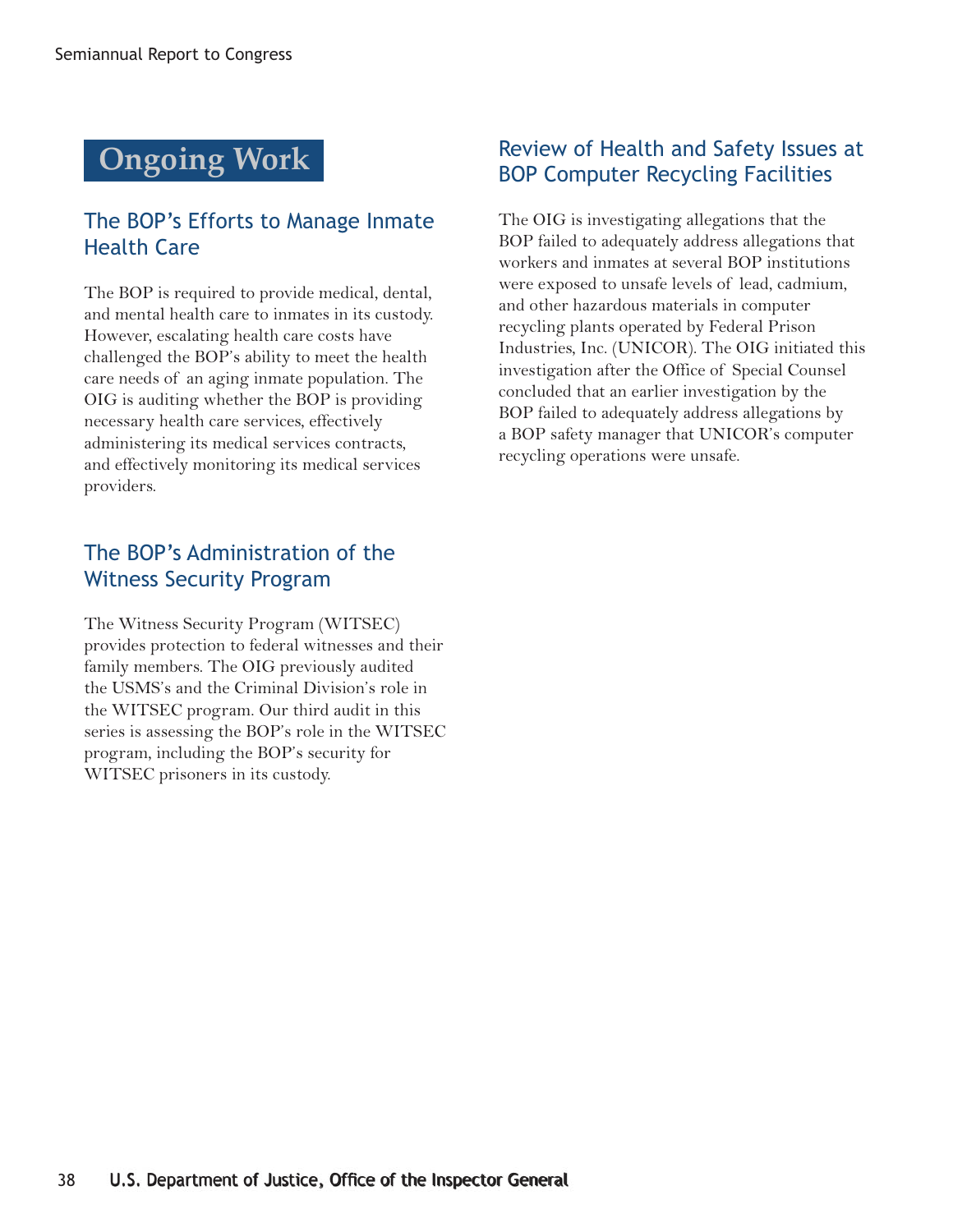# Ongoing Work

## The BOP's Efforts to Manage Inmate Health Care

The BOP is required to provide medical, dental, and mental health care to inmates in its custody. However, escalating health care costs have challenged the BOP's ability to meet the health care needs of an aging inmate population. The OIG is auditing whether the BOP is providing necessary health care services, effectively administering its medical services contracts, and effectively monitoring its medical services providers.

## The BOP's Administration of the Witness Security Program

The Witness Security Program (WITSEC) provides protection to federal witnesses and their family members. The OIG previously audited the USMS's and the Criminal Division's role in the WITSEC program. Our third audit in this series is assessing the BOP's role in the WITSEC program, including the BOP's security for WITSEC prisoners in its custody.

## Review of Health and Safety Issues at BOP Computer Recycling Facilities

The OIG is investigating allegations that the BOP failed to adequately address allegations that workers and inmates at several BOP institutions were exposed to unsafe levels of lead, cadmium, and other hazardous materials in computer recycling plants operated by Federal Prison Industries, Inc. (UNICOR). The OIG initiated this investigation after the Office of Special Counsel concluded that an earlier investigation by the BOP failed to adequately address allegations by a BOP safety manager that UNICOR's computer recycling operations were unsafe.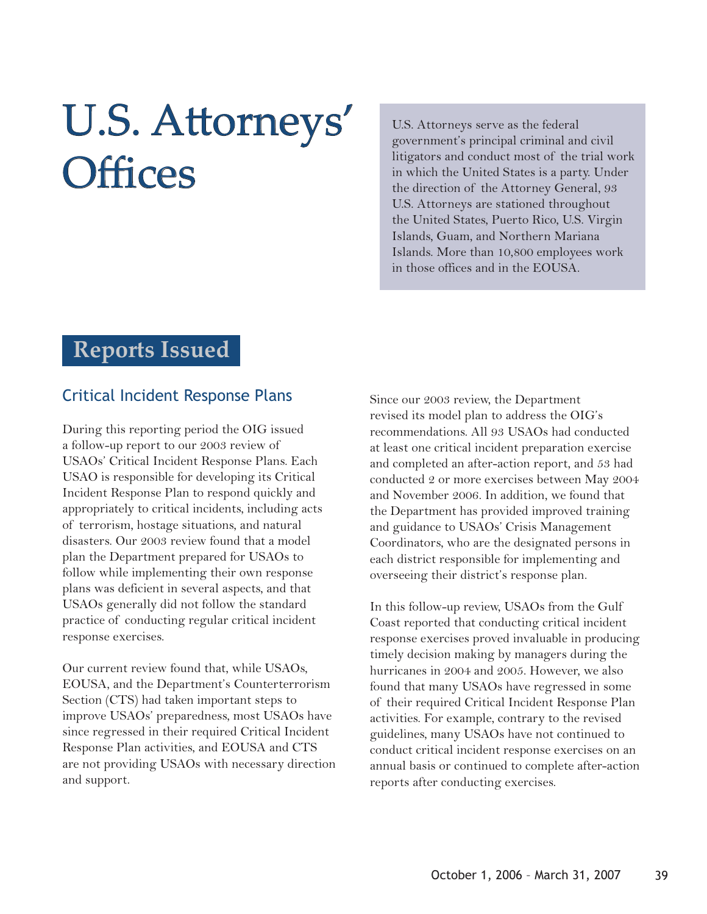# U.S. Attorneys' Offices

U.S. Attorneys serve as the federal government's principal criminal and civil litigators and conduct most of the trial work in which the United States is a party. Under the direction of the Attorney General, 93 U.S. Attorneys are stationed throughout the United States, Puerto Rico, U.S. Virgin Islands, Guam, and Northern Mariana Islands. More than 10,800 employees work in those offices and in the EOUSA.

## Reports Issued

### Critical Incident Response Plans

During this reporting period the OIG issued a follow-up report to our 2003 review of USAOs' Critical Incident Response Plans. Each USAO is responsible for developing its Critical Incident Response Plan to respond quickly and appropriately to critical incidents, including acts of terrorism, hostage situations, and natural disasters. Our 2003 review found that a model plan the Department prepared for USAOs to follow while implementing their own response plans was deficient in several aspects, and that USAOs generally did not follow the standard practice of conducting regular critical incident response exercises.

Our current review found that, while USAOs, EOUSA, and the Department's Counterterrorism Section (CTS) had taken important steps to improve USAOs' preparedness, most USAOs have since regressed in their required Critical Incident Response Plan activities, and EOUSA and CTS are not providing USAOs with necessary direction and support.

Since our 2003 review, the Department revised its model plan to address the OIG's recommendations. All 93 USAOs had conducted at least one critical incident preparation exercise and completed an after-action report, and 53 had conducted 2 or more exercises between May 2004 and November 2006. In addition, we found that the Department has provided improved training and guidance to USAOs' Crisis Management Coordinators, who are the designated persons in each district responsible for implementing and overseeing their district's response plan.

In this follow-up review, USAOs from the Gulf Coast reported that conducting critical incident response exercises proved invaluable in producing timely decision making by managers during the hurricanes in 2004 and 2005. However, we also found that many USAOs have regressed in some of their required Critical Incident Response Plan activities. For example, contrary to the revised guidelines, many USAOs have not continued to conduct critical incident response exercises on an annual basis or continued to complete after-action reports after conducting exercises.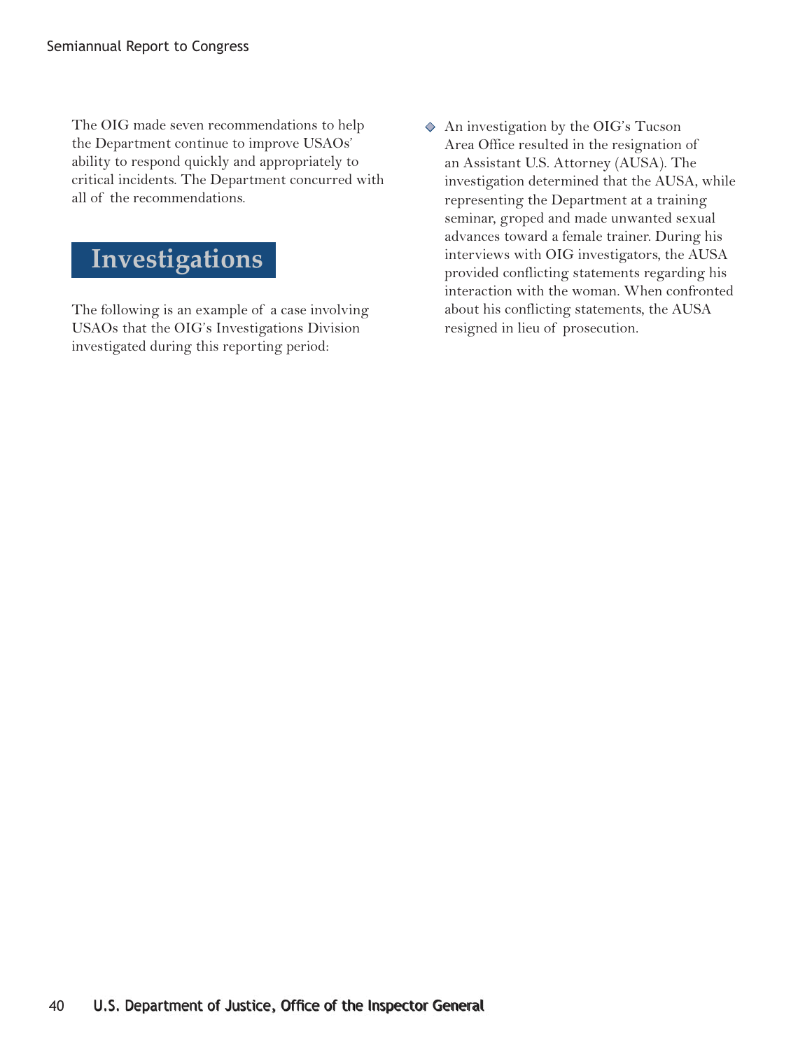The OIG made seven recommendations to help the Department continue to improve USAOs' ability to respond quickly and appropriately to critical incidents. The Department concurred with all of the recommendations.

## Investigations

The following is an example of a case involving USAOs that the OIG's Investigations Division investigated during this reporting period:

- An investigation by the OIG's Tucson Area Office resulted in the resignation of an Assistant U.S. Attorney (AUSA). The investigation determined that the AUSA, while representing the Department at a training seminar, groped and made unwanted sexual advances toward a female trainer. During his interviews with OIG investigators, the AUSA provided conflicting statements regarding his interaction with the woman. When confronted about his conflicting statements, the AUSA resigned in lieu of prosecution.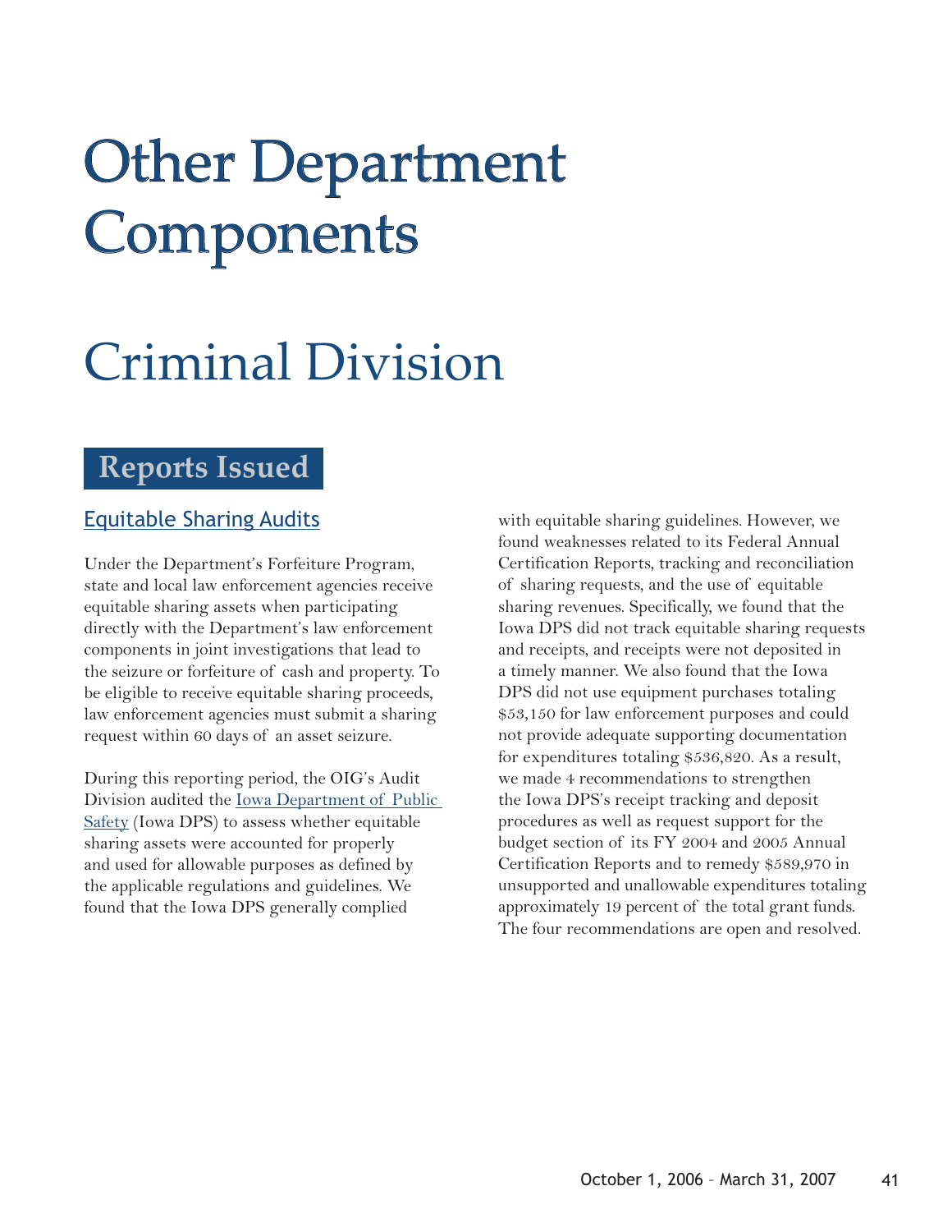# Other Department Components

# Criminal Division

## Reports Issued

### Equitable Sharing Audits

Under the Department's Forfeiture Program, state and local law enforcement agencies receive equitable sharing assets when participating directly with the Department's law enforcement components in joint investigations that lead to the seizure or forfeiture of cash and property. To be eligible to receive equitable sharing proceeds, law enforcement agencies must submit a sharing request within 60 days of an asset seizure.

During this reporting period, the OIG's Audit Division audited the Iowa Department of Public Safety (Iowa DPS) to assess whether equitable sharing assets were accounted for properly and used for allowable purposes as defined by the applicable regulations and guidelines. We found that the Iowa DPS generally complied with equitable sharing guidelines. However, we found weaknesses related to its Federal Annual Certification Reports, tracking and reconciliation of sharing requests, and the use of equitable sharing revenues. Specifically, we found that the Iowa DPS did not track equitable sharing requests and receipts, and receipts were not deposited in a timely manner. We also found that the Iowa DPS did not use equipment purchases totaling $53,150 for law enforcement purposes and could not provide adequate supporting documentation for expenditures totaling $536,820. As a result, we made 4 recommendations to strengthen the Iowa DPS's receipt tracking and deposit procedures as well as request support for the budget section of its FY 2004 and 2005 Annual Certification Reports and to remedy $589,970 in unsupported and unallowable expenditures totaling approximately 19 percent of the total grant funds. The four recommendations are open and resolved.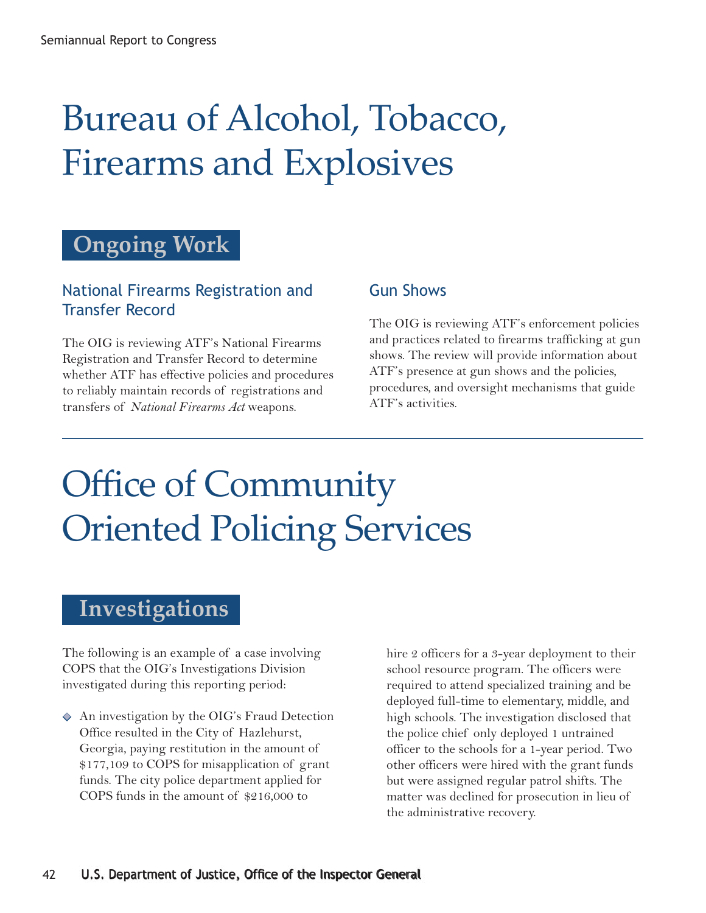# Bureau of Alcohol, Tobacco, Firearms and Explosives

## Ongoing Work

### National Firearms Registration and Transfer Record

The OIG is reviewing ATF's National Firearms Registration and Transfer Record to determine whether ATF has effective policies and procedures to reliably maintain records of registrations and transfers of *National Firearms Act* weapons.

### Gun Shows

The OIG is reviewing ATF's enforcement policies and practices related to firearms trafficking at gun shows. The review will provide information about ATF's presence at gun shows and the policies, procedures, and oversight mechanisms that guide ATF's activities.

# Office of Community Oriented Policing Services

## Investigations

The following is an example of a case involving COPS that the OIG's Investigations Division investigated during this reporting period:

- An investigation by the OIG's Fraud Detection Office resulted in the City of Hazlehurst, Georgia, paying restitution in the amount of $177,109 to COPS for misapplication of grant funds. The city police department applied for COPS funds in the amount of $216,000 to hire 2 officers for a 3-year deployment to their school resource program. The officers were required to attend specialized training and be deployed full-time to elementary, middle, and high schools. The investigation disclosed that the police chief only deployed 1 untrained officer to the schools for a 1-year period. Two other officers were hired with the grant funds but were assigned regular patrol shifts. The matter was declined for prosecution in lieu of the administrative recovery.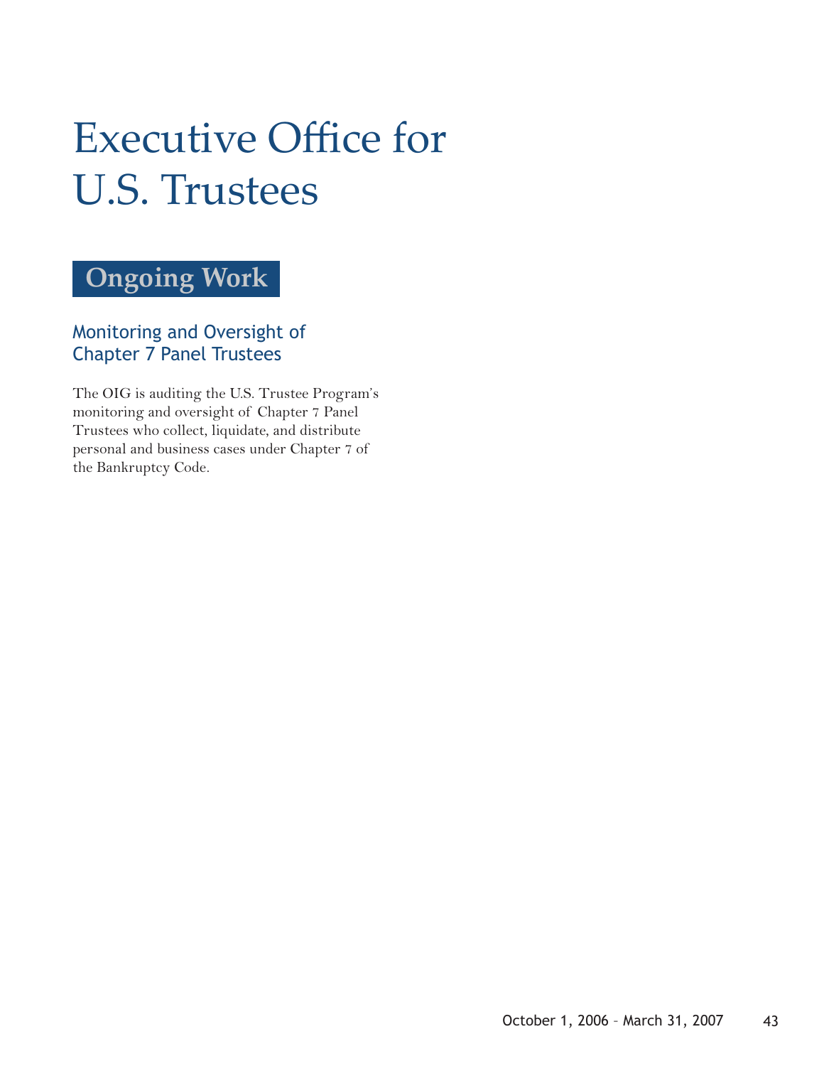# Executive Office for U.S. Trustees

## Ongoing Work

### Monitoring and Oversight of Chapter 7 Panel Trustees

The OIG is auditing the U.S. Trustee Program's monitoring and oversight of Chapter 7 Panel Trustees who collect, liquidate, and distribute personal and business cases under Chapter 7 of the Bankruptcy Code.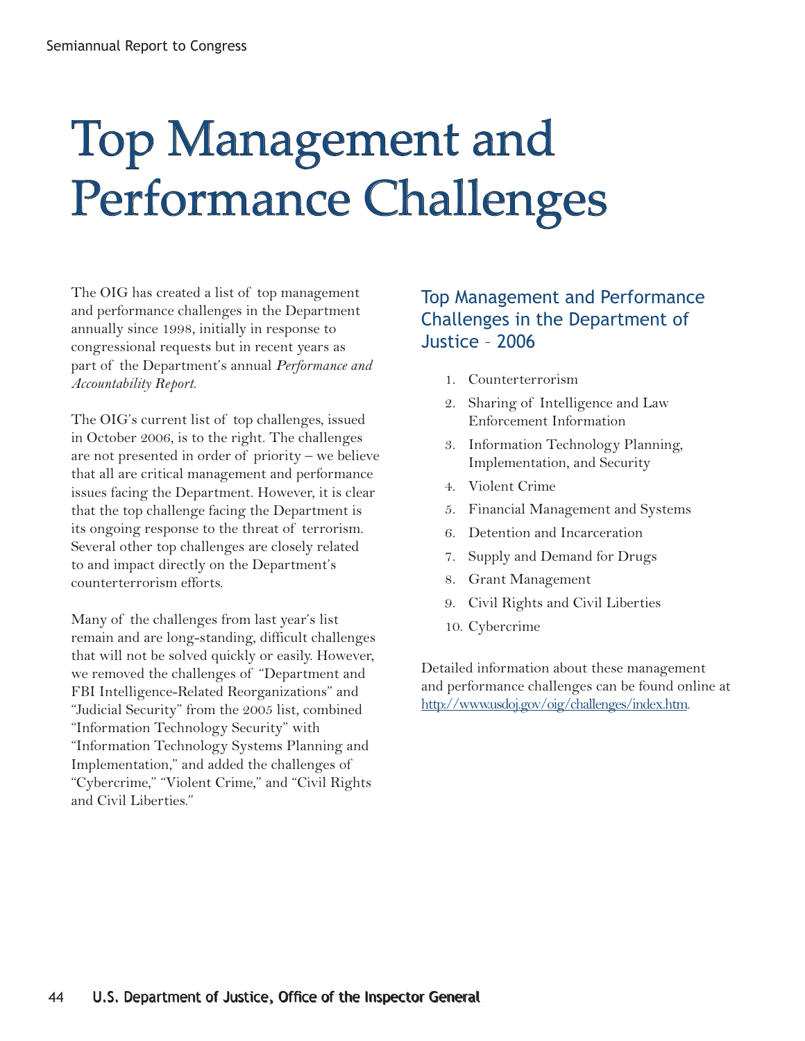# Top Management and Performance Challenges

The OIG has created a list of top management and performance challenges in the Department annually since 1998, initially in response to congressional requests but in recent years as part of the Department's annual *Performance and Accountability Report*.

The OIG's current list of top challenges, issued in October 2006, is to the right. The challenges are not presented in order of priority – we believe that all are critical management and performance issues facing the Department. However, it is clear that the top challenge facing the Department is its ongoing response to the threat of terrorism. Several other top challenges are closely related to and impact directly on the Department's counterterrorism efforts.

Many of the challenges from last year's list remain and are long-standing, difficult challenges that will not be solved quickly or easily. However, we removed the challenges of "Department and FBI Intelligence-Related Reorganizations" and "Judicial Security" from the 2005 list, combined "Information Technology Security" with "Information Technology Systems Planning and Implementation," and added the challenges of "Cybercrime," "Violent Crime," and "Civil Rights and Civil Liberties."

## Top Management and Performance Challenges in the Department of Justice – 2006

1. Counterterrorism
2. Sharing of Intelligence and Law Enforcement Information
3. Information Technology Planning, Implementation, and Security
4. Violent Crime
5. Financial Management and Systems
6. Detention and Incarceration
7. Supply and Demand for Drugs
8. Grant Management
9. Civil Rights and Civil Liberties
10. Cybercrime

Detailed information about these management and performance challenges can be found online at http://www.usdoj.gov/oig/challenges/index.htm.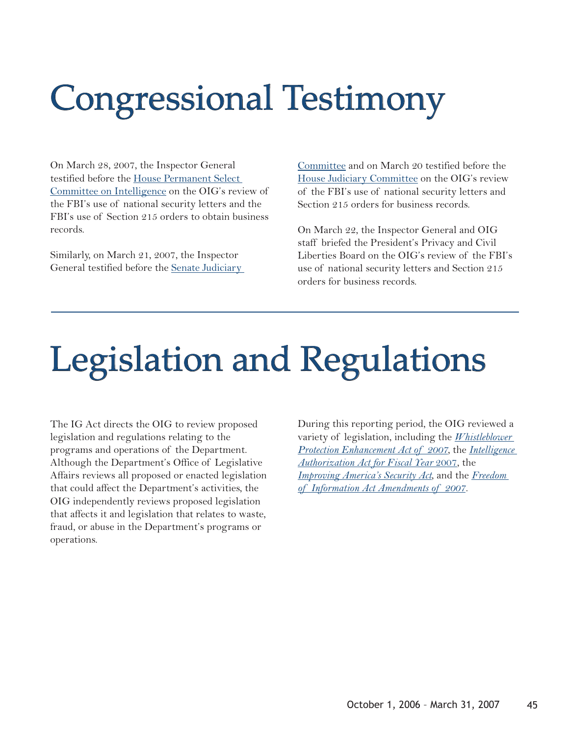# Congressional Testimony

On March 28, 2007, the Inspector General testified before the House Permanent Select Committee on Intelligence on the OIG's review of the FBI's use of national security letters and the FBI's use of Section 215 orders to obtain business records.

Similarly, on March 21, 2007, the Inspector General testified before the Senate Judiciary Committee and on March 20 testified before the House Judiciary Committee on the OIG's review of the FBI's use of national security letters and Section 215 orders for business records.

On March 22, the Inspector General and OIG staff briefed the President's Privacy and Civil Liberties Board on the OIG's review of the FBI's use of national security letters and Section 215 orders for business records.

# Legislation and Regulations

The IG Act directs the OIG to review proposed legislation and regulations relating to the programs and operations of the Department. Although the Department's Office of Legislative Affairs reviews all proposed or enacted legislation that could affect the Department's activities, the OIG independently reviews proposed legislation that affects it and legislation that relates to waste, fraud, or abuse in the Department's programs or operations.

During this reporting period, the OIG reviewed a variety of legislation, including the *Whistleblower Protection Enhancement Act of 2007*, the *Intelligence Authorization Act for Fiscal Year 2007*, the *Improving America's Security Act*, and the *Freedom of Information Act Amendments of 2007*.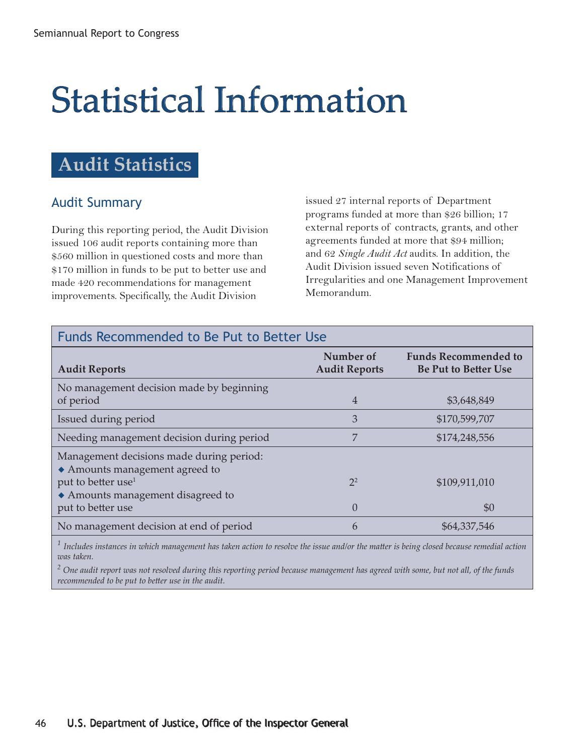# Statistical Information

## Audit Statistics

### Audit Summary

During this reporting period, the Audit Division issued 106 audit reports containing more than $560 million in questioned costs and more than $170 million in funds to be put to better use and made 420 recommendations for management improvements. Specifically, the Audit Division issued 27 internal reports of Department programs funded at more than $26 billion; 17 external reports of contracts, grants, and other agreements funded at more that $94 million; and 62 *Single Audit Act* audits. In addition, the Audit Division issued seven Notifications of Irregularities and one Management Improvement Memorandum.

**Funds Recommended to Be Put to Better Use**

| Audit Reports | Number of Audit Reports | Funds Recommended to Be Put to Better Use |
|---|---|---|
| No management decision made by beginning of period | 4 | $3,648,849 |
| Issued during period | 3 | $170,599,707 |
| Needing management decision during period | 7 | $174,248,556 |
| Management decisions made during period: | | |
| ◆ Amounts management agreed to put to better use[1] | 2[2] | $109,911,010 |
| ◆ Amounts management disagreed to put to better use | 0 | $0 |
| No management decision at end of period | 6 | $64,337,546 |

[1] *Includes instances in which management has taken action to resolve the issue and/or the matter is being closed because remedial action was taken.*

[2] *One audit report was not resolved during this reporting period because management has agreed with some, but not all, of the funds recommended to be put to better use in the audit.*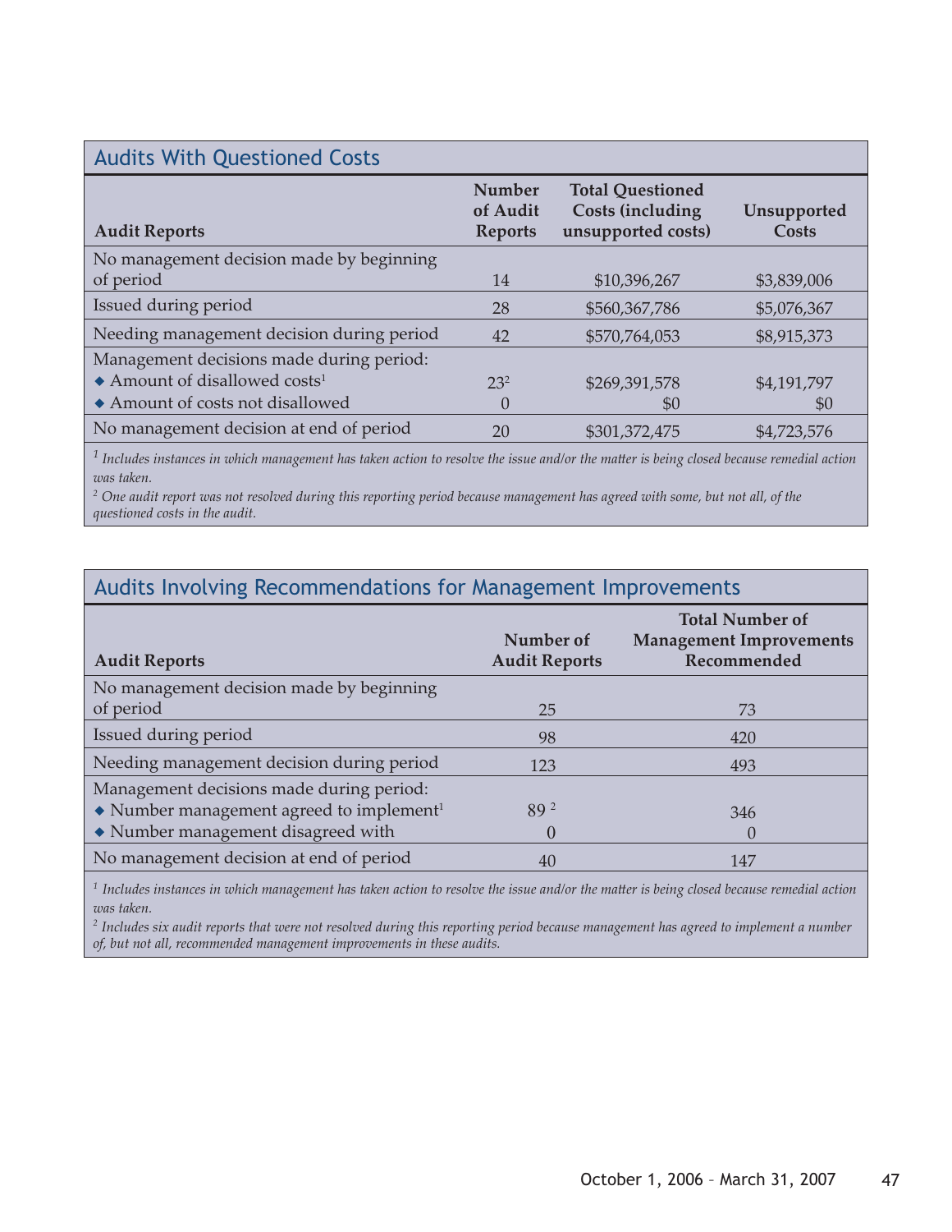## Audits With Questioned Costs

| Audit Reports | Number of Audit Reports | Total Questioned Costs (including unsupported costs) | Unsupported Costs |
|---|---|---|---|
| No management decision made by beginning of period | 14 | $10,396,267 | $3,839,006 |
| Issued during period | 28 | $560,367,786 | $5,076,367 |
| Needing management decision during period | 42 | $570,764,053 | $8,915,373 |
| Management decisions made during period: | | | |
| ◆ Amount of disallowed costs[1] | 23[2] | $269,391,578 | $4,191,797 |
| ◆ Amount of costs not disallowed | 0 | $0 | $0 |
| No management decision at end of period | 20 | $301,372,475 | $4,723,576 |

*[1] Includes instances in which management has taken action to resolve the issue and/or the matter is being closed because remedial action was taken.*
*[2] One audit report was not resolved during this reporting period because management has agreed with some, but not all, of the questioned costs in the audit.*

## Audits Involving Recommendations for Management Improvements

| Audit Reports | Number of Audit Reports | Total Number of Management Improvements Recommended |
|---|---|---|
| No management decision made by beginning of period | 25 | 73 |
| Issued during period | 98 | 420 |
| Needing management decision during period | 123 | 493 |
| Management decisions made during period: | | |
| ◆ Number management agreed to implement[1] | 89[2] | 346 |
| ◆ Number management disagreed with | 0 | 0 |
| No management decision at end of period | 40 | 147 |

*[1] Includes instances in which management has taken action to resolve the issue and/or the matter is being closed because remedial action was taken.*
*[2] Includes six audit reports that were not resolved during this reporting period because management has agreed to implement a number of, but not all, recommended management improvements in these audits.*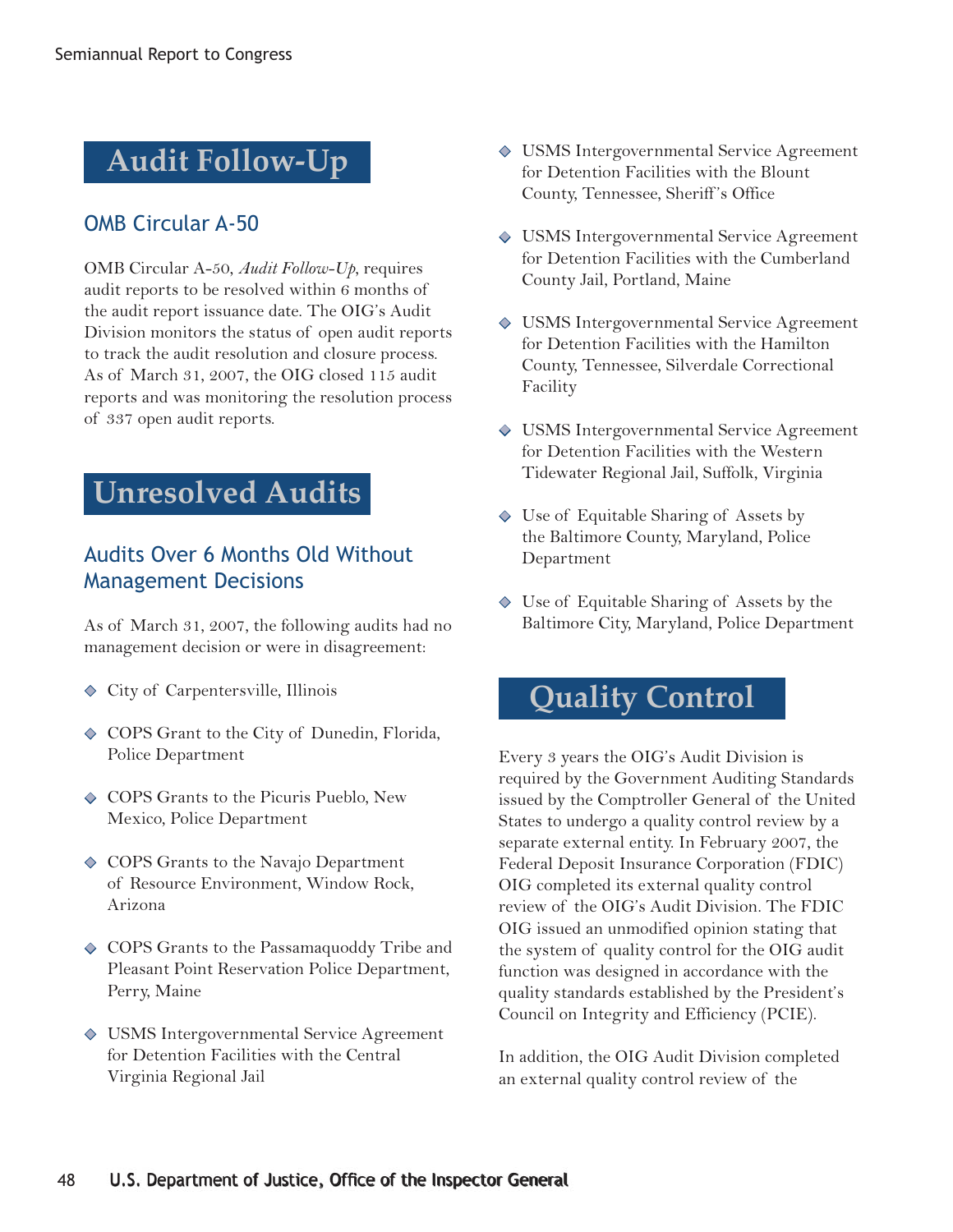# Audit Follow-Up

## OMB Circular A-50

OMB Circular A-50, *Audit Follow-Up*, requires audit reports to be resolved within 6 months of the audit report issuance date. The OIG's Audit Division monitors the status of open audit reports to track the audit resolution and closure process. As of March 31, 2007, the OIG closed 115 audit reports and was monitoring the resolution process of 337 open audit reports.

# Unresolved Audits

## Audits Over 6 Months Old Without Management Decisions

As of March 31, 2007, the following audits had no management decision or were in disagreement:

- City of Carpentersville, Illinois
- COPS Grant to the City of Dunedin, Florida, Police Department
- COPS Grants to the Picuris Pueblo, New Mexico, Police Department
- COPS Grants to the Navajo Department of Resource Environment, Window Rock, Arizona
- COPS Grants to the Passamaquoddy Tribe and Pleasant Point Reservation Police Department, Perry, Maine
- USMS Intergovernmental Service Agreement for Detention Facilities with the Central Virginia Regional Jail
- USMS Intergovernmental Service Agreement for Detention Facilities with the Blount County, Tennessee, Sheriff's Office
- USMS Intergovernmental Service Agreement for Detention Facilities with the Cumberland County Jail, Portland, Maine
- USMS Intergovernmental Service Agreement for Detention Facilities with the Hamilton County, Tennessee, Silverdale Correctional Facility
- USMS Intergovernmental Service Agreement for Detention Facilities with the Western Tidewater Regional Jail, Suffolk, Virginia
- Use of Equitable Sharing of Assets by the Baltimore County, Maryland, Police Department
- Use of Equitable Sharing of Assets by the Baltimore City, Maryland, Police Department

# Quality Control

Every 3 years the OIG's Audit Division is required by the Government Auditing Standards issued by the Comptroller General of the United States to undergo a quality control review by a separate external entity. In February 2007, the Federal Deposit Insurance Corporation (FDIC) OIG completed its external quality control review of the OIG's Audit Division. The FDIC OIG issued an unmodified opinion stating that the system of quality control for the OIG audit function was designed in accordance with the quality standards established by the President's Council on Integrity and Efficiency (PCIE).

In addition, the OIG Audit Division completed an external quality control review of the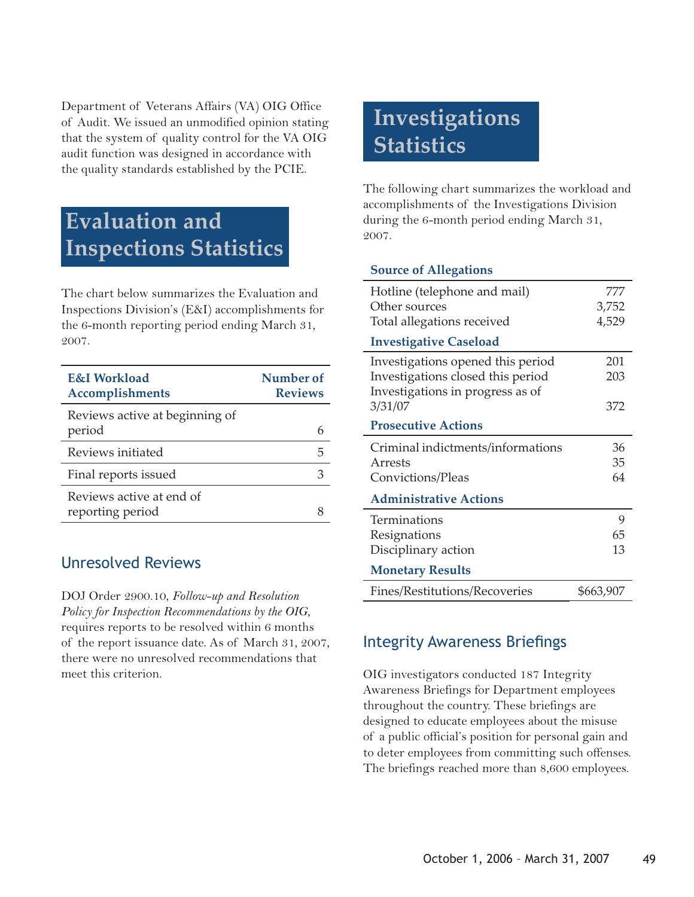Department of Veterans Affairs (VA) OIG Office of Audit. We issued an unmodified opinion stating that the system of quality control for the VA OIG audit function was designed in accordance with the quality standards established by the PCIE.

# Evaluation and Inspections Statistics

The chart below summarizes the Evaluation and Inspections Division's (E&I) accomplishments for the 6-month reporting period ending March 31, 2007.

| E&I Workload Accomplishments | Number of Reviews |
|---|---|
| Reviews active at beginning of period | 6 |
| Reviews initiated | 5 |
| Final reports issued | 3 |
| Reviews active at end of reporting period | 8 |

## Unresolved Reviews

DOJ Order 2900.10, *Follow-up and Resolution Policy for Inspection Recommendations by the OIG*, requires reports to be resolved within 6 months of the report issuance date. As of March 31, 2007, there were no unresolved recommendations that meet this criterion.

# Investigations Statistics

The following chart summarizes the workload and accomplishments of the Investigations Division during the 6-month period ending March 31, 2007.

| **Source of Allegations** | |
|---|---|
| Hotline (telephone and mail) | 777 |
| Other sources | 3,752 |
| Total allegations received | 4,529 |
| **Investigative Caseload** | |
| Investigations opened this period | 201 |
| Investigations closed this period | 203 |
| Investigations in progress as of 3/31/07 | 372 |
| **Prosecutive Actions** | |
| Criminal indictments/informations | 36 |
| Arrests | 35 |
| Convictions/Pleas | 64 |
| **Administrative Actions** | |
| Terminations | 9 |
| Resignations | 65 |
| Disciplinary action | 13 |
| **Monetary Results** | |
| Fines/Restitutions/Recoveries | $663,907 |

## Integrity Awareness Briefings

OIG investigators conducted 187 Integrity Awareness Briefings for Department employees throughout the country. These briefings are designed to educate employees about the misuse of a public official's position for personal gain and to deter employees from committing such offenses. The briefings reached more than 8,600 employees.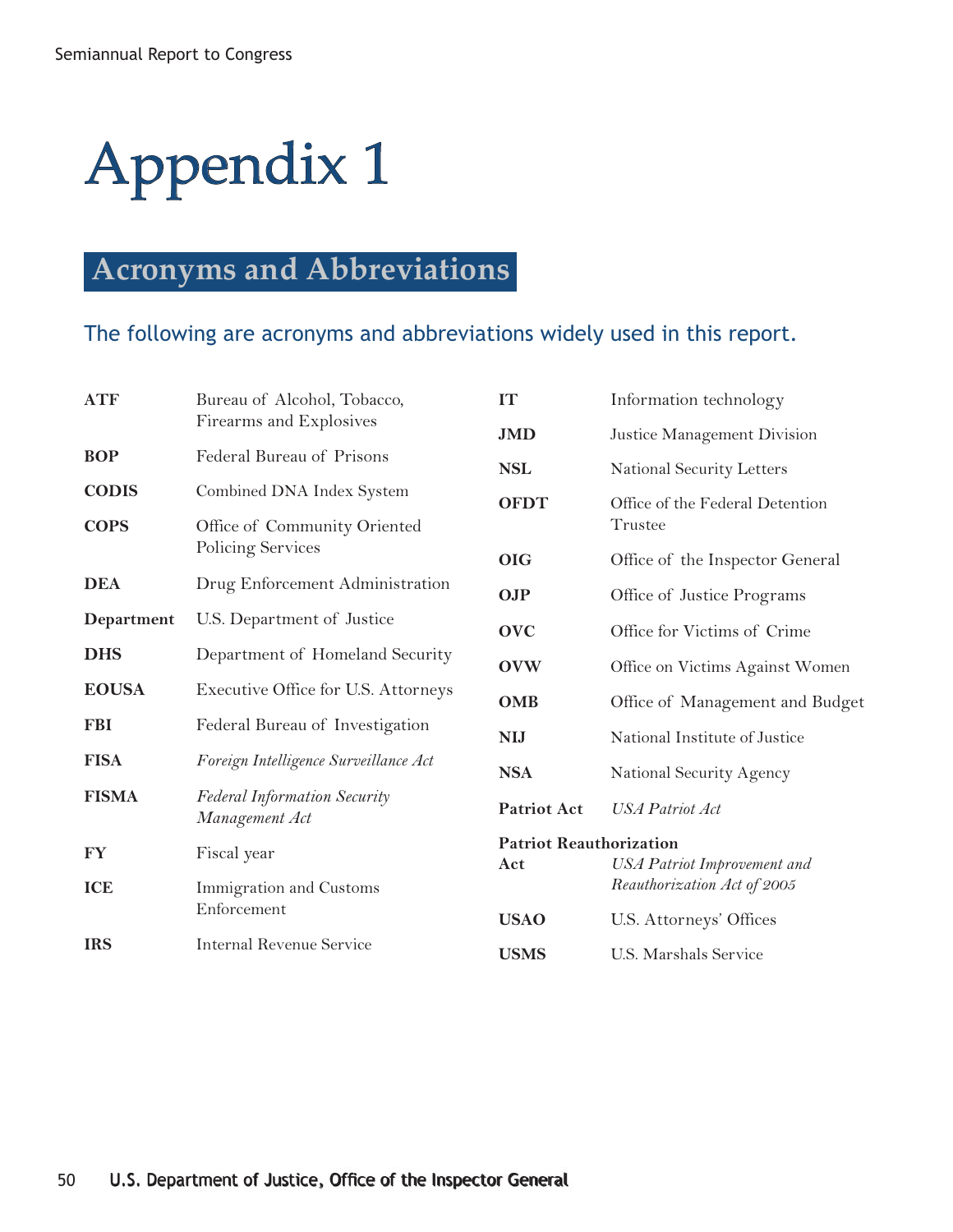# Appendix 1

## Acronyms and Abbreviations

The following are acronyms and abbreviations widely used in this report.

| | |
|---|---|
| **ATF** | Bureau of Alcohol, Tobacco, Firearms and Explosives |
| **BOP** | Federal Bureau of Prisons |
| **CODIS** | Combined DNA Index System |
| **COPS** | Office of Community Oriented Policing Services |
| **DEA** | Drug Enforcement Administration |
| **Department** | U.S. Department of Justice |
| **DHS** | Department of Homeland Security |
| **EOUSA** | Executive Office for U.S. Attorneys |
| **FBI** | Federal Bureau of Investigation |
| **FISA** | *Foreign Intelligence Surveillance Act* |
| **FISMA** | *Federal Information Security Management Act* |
| **FY** | Fiscal year |
| **ICE** | Immigration and Customs Enforcement |
| **IRS** | Internal Revenue Service |
| **IT** | Information technology |
| **JMD** | Justice Management Division |
| **NSL** | National Security Letters |
| **OFDT** | Office of the Federal Detention Trustee |
| **OIG** | Office of the Inspector General |
| **OJP** | Office of Justice Programs |
| **OVC** | Office for Victims of Crime |
| **OVW** | Office on Victims Against Women |
| **OMB** | Office of Management and Budget |
| **NIJ** | National Institute of Justice |
| **NSA** | National Security Agency |
| **Patriot Act** | *USA Patriot Act* |
| **Patriot Reauthorization Act** | *USA Patriot Improvement and Reauthorization Act of 2005* |
| **USAO** | U.S. Attorneys' Offices |
| **USMS** | U.S. Marshals Service |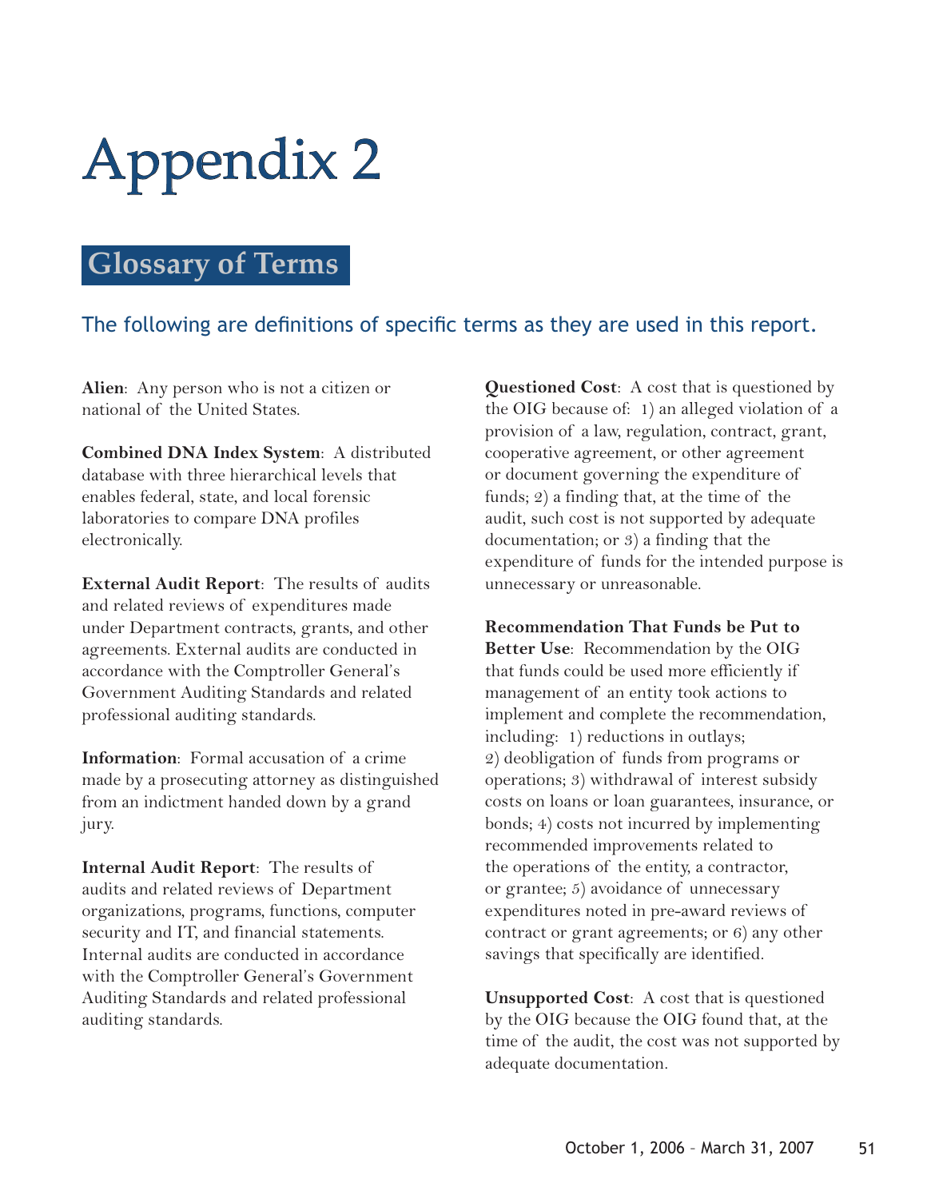# Appendix 2

## Glossary of Terms

The following are definitions of specific terms as they are used in this report.

**Alien**: Any person who is not a citizen or national of the United States.

**Combined DNA Index System**: A distributed database with three hierarchical levels that enables federal, state, and local forensic laboratories to compare DNA profiles electronically.

**External Audit Report**: The results of audits and related reviews of expenditures made under Department contracts, grants, and other agreements. External audits are conducted in accordance with the Comptroller General's Government Auditing Standards and related professional auditing standards.

**Information**: Formal accusation of a crime made by a prosecuting attorney as distinguished from an indictment handed down by a grand jury.

**Internal Audit Report**: The results of audits and related reviews of Department organizations, programs, functions, computer security and IT, and financial statements. Internal audits are conducted in accordance with the Comptroller General's Government Auditing Standards and related professional auditing standards.

**Questioned Cost**: A cost that is questioned by the OIG because of: 1) an alleged violation of a provision of a law, regulation, contract, grant, cooperative agreement, or other agreement or document governing the expenditure of funds; 2) a finding that, at the time of the audit, such cost is not supported by adequate documentation; or 3) a finding that the expenditure of funds for the intended purpose is unnecessary or unreasonable.

**Recommendation That Funds be Put to Better Use**: Recommendation by the OIG that funds could be used more efficiently if management of an entity took actions to implement and complete the recommendation, including: 1) reductions in outlays; 2) deobligation of funds from programs or operations; 3) withdrawal of interest subsidy costs on loans or loan guarantees, insurance, or bonds; 4) costs not incurred by implementing recommended improvements related to the operations of the entity, a contractor, or grantee; 5) avoidance of unnecessary expenditures noted in pre-award reviews of contract or grant agreements; or 6) any other savings that specifically are identified.

**Unsupported Cost**: A cost that is questioned by the OIG because the OIG found that, at the time of the audit, the cost was not supported by adequate documentation.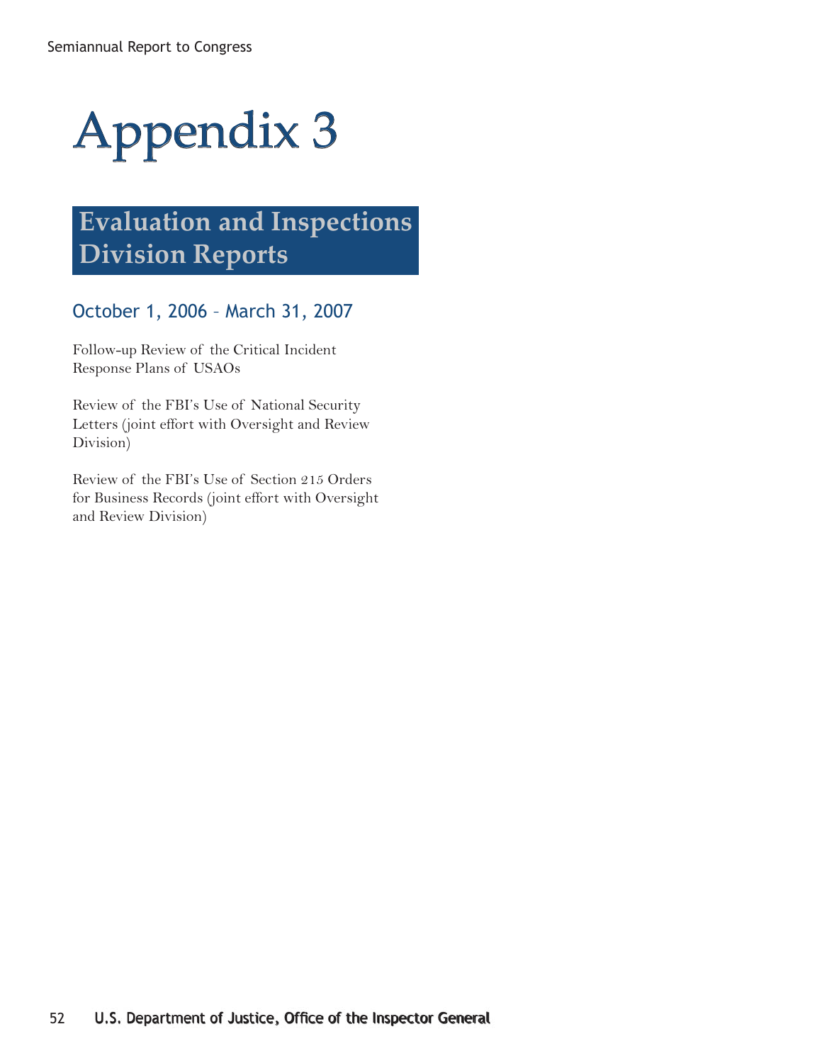# Appendix 3

## Evaluation and Inspections Division Reports

### October 1, 2006 – March 31, 2007

Follow-up Review of the Critical Incident Response Plans of USAOs

Review of the FBI's Use of National Security Letters (joint effort with Oversight and Review Division)

Review of the FBI's Use of Section 215 Orders for Business Records (joint effort with Oversight and Review Division)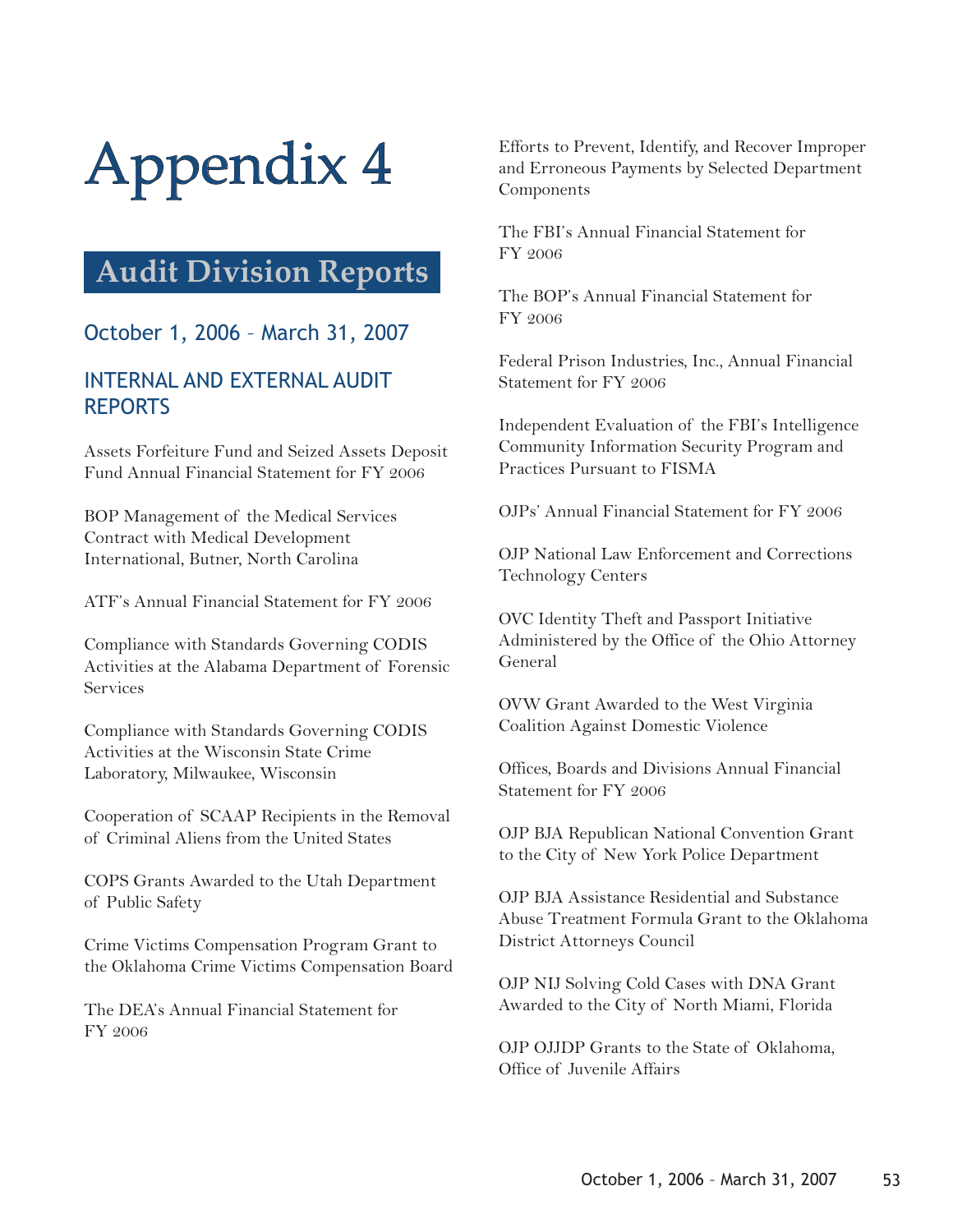# Appendix 4

## Audit Division Reports

### October 1, 2006 – March 31, 2007

### INTERNAL AND EXTERNAL AUDIT REPORTS

Assets Forfeiture Fund and Seized Assets Deposit Fund Annual Financial Statement for FY 2006

BOP Management of the Medical Services Contract with Medical Development International, Butner, North Carolina

ATF's Annual Financial Statement for FY 2006

Compliance with Standards Governing CODIS Activities at the Alabama Department of Forensic Services

Compliance with Standards Governing CODIS Activities at the Wisconsin State Crime Laboratory, Milwaukee, Wisconsin

Cooperation of SCAAP Recipients in the Removal of Criminal Aliens from the United States

COPS Grants Awarded to the Utah Department of Public Safety

Crime Victims Compensation Program Grant to the Oklahoma Crime Victims Compensation Board

The DEA's Annual Financial Statement for FY 2006

Efforts to Prevent, Identify, and Recover Improper and Erroneous Payments by Selected Department Components

The FBI's Annual Financial Statement for FY 2006

The BOP's Annual Financial Statement for FY 2006

Federal Prison Industries, Inc., Annual Financial Statement for FY 2006

Independent Evaluation of the FBI's Intelligence Community Information Security Program and Practices Pursuant to FISMA

OJPs' Annual Financial Statement for FY 2006

OJP National Law Enforcement and Corrections Technology Centers

OVC Identity Theft and Passport Initiative Administered by the Office of the Ohio Attorney General

OVW Grant Awarded to the West Virginia Coalition Against Domestic Violence

Offices, Boards and Divisions Annual Financial Statement for FY 2006

OJP BJA Republican National Convention Grant to the City of New York Police Department

OJP BJA Assistance Residential and Substance Abuse Treatment Formula Grant to the Oklahoma District Attorneys Council

OJP NIJ Solving Cold Cases with DNA Grant Awarded to the City of North Miami, Florida

OJP OJJDP Grants to the State of Oklahoma, Office of Juvenile Affairs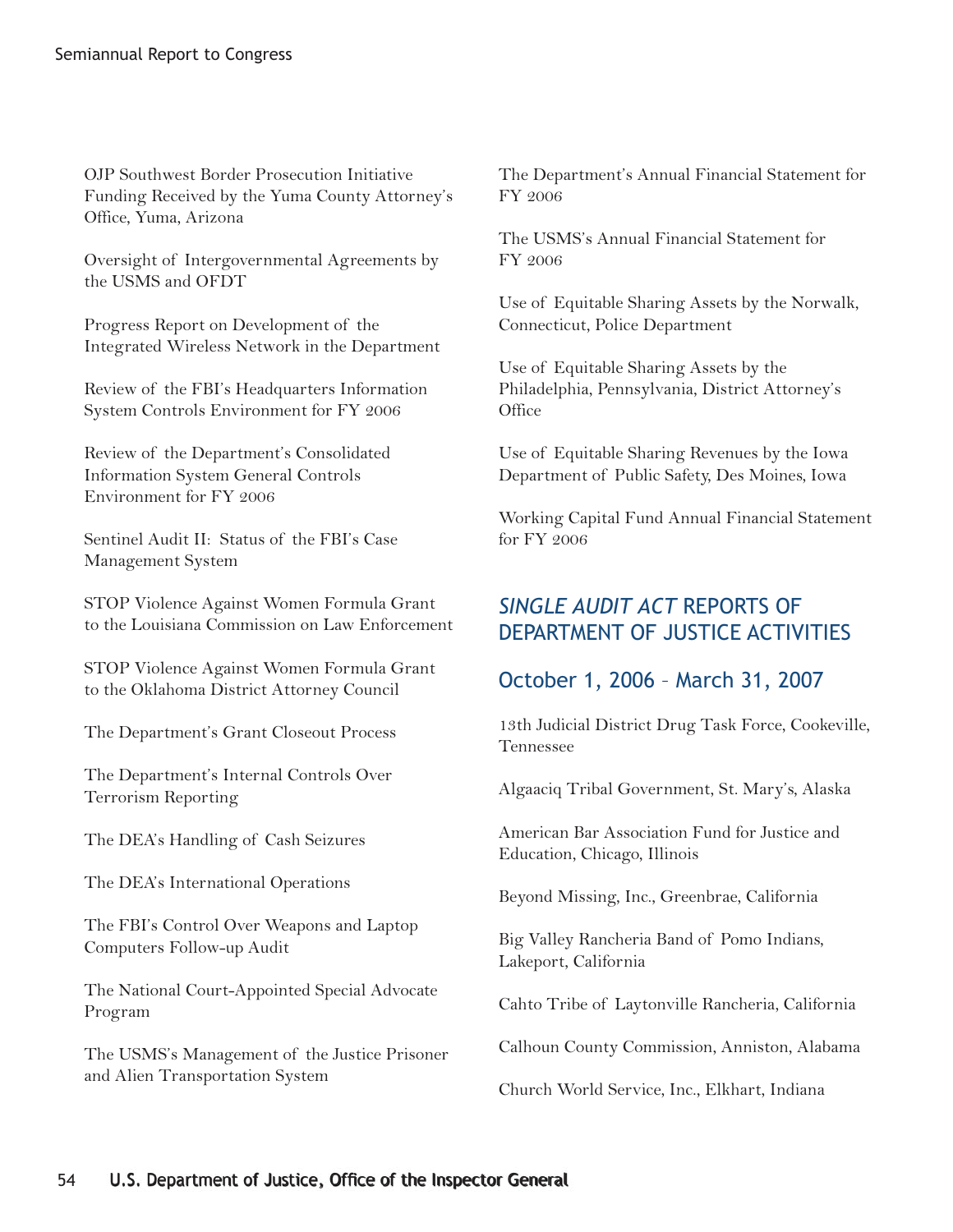OJP Southwest Border Prosecution Initiative Funding Received by the Yuma County Attorney's Office, Yuma, Arizona

Oversight of Intergovernmental Agreements by the USMS and OFDT

Progress Report on Development of the Integrated Wireless Network in the Department

Review of the FBI's Headquarters Information System Controls Environment for FY 2006

Review of the Department's Consolidated Information System General Controls Environment for FY 2006

Sentinel Audit II: Status of the FBI's Case Management System

STOP Violence Against Women Formula Grant to the Louisiana Commission on Law Enforcement

STOP Violence Against Women Formula Grant to the Oklahoma District Attorney Council

The Department's Grant Closeout Process

The Department's Internal Controls Over Terrorism Reporting

The DEA's Handling of Cash Seizures

The DEA's International Operations

The FBI's Control Over Weapons and Laptop Computers Follow-up Audit

The National Court-Appointed Special Advocate Program

The USMS's Management of the Justice Prisoner and Alien Transportation System

The Department's Annual Financial Statement for FY 2006

The USMS's Annual Financial Statement for FY 2006

Use of Equitable Sharing Assets by the Norwalk, Connecticut, Police Department

Use of Equitable Sharing Assets by the Philadelphia, Pennsylvania, District Attorney's Office

Use of Equitable Sharing Revenues by the Iowa Department of Public Safety, Des Moines, Iowa

Working Capital Fund Annual Financial Statement for FY 2006

## *SINGLE AUDIT ACT* REPORTS OF DEPARTMENT OF JUSTICE ACTIVITIES

### October 1, 2006 – March 31, 2007

13th Judicial District Drug Task Force, Cookeville, Tennessee

Algaaciq Tribal Government, St. Mary's, Alaska

American Bar Association Fund for Justice and Education, Chicago, Illinois

Beyond Missing, Inc., Greenbrae, California

Big Valley Rancheria Band of Pomo Indians, Lakeport, California

Cahto Tribe of Laytonville Rancheria, California

Calhoun County Commission, Anniston, Alabama

Church World Service, Inc., Elkhart, Indiana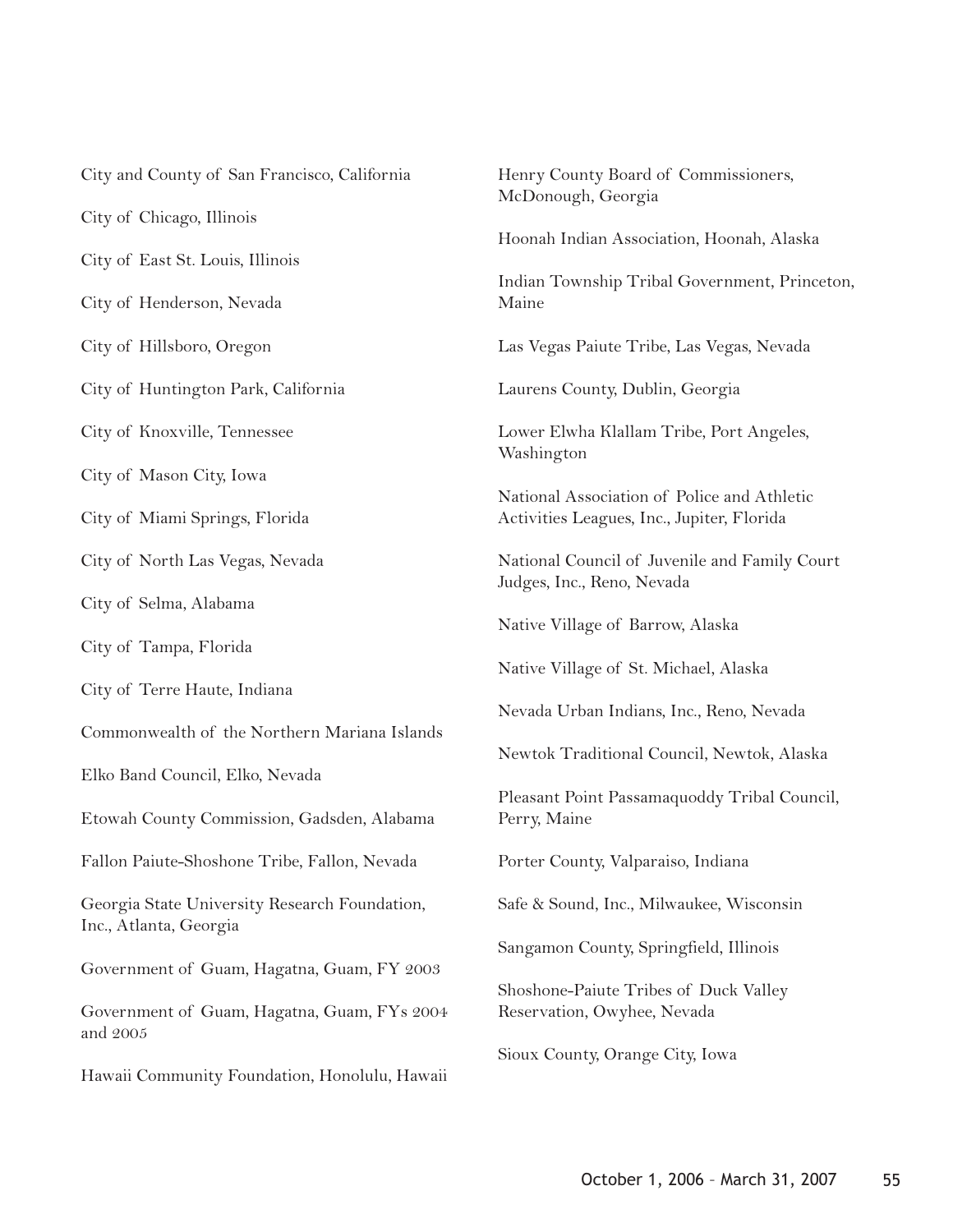City and County of San Francisco, California

City of Chicago, Illinois

City of East St. Louis, Illinois

City of Henderson, Nevada

City of Hillsboro, Oregon

City of Huntington Park, California

City of Knoxville, Tennessee

City of Mason City, Iowa

City of Miami Springs, Florida

City of North Las Vegas, Nevada

City of Selma, Alabama

City of Tampa, Florida

City of Terre Haute, Indiana

Commonwealth of the Northern Mariana Islands

Elko Band Council, Elko, Nevada

Etowah County Commission, Gadsden, Alabama

Fallon Paiute-Shoshone Tribe, Fallon, Nevada

Georgia State University Research Foundation, Inc., Atlanta, Georgia

Government of Guam, Hagatna, Guam, FY 2003

Government of Guam, Hagatna, Guam, FYs 2004 and 2005

Hawaii Community Foundation, Honolulu, Hawaii

Henry County Board of Commissioners, McDonough, Georgia

Hoonah Indian Association, Hoonah, Alaska

Indian Township Tribal Government, Princeton, Maine

Las Vegas Paiute Tribe, Las Vegas, Nevada

Laurens County, Dublin, Georgia

Lower Elwha Klallam Tribe, Port Angeles, Washington

National Association of Police and Athletic Activities Leagues, Inc., Jupiter, Florida

National Council of Juvenile and Family Court Judges, Inc., Reno, Nevada

Native Village of Barrow, Alaska

Native Village of St. Michael, Alaska

Nevada Urban Indians, Inc., Reno, Nevada

Newtok Traditional Council, Newtok, Alaska

Pleasant Point Passamaquoddy Tribal Council, Perry, Maine

Porter County, Valparaiso, Indiana

Safe & Sound, Inc., Milwaukee, Wisconsin

Sangamon County, Springfield, Illinois

Shoshone-Paiute Tribes of Duck Valley Reservation, Owyhee, Nevada

Sioux County, Orange City, Iowa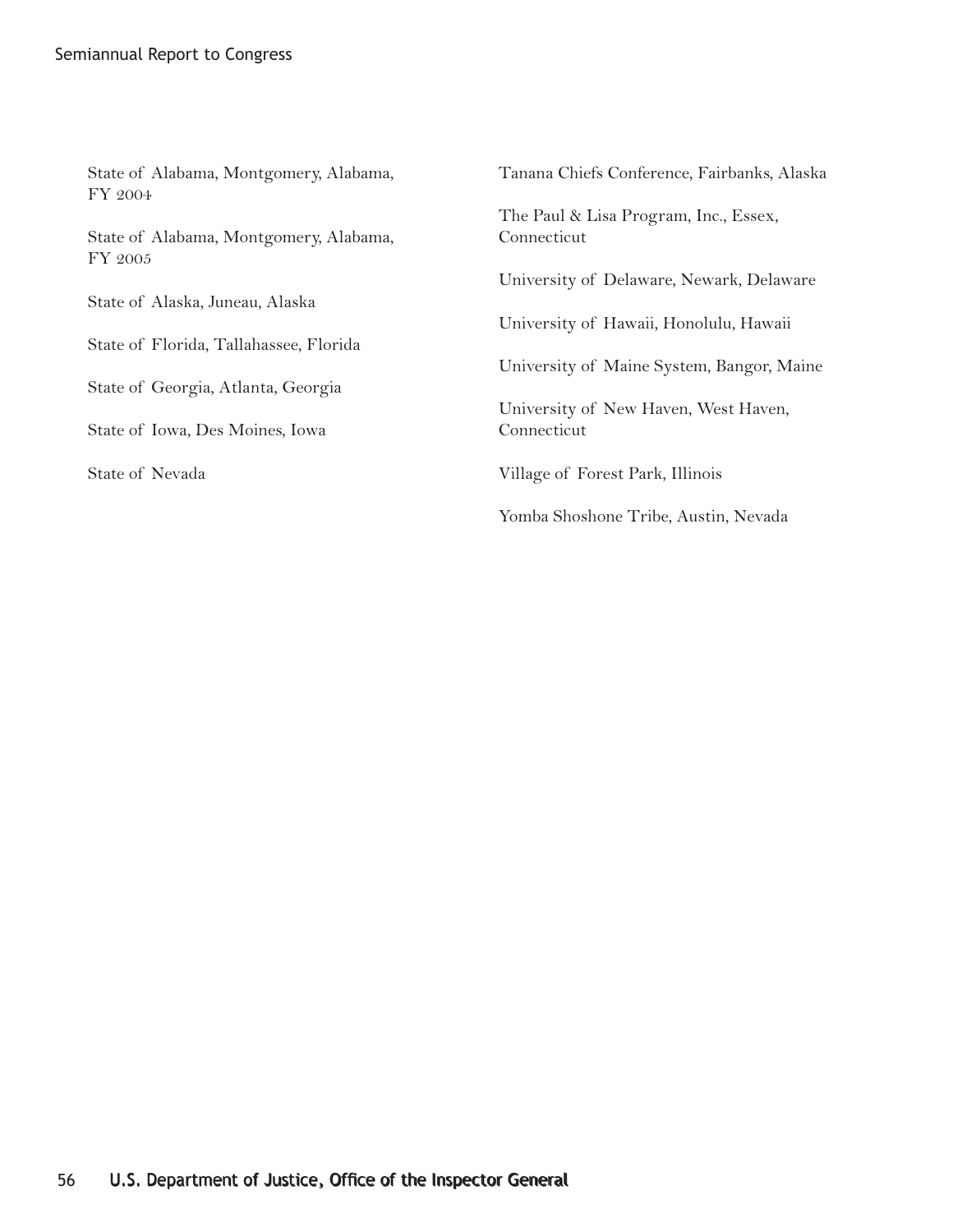State of Alabama, Montgomery, Alabama, FY 2004

State of Alabama, Montgomery, Alabama, FY 2005

State of Alaska, Juneau, Alaska

State of Florida, Tallahassee, Florida

State of Georgia, Atlanta, Georgia

State of Iowa, Des Moines, Iowa

State of Nevada

Tanana Chiefs Conference, Fairbanks, Alaska

The Paul & Lisa Program, Inc., Essex, Connecticut

University of Delaware, Newark, Delaware

University of Hawaii, Honolulu, Hawaii

University of Maine System, Bangor, Maine

University of New Haven, West Haven, Connecticut

Village of Forest Park, Illinois

Yomba Shoshone Tribe, Austin, Nevada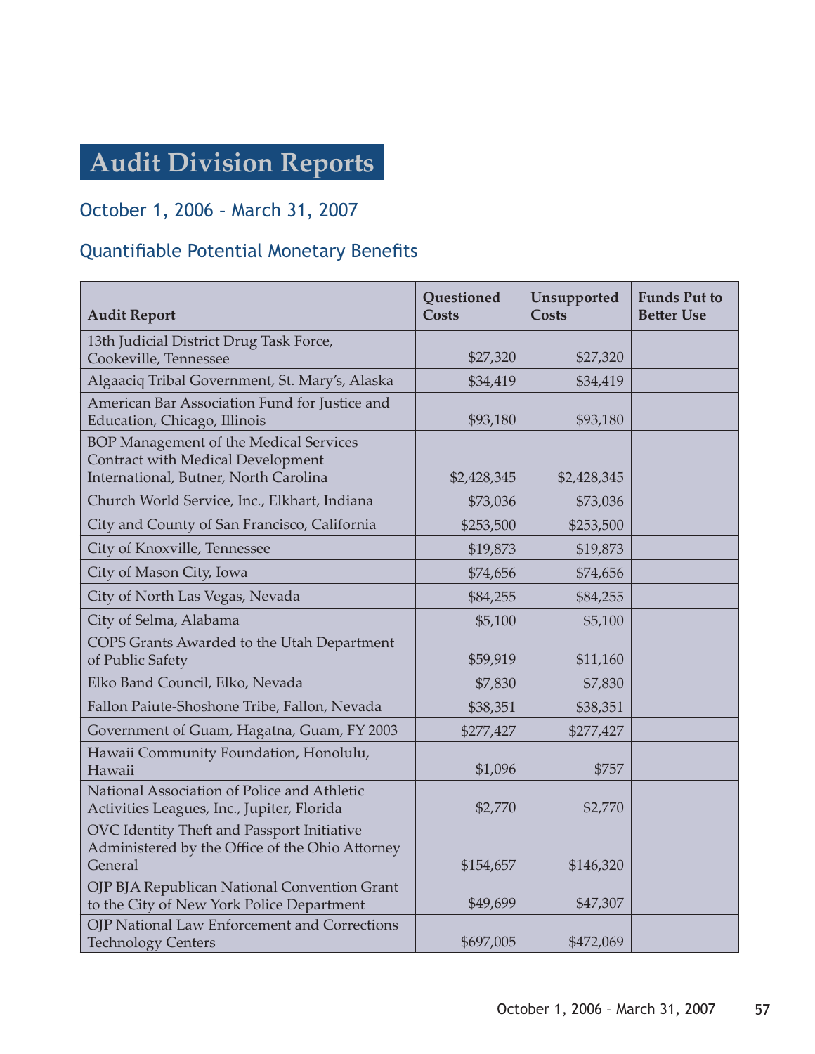# Audit Division Reports

## October 1, 2006 – March 31, 2007

## Quantifiable Potential Monetary Benefits

| Audit Report | Questioned Costs | Unsupported Costs | Funds Put to Better Use |
|---|---|---|---|
| 13th Judicial District Drug Task Force, Cookeville, Tennessee | $27,320 | $27,320 | |
| Algaaciq Tribal Government, St. Mary's, Alaska | $34,419 | $34,419 | |
| American Bar Association Fund for Justice and Education, Chicago, Illinois | $93,180 | $93,180 | |
| BOP Management of the Medical Services Contract with Medical Development International, Butner, North Carolina | $2,428,345 | $2,428,345 | |
| Church World Service, Inc., Elkhart, Indiana | $73,036 | $73,036 | |
| City and County of San Francisco, California | $253,500 | $253,500 | |
| City of Knoxville, Tennessee | $19,873 | $19,873 | |
| City of Mason City, Iowa | $74,656 | $74,656 | |
| City of North Las Vegas, Nevada | $84,255 | $84,255 | |
| City of Selma, Alabama | $5,100 | $5,100 | |
| COPS Grants Awarded to the Utah Department of Public Safety | $59,919 | $11,160 | |
| Elko Band Council, Elko, Nevada | $7,830 | $7,830 | |
| Fallon Paiute-Shoshone Tribe, Fallon, Nevada | $38,351 | $38,351 | |
| Government of Guam, Hagatna, Guam, FY 2003 | $277,427 | $277,427 | |
| Hawaii Community Foundation, Honolulu, Hawaii | $1,096 | $757 | |
| National Association of Police and Athletic Activities Leagues, Inc., Jupiter, Florida | $2,770 | $2,770 | |
| OVC Identity Theft and Passport Initiative Administered by the Office of the Ohio Attorney General | $154,657 | $146,320 | |
| OJP BJA Republican National Convention Grant to the City of New York Police Department | $49,699 | $47,307 | |
| OJP National Law Enforcement and Corrections Technology Centers | $697,005 | $472,069 | |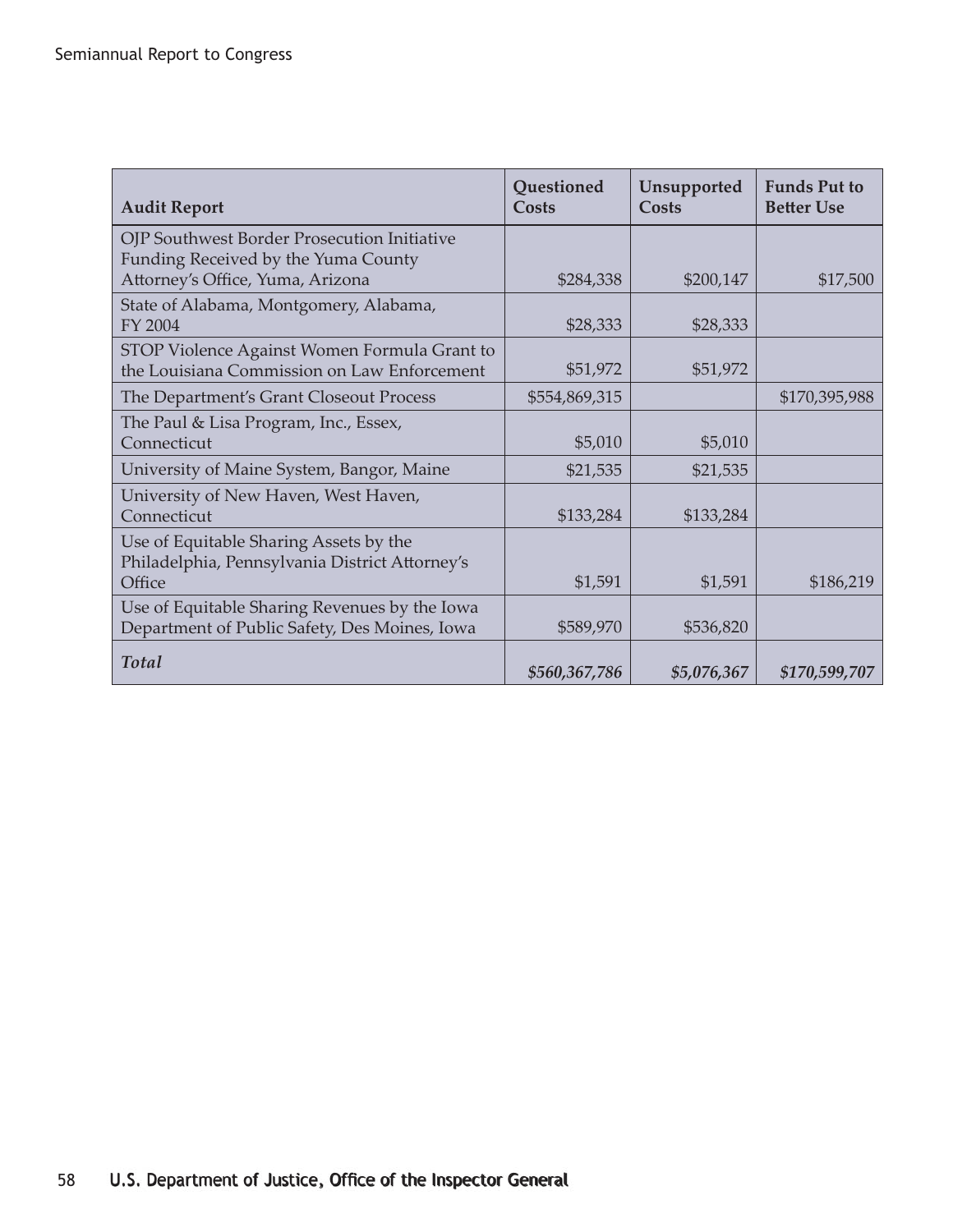| Audit Report | Questioned Costs | Unsupported Costs | Funds Put to Better Use |
|---|---|---|---|
| OJP Southwest Border Prosecution Initiative Funding Received by the Yuma County Attorney's Office, Yuma, Arizona | $284,338 | $200,147 | $17,500 |
| State of Alabama, Montgomery, Alabama, FY 2004 | $28,333 | $28,333 | |
| STOP Violence Against Women Formula Grant to the Louisiana Commission on Law Enforcement | $51,972 | $51,972 | |
| The Department's Grant Closeout Process | $554,869,315 | | $170,395,988 |
| The Paul & Lisa Program, Inc., Essex, Connecticut | $5,010 | $5,010 | |
| University of Maine System, Bangor, Maine | $21,535 | $21,535 | |
| University of New Haven, West Haven, Connecticut | $133,284 | $133,284 | |
| Use of Equitable Sharing Assets by the Philadelphia, Pennsylvania District Attorney's Office | $1,591 | $1,591 | $186,219 |
| Use of Equitable Sharing Revenues by the Iowa Department of Public Safety, Des Moines, Iowa | $589,970 | $536,820 | |
| ***Total*** | ***$560,367,786*** | ***$5,076,367*** | ***$170,599,707*** |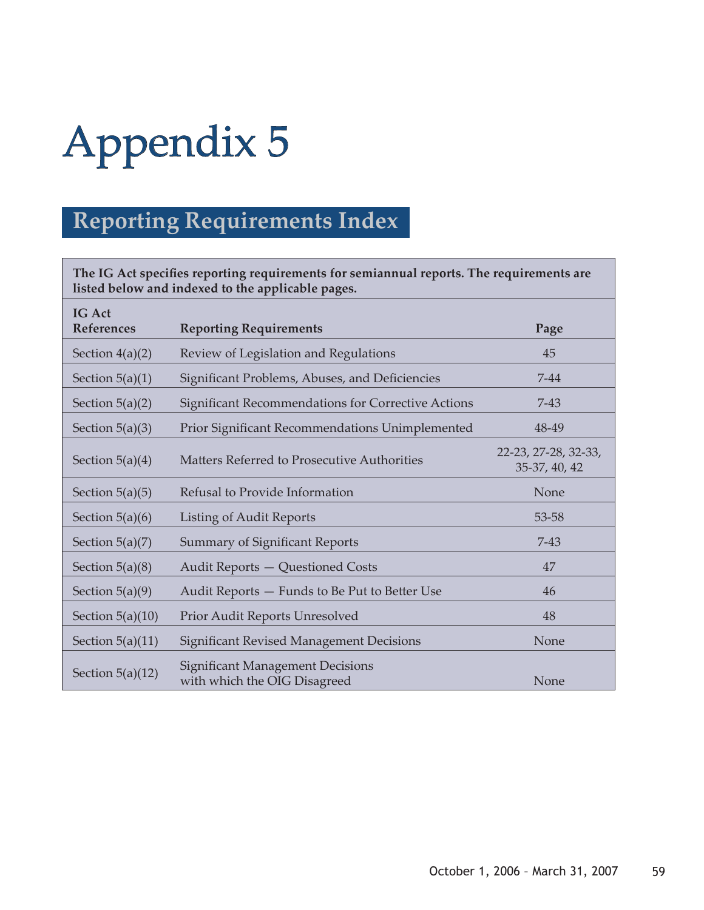# Appendix 5

## Reporting Requirements Index

**The IG Act specifies reporting requirements for semiannual reports. The requirements are listed below and indexed to the applicable pages.**

| IG Act References | Reporting Requirements | Page |
|---|---|---|
| Section 4(a)(2) | Review of Legislation and Regulations | 45 |
| Section 5(a)(1) | Significant Problems, Abuses, and Deficiencies | 7-44 |
| Section 5(a)(2) | Significant Recommendations for Corrective Actions | 7-43 |
| Section 5(a)(3) | Prior Significant Recommendations Unimplemented | 48-49 |
| Section 5(a)(4) | Matters Referred to Prosecutive Authorities | 22-23, 27-28, 32-33, 35-37, 40, 42 |
| Section 5(a)(5) | Refusal to Provide Information | None |
| Section 5(a)(6) | Listing of Audit Reports | 53-58 |
| Section 5(a)(7) | Summary of Significant Reports | 7-43 |
| Section 5(a)(8) | Audit Reports — Questioned Costs | 47 |
| Section 5(a)(9) | Audit Reports — Funds to Be Put to Better Use | 46 |
| Section 5(a)(10) | Prior Audit Reports Unresolved | 48 |
| Section 5(a)(11) | Significant Revised Management Decisions | None |
| Section 5(a)(12) | Significant Management Decisions with which the OIG Disagreed | None |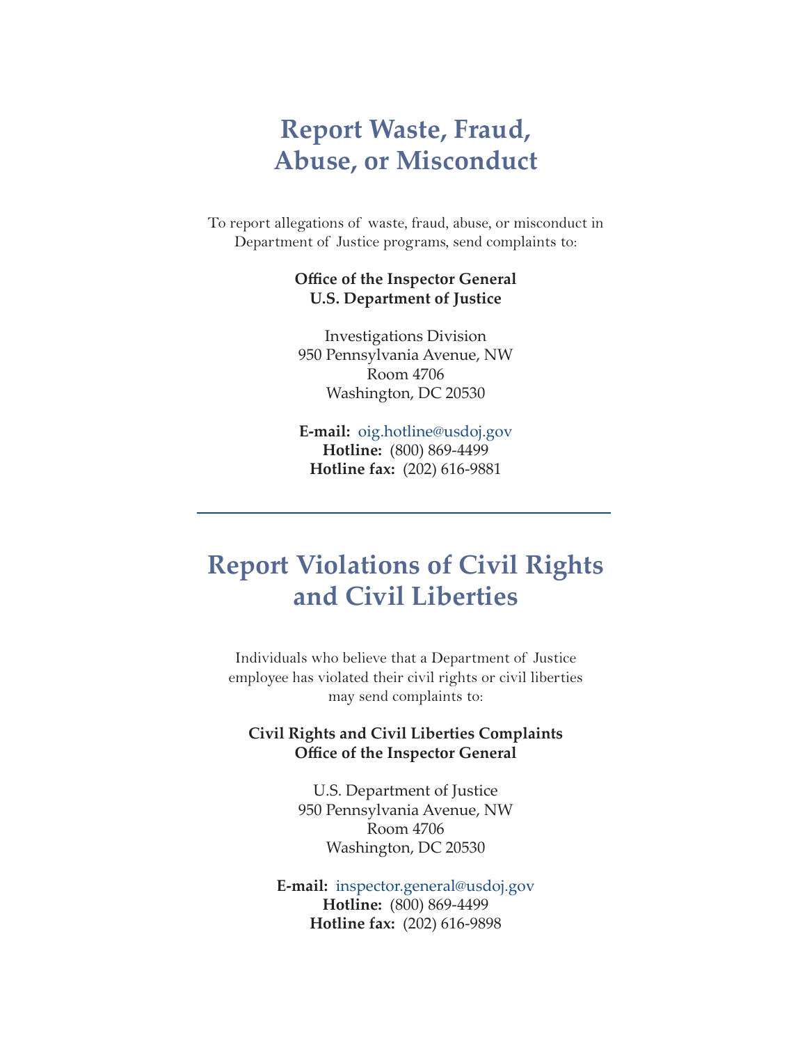# Report Waste, Fraud, Abuse, or Misconduct

To report allegations of waste, fraud, abuse, or misconduct in Department of Justice programs, send complaints to:

**Office of the Inspector General**
**U.S. Department of Justice**

Investigations Division
950 Pennsylvania Avenue, NW
Room 4706
Washington, DC 20530

**E-mail:** oig.hotline@usdoj.gov
**Hotline:** (800) 869-4499
**Hotline fax:** (202) 616-9881

---

# Report Violations of Civil Rights and Civil Liberties

Individuals who believe that a Department of Justice employee has violated their civil rights or civil liberties may send complaints to:

**Civil Rights and Civil Liberties Complaints**
**Office of the Inspector General**

U.S. Department of Justice
950 Pennsylvania Avenue, NW
Room 4706
Washington, DC 20530

**E-mail:** inspector.general@usdoj.gov
**Hotline:** (800) 869-4499
**Hotline fax:** (202) 616-9898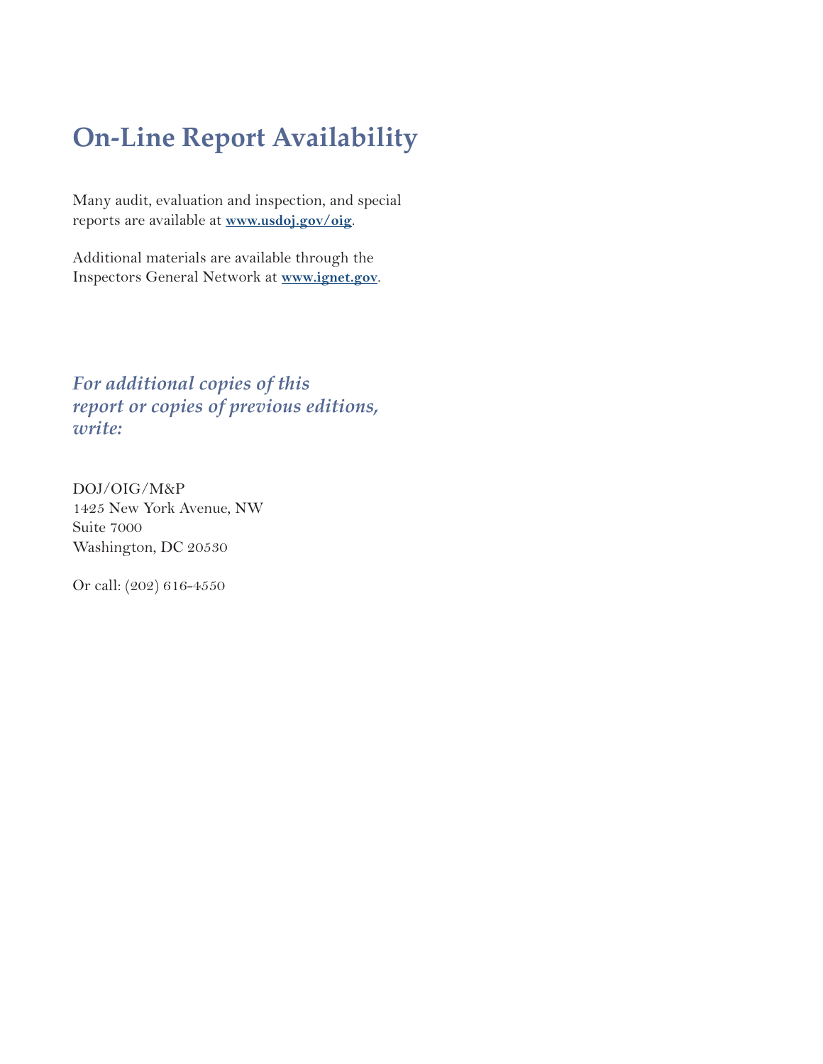# On-Line Report Availability

Many audit, evaluation and inspection, and special reports are available at **www.usdoj.gov/oig**.

Additional materials are available through the Inspectors General Network at **www.ignet.gov**.

***For additional copies of this report or copies of previous editions, write:***

DOJ/OIG/M&P
1425 New York Avenue, NW
Suite 7000
Washington, DC 20530

Or call: (202) 616-4550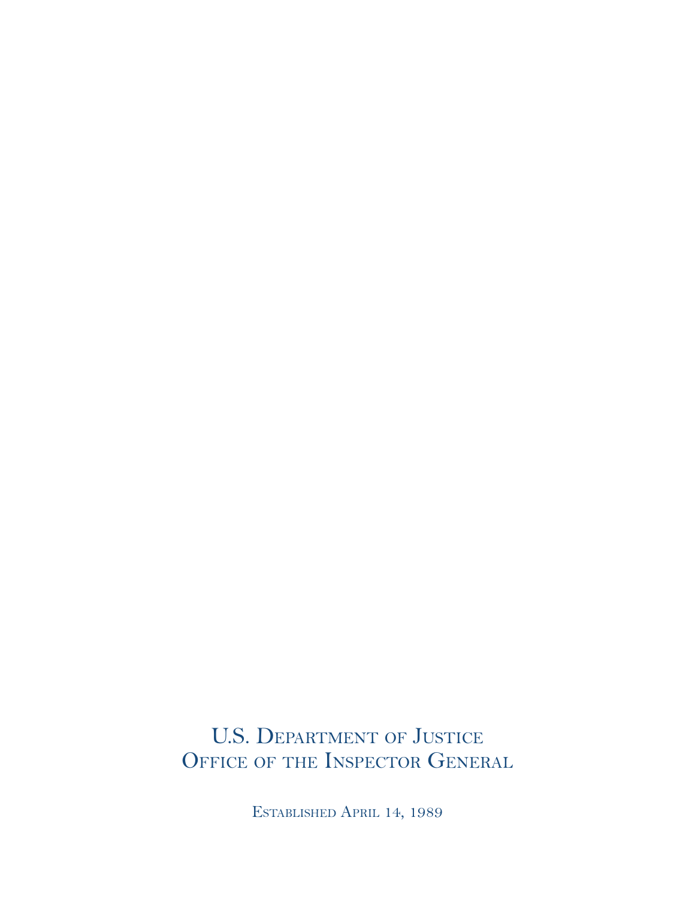U.S. Department of Justice
Office of the Inspector General

Established April 14, 1989